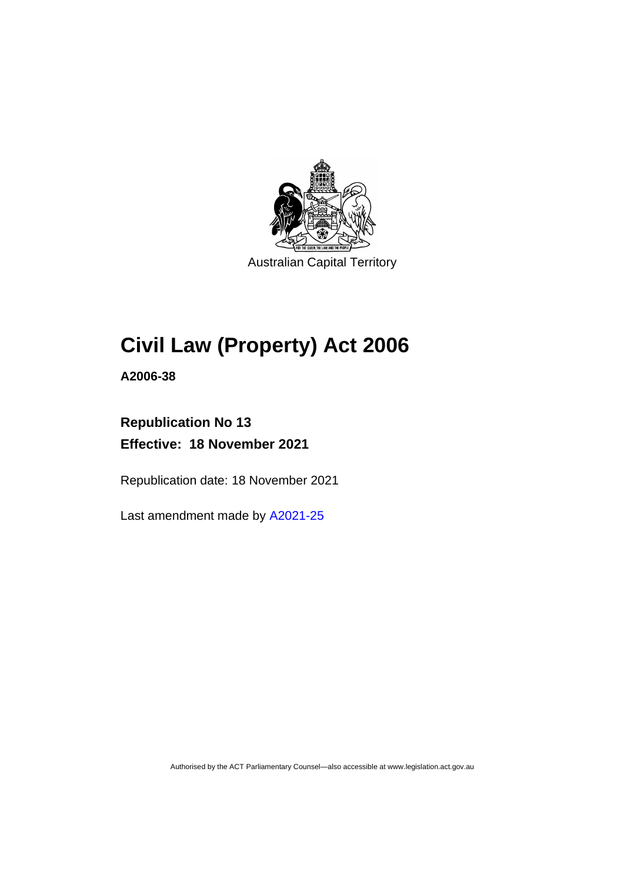Australian Capital Territory

# Civil Law (Property) Act 2006

**A2006-38**

**Republication No 13**

**Effective: 18 November 2021**

Republication date: 18 November 2021

Last amendment made by A2021-25

Authorised by the ACT Parliamentary Counsel—also accessible at www.legislation.act.gov.au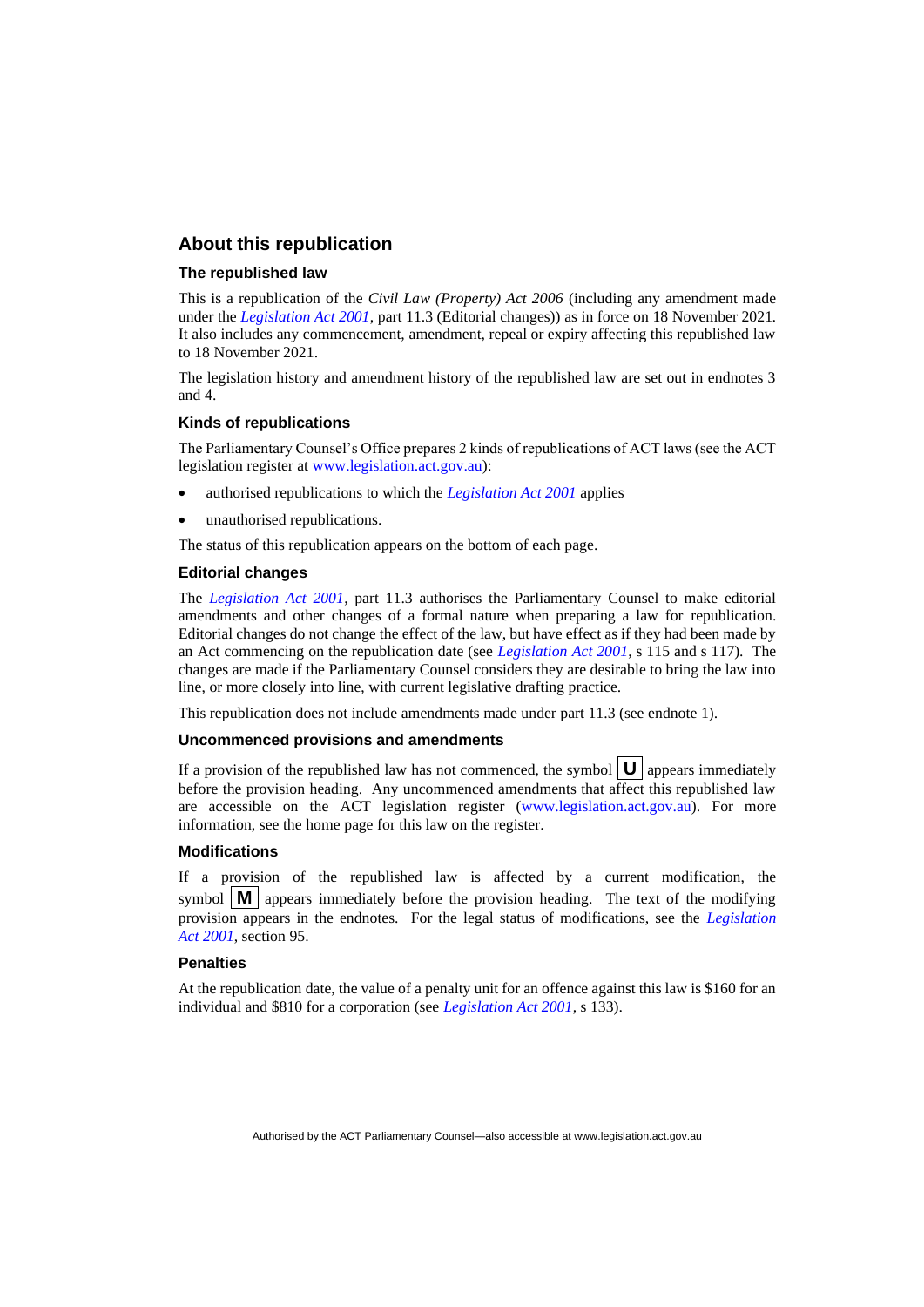## About this republication

### The republished law

This is a republication of the *Civil Law (Property) Act 2006* (including any amendment made under the *Legislation Act 2001*, part 11.3 (Editorial changes)) as in force on 18 November 2021. It also includes any commencement, amendment, repeal or expiry affecting this republished law to 18 November 2021.

The legislation history and amendment history of the republished law are set out in endnotes 3 and 4.

### Kinds of republications

The Parliamentary Counsel's Office prepares 2 kinds of republications of ACT laws (see the ACT legislation register at www.legislation.act.gov.au):

- authorised republications to which the *Legislation Act 2001* applies
- unauthorised republications.

The status of this republication appears on the bottom of each page.

### Editorial changes

The *Legislation Act 2001*, part 11.3 authorises the Parliamentary Counsel to make editorial amendments and other changes of a formal nature when preparing a law for republication. Editorial changes do not change the effect of the law, but have effect as if they had been made by an Act commencing on the republication date (see *Legislation Act 2001*, s 115 and s 117). The changes are made if the Parliamentary Counsel considers they are desirable to bring the law into line, or more closely into line, with current legislative drafting practice.

This republication does not include amendments made under part 11.3 (see endnote 1).

### Uncommenced provisions and amendments

If a provision of the republished law has not commenced, the symbol **U** appears immediately before the provision heading. Any uncommenced amendments that affect this republished law are accessible on the ACT legislation register (www.legislation.act.gov.au). For more information, see the home page for this law on the register.

### Modifications

If a provision of the republished law is affected by a current modification, the symbol **M** appears immediately before the provision heading. The text of the modifying provision appears in the endnotes. For the legal status of modifications, see the *Legislation Act 2001*, section 95.

### Penalties

At the republication date, the value of a penalty unit for an offence against this law is $160 for an individual and $810 for a corporation (see *Legislation Act 2001*, s 133).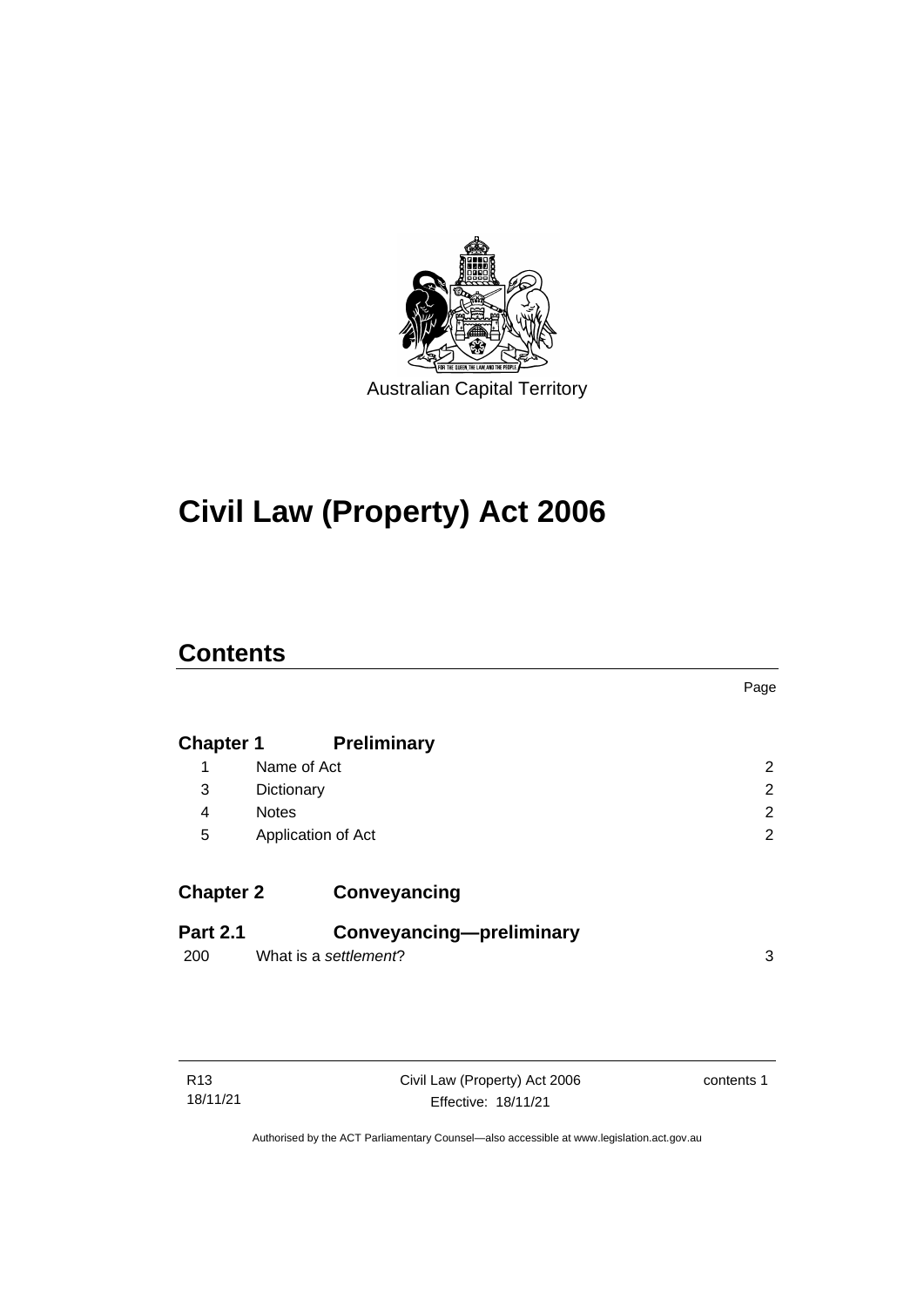Australian Capital Territory

# Civil Law (Property) Act 2006

## Contents

| | | Page |
|---|---|---|
| **Chapter 1** | **Preliminary** | |
| 1 | Name of Act | 2 |
| 3 | Dictionary | 2 |
| 4 | Notes | 2 |
| 5 | Application of Act | 2 |
| **Chapter 2** | **Conveyancing** | |
| **Part 2.1** | **Conveyancing—preliminary** | |
| 200 | What is a *settlement*? | 3 |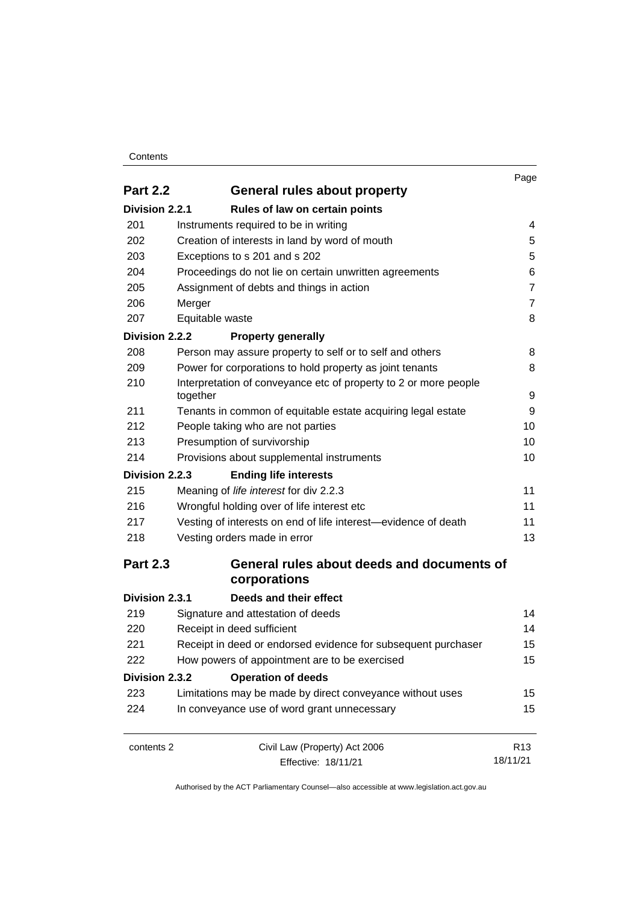| | | Page |
|---|---|---|
| **Part 2.2** | **General rules about property** | |
| **Division 2.2.1** | **Rules of law on certain points** | |
| 201 | Instruments required to be in writing | 4 |
| 202 | Creation of interests in land by word of mouth | 5 |
| 203 | Exceptions to s 201 and s 202 | 5 |
| 204 | Proceedings do not lie on certain unwritten agreements | 6 |
| 205 | Assignment of debts and things in action | 7 |
| 206 | Merger | 7 |
| 207 | Equitable waste | 8 |
| **Division 2.2.2** | **Property generally** | |
| 208 | Person may assure property to self or to self and others | 8 |
| 209 | Power for corporations to hold property as joint tenants | 8 |
| 210 | Interpretation of conveyance etc of property to 2 or more people together | 9 |
| 211 | Tenants in common of equitable estate acquiring legal estate | 9 |
| 212 | People taking who are not parties | 10 |
| 213 | Presumption of survivorship | 10 |
| 214 | Provisions about supplemental instruments | 10 |
| **Division 2.2.3** | **Ending life interests** | |
| 215 | Meaning of *life interest* for div 2.2.3 | 11 |
| 216 | Wrongful holding over of life interest etc | 11 |
| 217 | Vesting of interests on end of life interest—evidence of death | 11 |
| 218 | Vesting orders made in error | 13 |
| **Part 2.3** | **General rules about deeds and documents of corporations** | |
| **Division 2.3.1** | **Deeds and their effect** | |
| 219 | Signature and attestation of deeds | 14 |
| 220 | Receipt in deed sufficient | 14 |
| 221 | Receipt in deed or endorsed evidence for subsequent purchaser | 15 |
| 222 | How powers of appointment are to be exercised | 15 |
| **Division 2.3.2** | **Operation of deeds** | |
| 223 | Limitations may be made by direct conveyance without uses | 15 |
| 224 | In conveyance use of word grant unnecessary | 15 |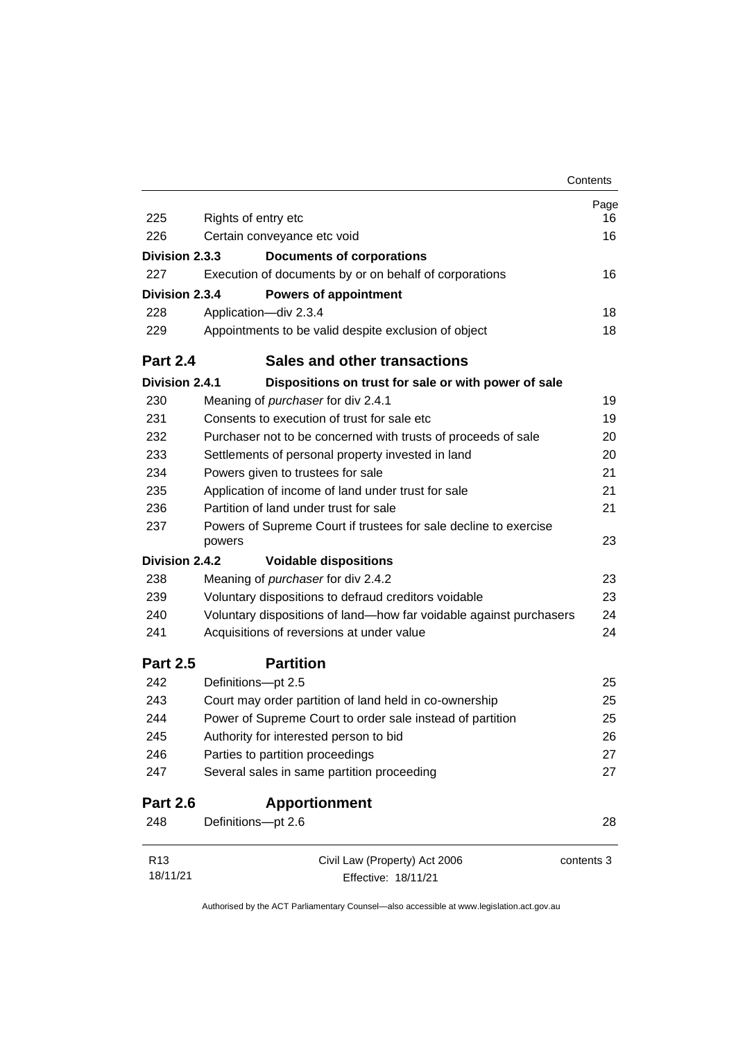| | | Page |
|---|---|---|
| 225 | Rights of entry etc | 16 |
| 226 | Certain conveyance etc void | 16 |
| **Division 2.3.3** | **Documents of corporations** | |
| 227 | Execution of documents by or on behalf of corporations | 16 |
| **Division 2.3.4** | **Powers of appointment** | |
| 228 | Application—div 2.3.4 | 18 |
| 229 | Appointments to be valid despite exclusion of object | 18 |
| **Part 2.4** | **Sales and other transactions** | |
| **Division 2.4.1** | **Dispositions on trust for sale or with power of sale** | |
| 230 | Meaning of *purchaser* for div 2.4.1 | 19 |
| 231 | Consents to execution of trust for sale etc | 19 |
| 232 | Purchaser not to be concerned with trusts of proceeds of sale | 20 |
| 233 | Settlements of personal property invested in land | 20 |
| 234 | Powers given to trustees for sale | 21 |
| 235 | Application of income of land under trust for sale | 21 |
| 236 | Partition of land under trust for sale | 21 |
| 237 | Powers of Supreme Court if trustees for sale decline to exercise powers | 23 |
| **Division 2.4.2** | **Voidable dispositions** | |
| 238 | Meaning of *purchaser* for div 2.4.2 | 23 |
| 239 | Voluntary dispositions to defraud creditors voidable | 23 |
| 240 | Voluntary dispositions of land—how far voidable against purchasers | 24 |
| 241 | Acquisitions of reversions at under value | 24 |
| **Part 2.5** | **Partition** | |
| 242 | Definitions—pt 2.5 | 25 |
| 243 | Court may order partition of land held in co-ownership | 25 |
| 244 | Power of Supreme Court to order sale instead of partition | 25 |
| 245 | Authority for interested person to bid | 26 |
| 246 | Parties to partition proceedings | 27 |
| 247 | Several sales in same partition proceeding | 27 |
| **Part 2.6** | **Apportionment** | |
| 248 | Definitions—pt 2.6 | 28 |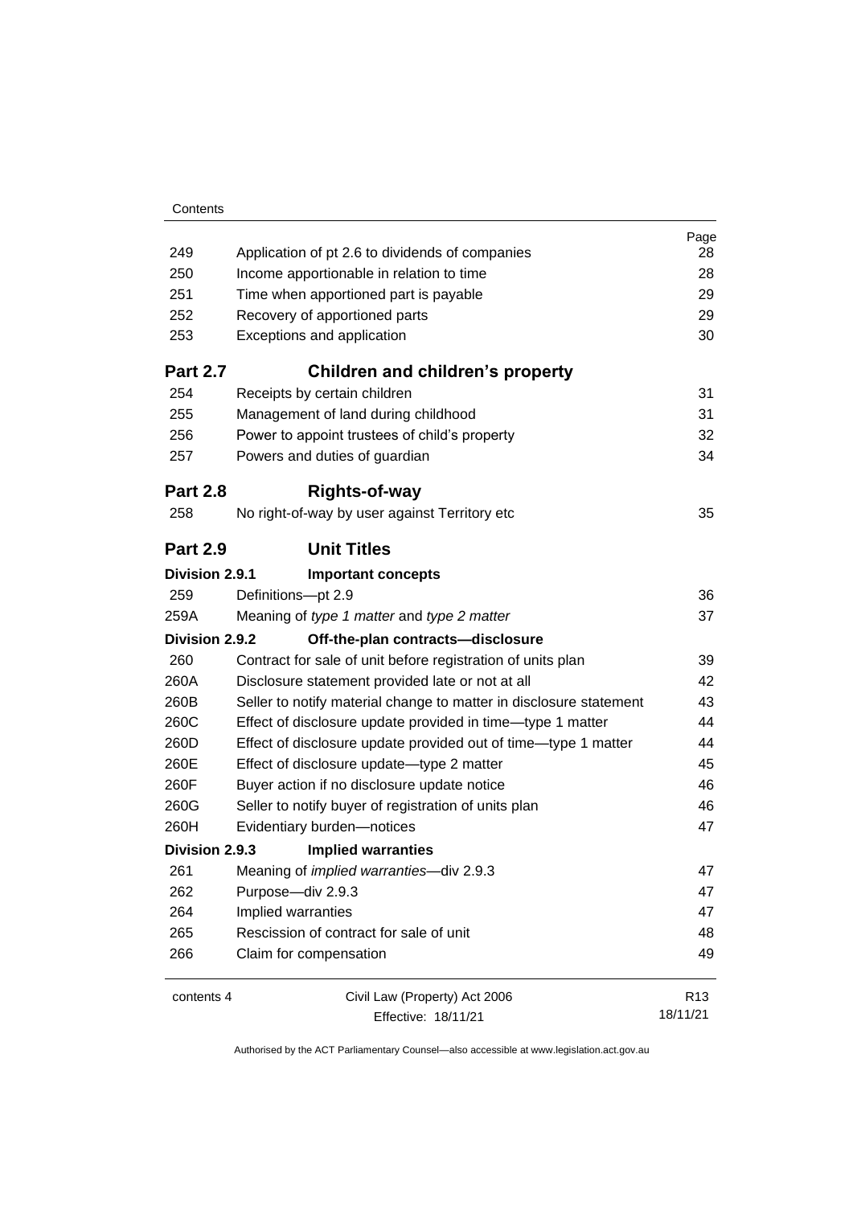| | | Page |
|---|---|---|
| 249 | Application of pt 2.6 to dividends of companies | 28 |
| 250 | Income apportionable in relation to time | 28 |
| 251 | Time when apportioned part is payable | 29 |
| 252 | Recovery of apportioned parts | 29 |
| 253 | Exceptions and application | 30 |
| **Part 2.7** | **Children and children's property** | |
| 254 | Receipts by certain children | 31 |
| 255 | Management of land during childhood | 31 |
| 256 | Power to appoint trustees of child's property | 32 |
| 257 | Powers and duties of guardian | 34 |
| **Part 2.8** | **Rights-of-way** | |
| 258 | No right-of-way by user against Territory etc | 35 |
| **Part 2.9** | **Unit Titles** | |
| **Division 2.9.1** | **Important concepts** | |
| 259 | Definitions—pt 2.9 | 36 |
| 259A | Meaning of *type 1 matter* and *type 2 matter* | 37 |
| **Division 2.9.2** | **Off-the-plan contracts—disclosure** | |
| 260 | Contract for sale of unit before registration of units plan | 39 |
| 260A | Disclosure statement provided late or not at all | 42 |
| 260B | Seller to notify material change to matter in disclosure statement | 43 |
| 260C | Effect of disclosure update provided in time—type 1 matter | 44 |
| 260D | Effect of disclosure update provided out of time—type 1 matter | 44 |
| 260E | Effect of disclosure update—type 2 matter | 45 |
| 260F | Buyer action if no disclosure update notice | 46 |
| 260G | Seller to notify buyer of registration of units plan | 46 |
| 260H | Evidentiary burden—notices | 47 |
| **Division 2.9.3** | **Implied warranties** | |
| 261 | Meaning of *implied warranties*—div 2.9.3 | 47 |
| 262 | Purpose—div 2.9.3 | 47 |
| 264 | Implied warranties | 47 |
| 265 | Rescission of contract for sale of unit | 48 |
| 266 | Claim for compensation | 49 |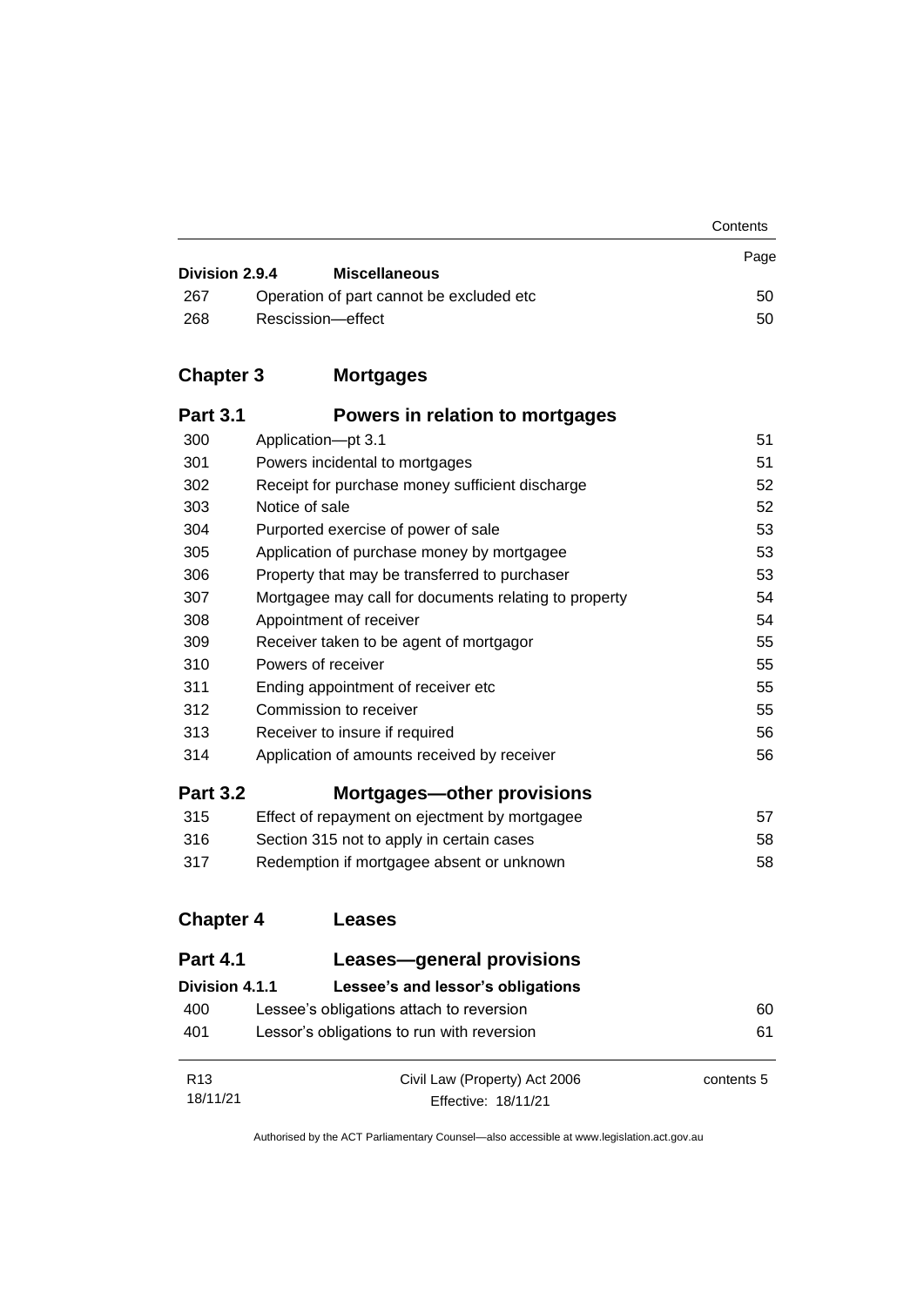| | | Page |
|---|---|---|
| **Division 2.9.4** | **Miscellaneous** | |
| 267 | Operation of part cannot be excluded etc | 50 |
| 268 | Rescission—effect | 50 |

## Chapter 3 Mortgages

| | | |
|---|---|---|
| **Part 3.1** | **Powers in relation to mortgages** | |
| 300 | Application—pt 3.1 | 51 |
| 301 | Powers incidental to mortgages | 51 |
| 302 | Receipt for purchase money sufficient discharge | 52 |
| 303 | Notice of sale | 52 |
| 304 | Purported exercise of power of sale | 53 |
| 305 | Application of purchase money by mortgagee | 53 |
| 306 | Property that may be transferred to purchaser | 53 |
| 307 | Mortgagee may call for documents relating to property | 54 |
| 308 | Appointment of receiver | 54 |
| 309 | Receiver taken to be agent of mortgagor | 55 |
| 310 | Powers of receiver | 55 |
| 311 | Ending appointment of receiver etc | 55 |
| 312 | Commission to receiver | 55 |
| 313 | Receiver to insure if required | 56 |
| 314 | Application of amounts received by receiver | 56 |
| **Part 3.2** | **Mortgages—other provisions** | |
| 315 | Effect of repayment on ejectment by mortgagee | 57 |
| 316 | Section 315 not to apply in certain cases | 58 |
| 317 | Redemption if mortgagee absent or unknown | 58 |

## Chapter 4 Leases

| | | |
|---|---|---|
| **Part 4.1** | **Leases—general provisions** | |
| **Division 4.1.1** | **Lessee's and lessor's obligations** | |
| 400 | Lessee's obligations attach to reversion | 60 |
| 401 | Lessor's obligations to run with reversion | 61 |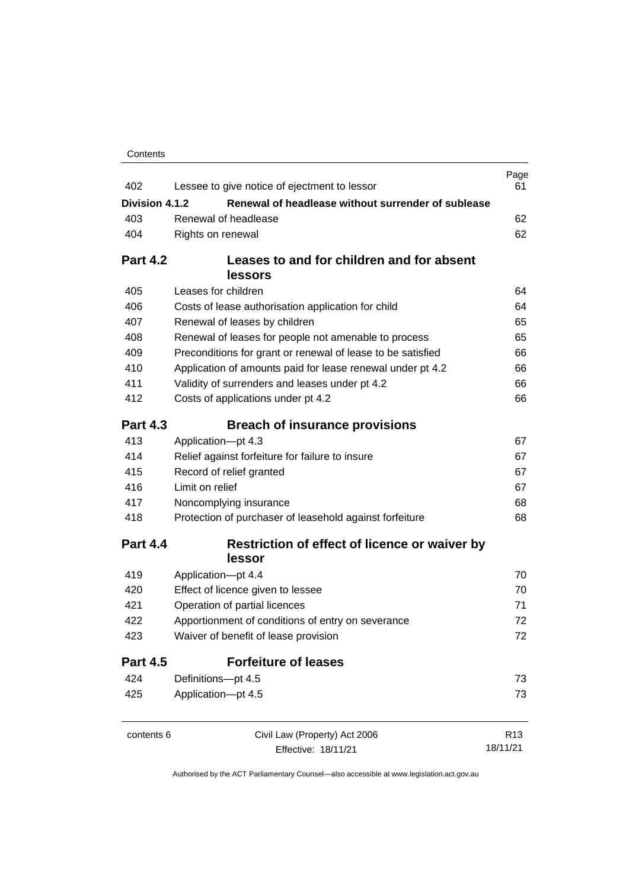| | | Page |
|---|---|---|
| 402 | Lessee to give notice of ejectment to lessor | 61 |
| **Division 4.1.2** | **Renewal of headlease without surrender of sublease** | |
| 403 | Renewal of headlease | 62 |
| 404 | Rights on renewal | 62 |
| **Part 4.2** | **Leases to and for children and for absent lessors** | |
| 405 | Leases for children | 64 |
| 406 | Costs of lease authorisation application for child | 64 |
| 407 | Renewal of leases by children | 65 |
| 408 | Renewal of leases for people not amenable to process | 65 |
| 409 | Preconditions for grant or renewal of lease to be satisfied | 66 |
| 410 | Application of amounts paid for lease renewal under pt 4.2 | 66 |
| 411 | Validity of surrenders and leases under pt 4.2 | 66 |
| 412 | Costs of applications under pt 4.2 | 66 |
| **Part 4.3** | **Breach of insurance provisions** | |
| 413 | Application—pt 4.3 | 67 |
| 414 | Relief against forfeiture for failure to insure | 67 |
| 415 | Record of relief granted | 67 |
| 416 | Limit on relief | 67 |
| 417 | Noncomplying insurance | 68 |
| 418 | Protection of purchaser of leasehold against forfeiture | 68 |
| **Part 4.4** | **Restriction of effect of licence or waiver by lessor** | |
| 419 | Application—pt 4.4 | 70 |
| 420 | Effect of licence given to lessee | 70 |
| 421 | Operation of partial licences | 71 |
| 422 | Apportionment of conditions of entry on severance | 72 |
| 423 | Waiver of benefit of lease provision | 72 |
| **Part 4.5** | **Forfeiture of leases** | |
| 424 | Definitions—pt 4.5 | 73 |
| 425 | Application—pt 4.5 | 73 |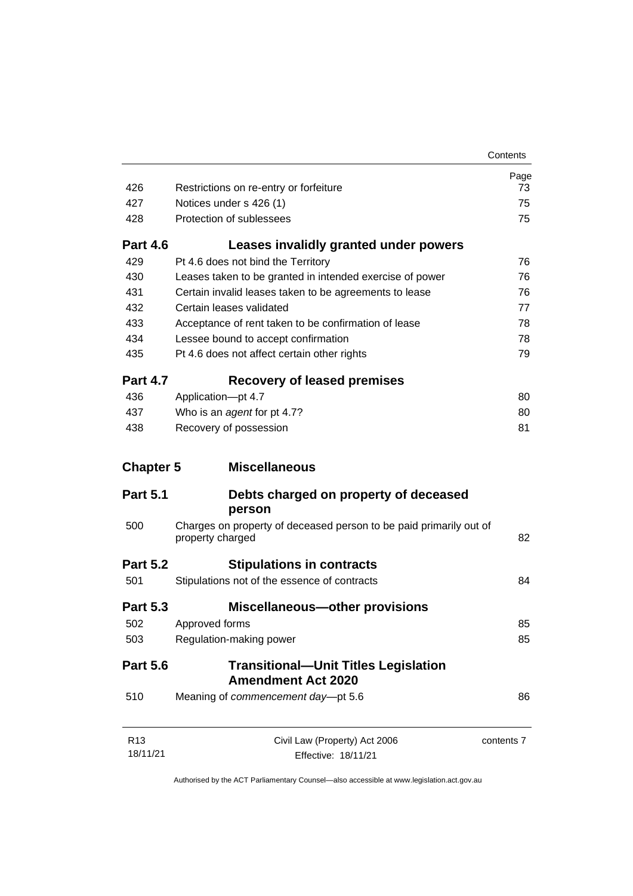| | | Page |
|---|---|---|
| 426 | Restrictions on re-entry or forfeiture | 73 |
| 427 | Notices under s 426 (1) | 75 |
| 428 | Protection of sublessees | 75 |

**Part 4.6 Leases invalidly granted under powers**

| | | |
|---|---|---|
| 429 | Pt 4.6 does not bind the Territory | 76 |
| 430 | Leases taken to be granted in intended exercise of power | 76 |
| 431 | Certain invalid leases taken to be agreements to lease | 76 |
| 432 | Certain leases validated | 77 |
| 433 | Acceptance of rent taken to be confirmation of lease | 78 |
| 434 | Lessee bound to accept confirmation | 78 |
| 435 | Pt 4.6 does not affect certain other rights | 79 |

**Part 4.7 Recovery of leased premises**

| | | |
|---|---|---|
| 436 | Application—pt 4.7 | 80 |
| 437 | Who is an *agent* for pt 4.7? | 80 |
| 438 | Recovery of possession | 81 |

**Chapter 5 Miscellaneous**

**Part 5.1 Debts charged on property of deceased person**

| | | |
|---|---|---|
| 500 | Charges on property of deceased person to be paid primarily out of property charged | 82 |

**Part 5.2 Stipulations in contracts**

| | | |
|---|---|---|
| 501 | Stipulations not of the essence of contracts | 84 |

**Part 5.3 Miscellaneous—other provisions**

| | | |
|---|---|---|
| 502 | Approved forms | 85 |
| 503 | Regulation-making power | 85 |

**Part 5.6 Transitional—Unit Titles Legislation Amendment Act 2020**

| | | |
|---|---|---|
| 510 | Meaning of *commencement day*—pt 5.6 | 86 |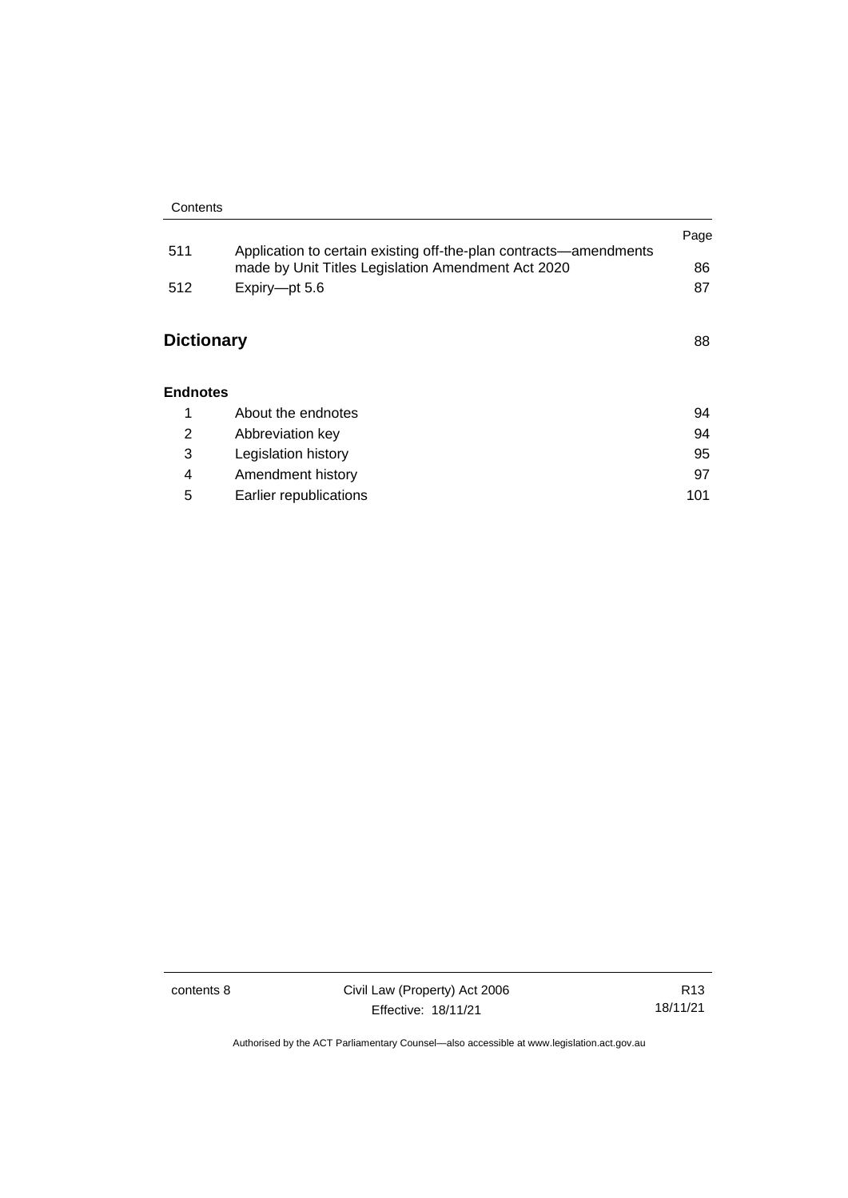| | | Page |
|---|---|---|
| 511 | Application to certain existing off-the-plan contracts—amendments made by Unit Titles Legislation Amendment Act 2020 | 86 |
| 512 | Expiry—pt 5.6 | 87 |

**Dictionary** 88

**Endnotes**

| | | |
|---|---|---|
| 1 | About the endnotes | 94 |
| 2 | Abbreviation key | 94 |
| 3 | Legislation history | 95 |
| 4 | Amendment history | 97 |
| 5 | Earlier republications | 101 |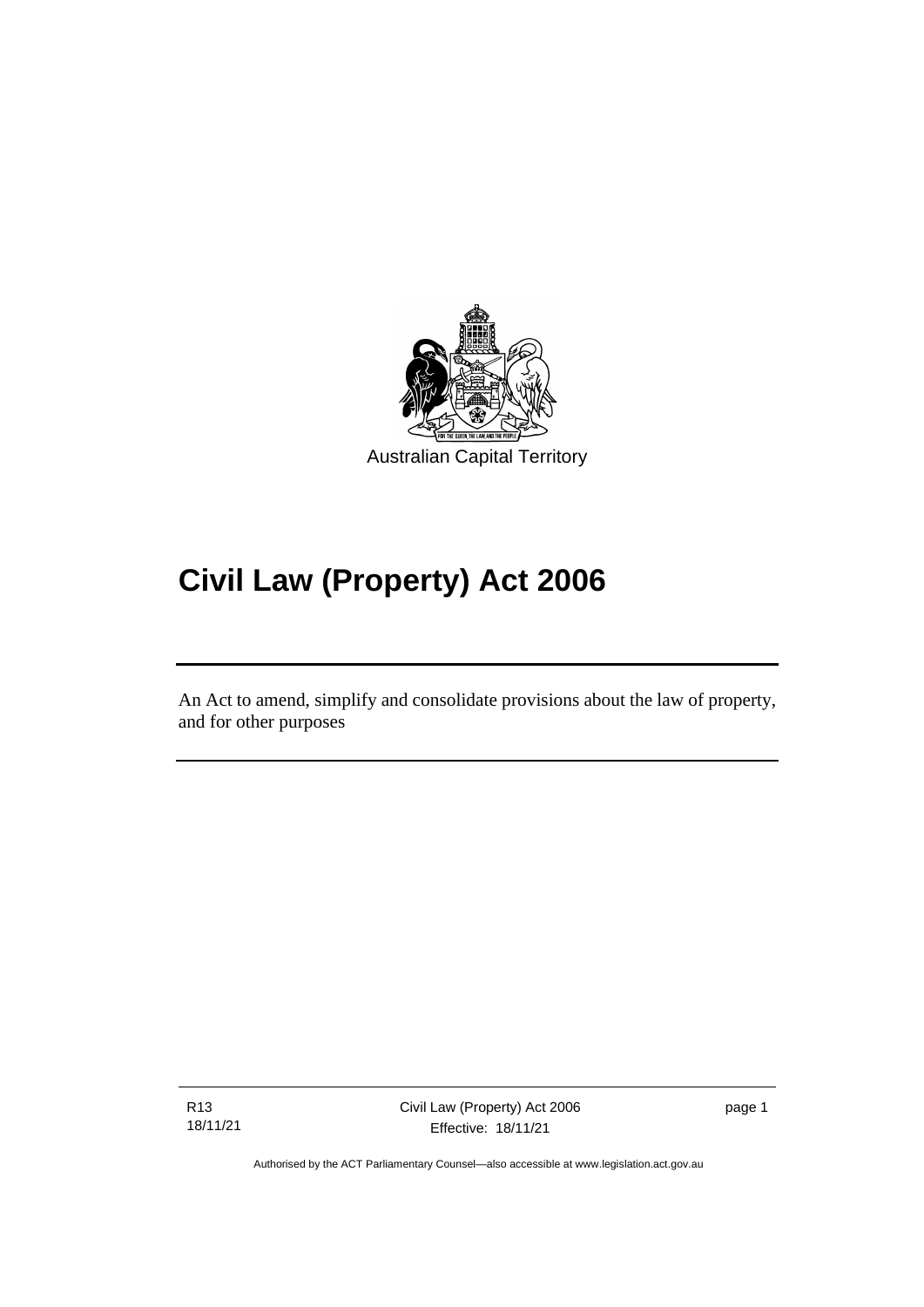Australian Capital Territory

# Civil Law (Property) Act 2006

An Act to amend, simplify and consolidate provisions about the law of property, and for other purposes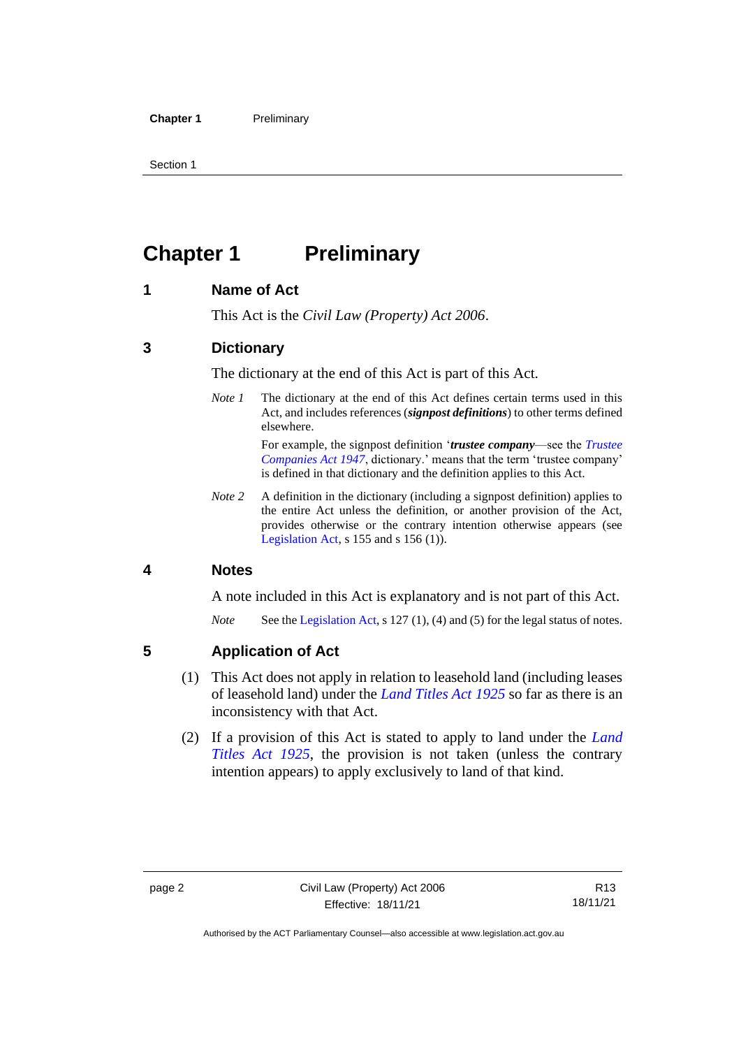# Chapter 1 Preliminary

## 1 Name of Act

This Act is the *Civil Law (Property) Act 2006*.

## 3 Dictionary

The dictionary at the end of this Act is part of this Act.

*Note 1* The dictionary at the end of this Act defines certain terms used in this Act, and includes references (***signpost definitions***) to other terms defined elsewhere.

For example, the signpost definition '***trustee company***—see the *Trustee Companies Act 1947*, dictionary.' means that the term 'trustee company' is defined in that dictionary and the definition applies to this Act.

*Note 2* A definition in the dictionary (including a signpost definition) applies to the entire Act unless the definition, or another provision of the Act, provides otherwise or the contrary intention otherwise appears (see Legislation Act, s 155 and s 156 (1)).

## 4 Notes

A note included in this Act is explanatory and is not part of this Act.

*Note* See the Legislation Act, s 127 (1), (4) and (5) for the legal status of notes.

## 5 Application of Act

(1) This Act does not apply in relation to leasehold land (including leases of leasehold land) under the *Land Titles Act 1925* so far as there is an inconsistency with that Act.

(2) If a provision of this Act is stated to apply to land under the *Land Titles Act 1925*, the provision is not taken (unless the contrary intention appears) to apply exclusively to land of that kind.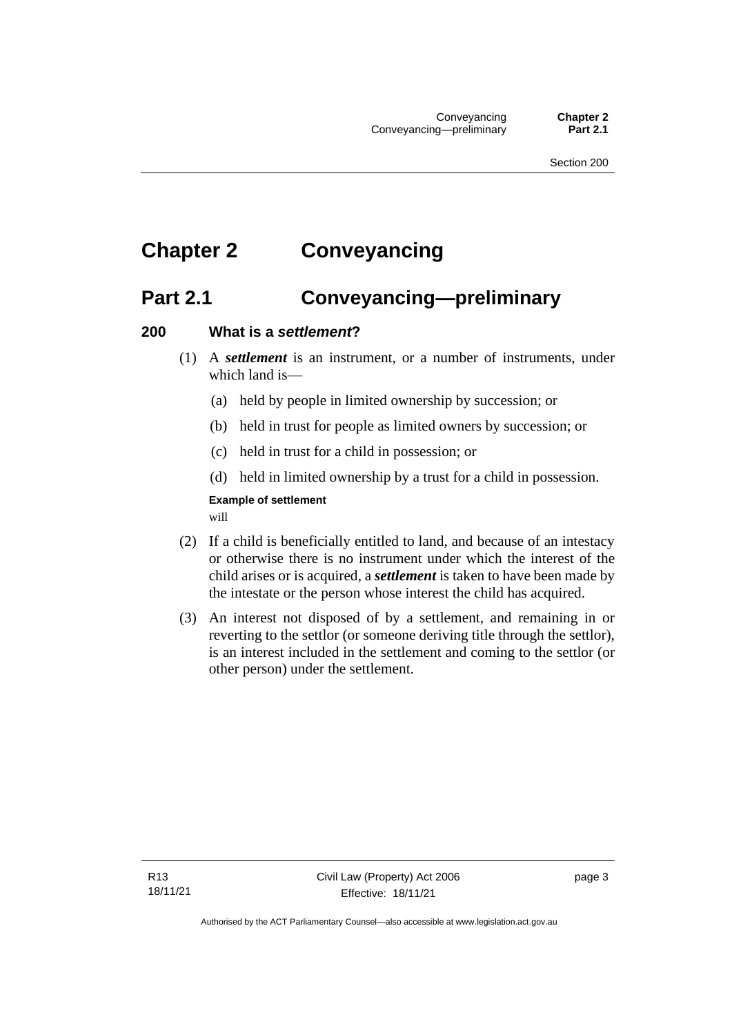# Chapter 2 Conveyancing

## Part 2.1 Conveyancing—preliminary

### 200 What is a *settlement*?

(1) A ***settlement*** is an instrument, or a number of instruments, under which land is—

(a) held by people in limited ownership by succession; or

(b) held in trust for people as limited owners by succession; or

(c) held in trust for a child in possession; or

(d) held in limited ownership by a trust for a child in possession.

**Example of settlement**

will

(2) If a child is beneficially entitled to land, and because of an intestacy or otherwise there is no instrument under which the interest of the child arises or is acquired, a ***settlement*** is taken to have been made by the intestate or the person whose interest the child has acquired.

(3) An interest not disposed of by a settlement, and remaining in or reverting to the settlor (or someone deriving title through the settlor), is an interest included in the settlement and coming to the settlor (or other person) under the settlement.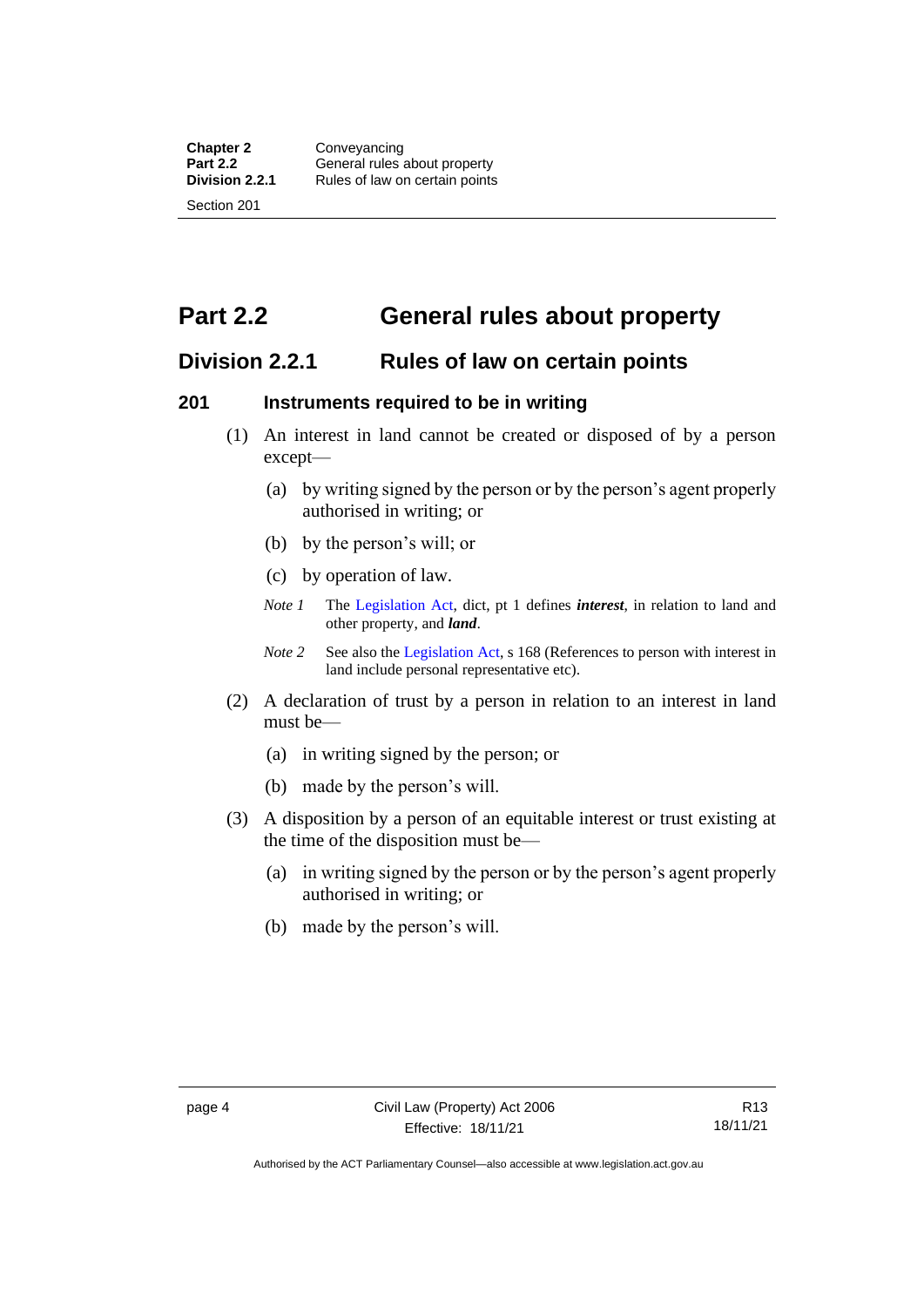# Part 2.2 General rules about property

## Division 2.2.1 Rules of law on certain points

### 201 Instruments required to be in writing

(1) An interest in land cannot be created or disposed of by a person except—

(a) by writing signed by the person or by the person's agent properly authorised in writing; or

(b) by the person's will; or

(c) by operation of law.

*Note 1* The Legislation Act, dict, pt 1 defines ***interest***, in relation to land and other property, and ***land***.

*Note 2* See also the Legislation Act, s 168 (References to person with interest in land include personal representative etc).

(2) A declaration of trust by a person in relation to an interest in land must be—

(a) in writing signed by the person; or

(b) made by the person's will.

(3) A disposition by a person of an equitable interest or trust existing at the time of the disposition must be—

(a) in writing signed by the person or by the person's agent properly authorised in writing; or

(b) made by the person's will.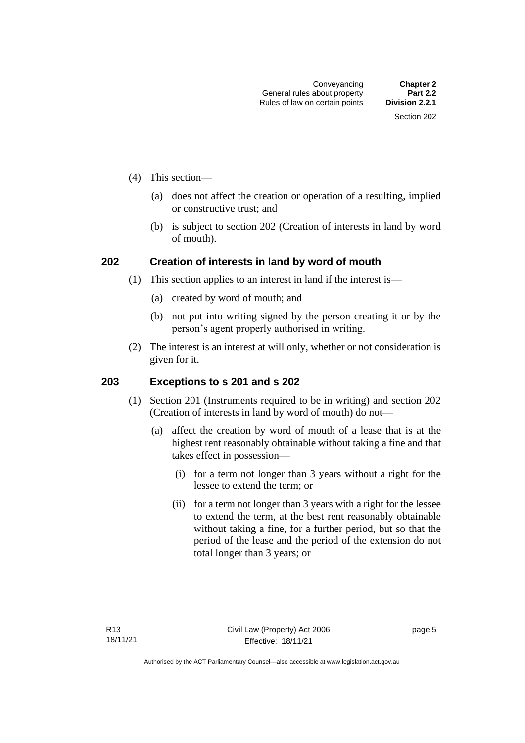(4) This section—

(a) does not affect the creation or operation of a resulting, implied or constructive trust; and

(b) is subject to section 202 (Creation of interests in land by word of mouth).

### 202 Creation of interests in land by word of mouth

(1) This section applies to an interest in land if the interest is—

(a) created by word of mouth; and

(b) not put into writing signed by the person creating it or by the person's agent properly authorised in writing.

(2) The interest is an interest at will only, whether or not consideration is given for it.

### 203 Exceptions to s 201 and s 202

(1) Section 201 (Instruments required to be in writing) and section 202 (Creation of interests in land by word of mouth) do not—

(a) affect the creation by word of mouth of a lease that is at the highest rent reasonably obtainable without taking a fine and that takes effect in possession—

(i) for a term not longer than 3 years without a right for the lessee to extend the term; or

(ii) for a term not longer than 3 years with a right for the lessee to extend the term, at the best rent reasonably obtainable without taking a fine, for a further period, but so that the period of the lease and the period of the extension do not total longer than 3 years; or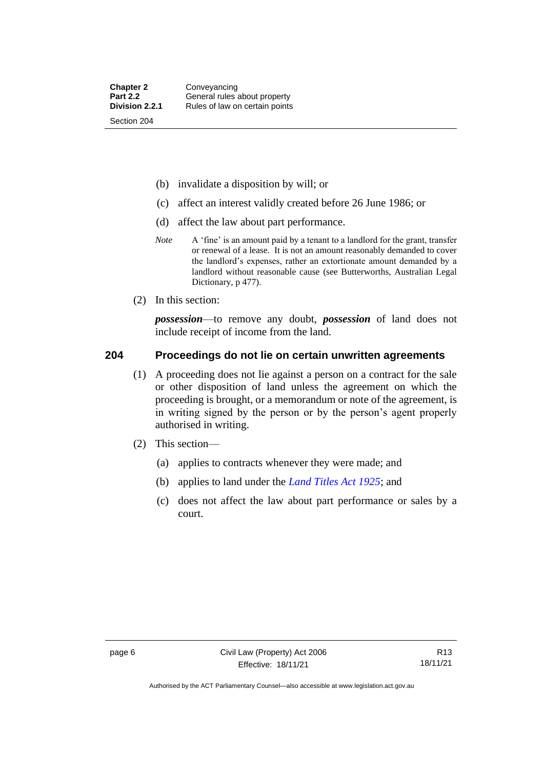(b) invalidate a disposition by will; or

(c) affect an interest validly created before 26 June 1986; or

(d) affect the law about part performance.

*Note* A 'fine' is an amount paid by a tenant to a landlord for the grant, transfer or renewal of a lease. It is not an amount reasonably demanded to cover the landlord's expenses, rather an extortionate amount demanded by a landlord without reasonable cause (see Butterworths, Australian Legal Dictionary, p 477).

(2) In this section:

***possession***—to remove any doubt, ***possession*** of land does not include receipt of income from the land.

## 204 Proceedings do not lie on certain unwritten agreements

(1) A proceeding does not lie against a person on a contract for the sale or other disposition of land unless the agreement on which the proceeding is brought, or a memorandum or note of the agreement, is in writing signed by the person or by the person's agent properly authorised in writing.

(2) This section—

(a) applies to contracts whenever they were made; and

(b) applies to land under the *Land Titles Act 1925*; and

(c) does not affect the law about part performance or sales by a court.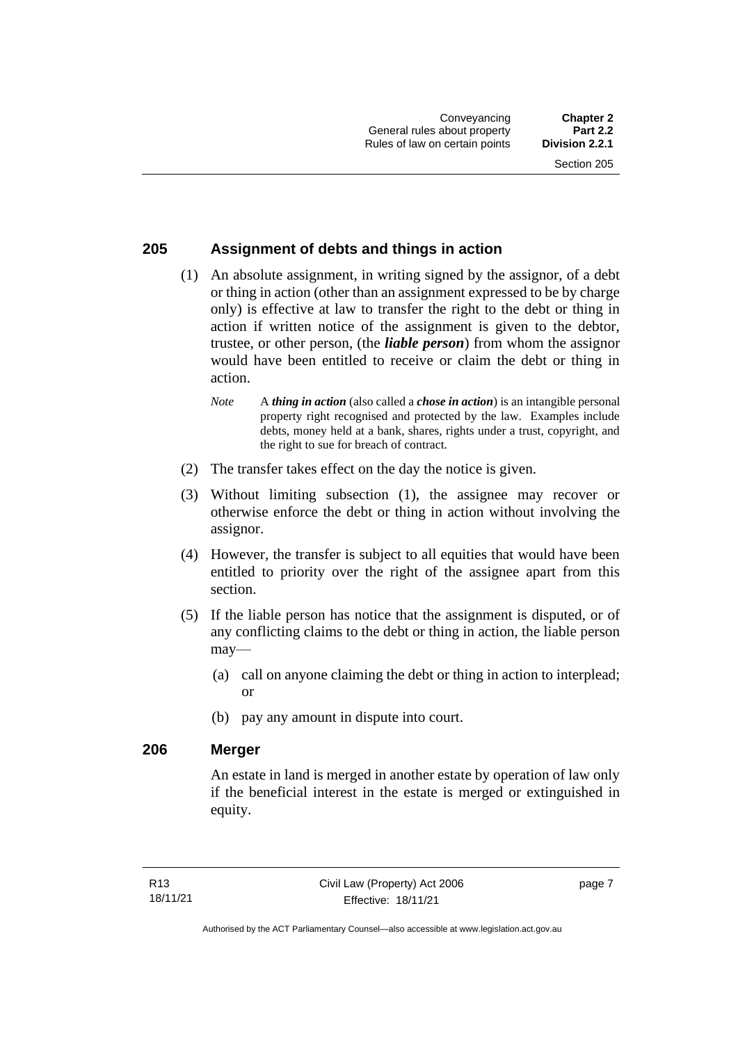## 205 Assignment of debts and things in action

(1) An absolute assignment, in writing signed by the assignor, of a debt or thing in action (other than an assignment expressed to be by charge only) is effective at law to transfer the right to the debt or thing in action if written notice of the assignment is given to the debtor, trustee, or other person, (the ***liable person***) from whom the assignor would have been entitled to receive or claim the debt or thing in action.

*Note* A ***thing in action*** (also called a ***chose in action***) is an intangible personal property right recognised and protected by the law. Examples include debts, money held at a bank, shares, rights under a trust, copyright, and the right to sue for breach of contract.

(2) The transfer takes effect on the day the notice is given.

(3) Without limiting subsection (1), the assignee may recover or otherwise enforce the debt or thing in action without involving the assignor.

(4) However, the transfer is subject to all equities that would have been entitled to priority over the right of the assignee apart from this section.

(5) If the liable person has notice that the assignment is disputed, or of any conflicting claims to the debt or thing in action, the liable person may—

(a) call on anyone claiming the debt or thing in action to interplead; or

(b) pay any amount in dispute into court.

## 206 Merger

An estate in land is merged in another estate by operation of law only if the beneficial interest in the estate is merged or extinguished in equity.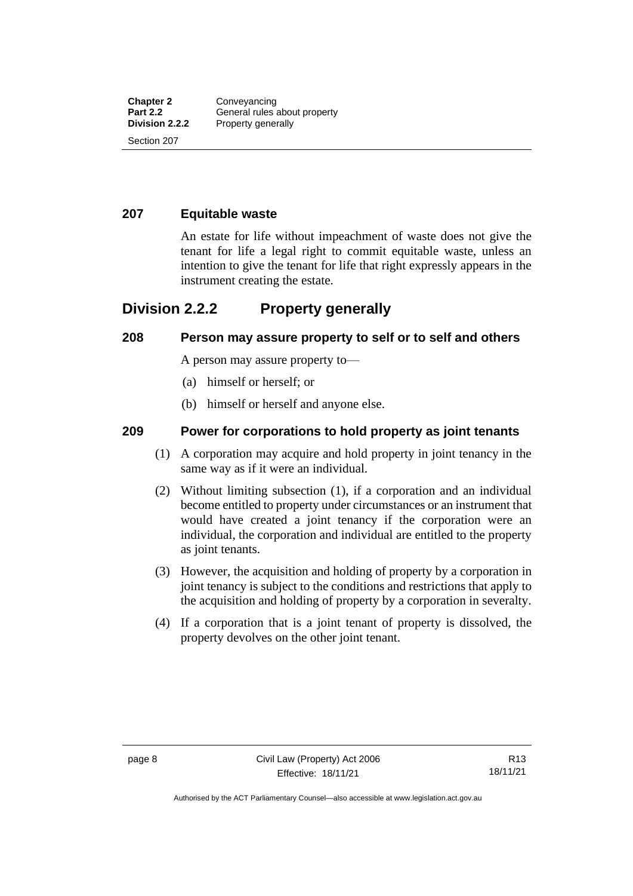### 207 Equitable waste

An estate for life without impeachment of waste does not give the tenant for life a legal right to commit equitable waste, unless an intention to give the tenant for life that right expressly appears in the instrument creating the estate.

## Division 2.2.2 Property generally

### 208 Person may assure property to self or to self and others

A person may assure property to—

(a) himself or herself; or

(b) himself or herself and anyone else.

### 209 Power for corporations to hold property as joint tenants

(1) A corporation may acquire and hold property in joint tenancy in the same way as if it were an individual.

(2) Without limiting subsection (1), if a corporation and an individual become entitled to property under circumstances or an instrument that would have created a joint tenancy if the corporation were an individual, the corporation and individual are entitled to the property as joint tenants.

(3) However, the acquisition and holding of property by a corporation in joint tenancy is subject to the conditions and restrictions that apply to the acquisition and holding of property by a corporation in severalty.

(4) If a corporation that is a joint tenant of property is dissolved, the property devolves on the other joint tenant.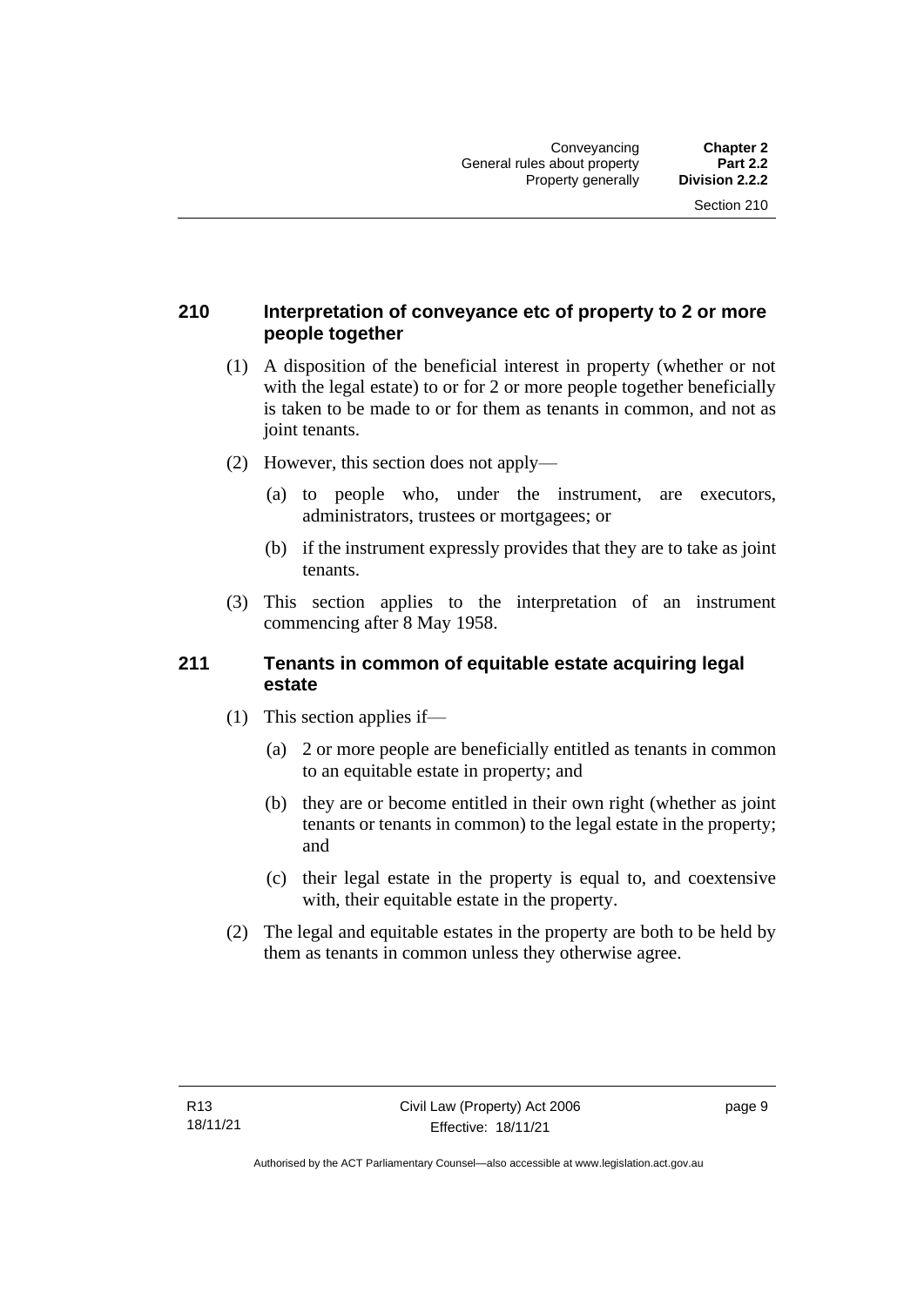## 210 Interpretation of conveyance etc of property to 2 or more people together

(1) A disposition of the beneficial interest in property (whether or not with the legal estate) to or for 2 or more people together beneficially is taken to be made to or for them as tenants in common, and not as joint tenants.

(2) However, this section does not apply—

(a) to people who, under the instrument, are executors, administrators, trustees or mortgagees; or

(b) if the instrument expressly provides that they are to take as joint tenants.

(3) This section applies to the interpretation of an instrument commencing after 8 May 1958.

## 211 Tenants in common of equitable estate acquiring legal estate

(1) This section applies if—

(a) 2 or more people are beneficially entitled as tenants in common to an equitable estate in property; and

(b) they are or become entitled in their own right (whether as joint tenants or tenants in common) to the legal estate in the property; and

(c) their legal estate in the property is equal to, and coextensive with, their equitable estate in the property.

(2) The legal and equitable estates in the property are both to be held by them as tenants in common unless they otherwise agree.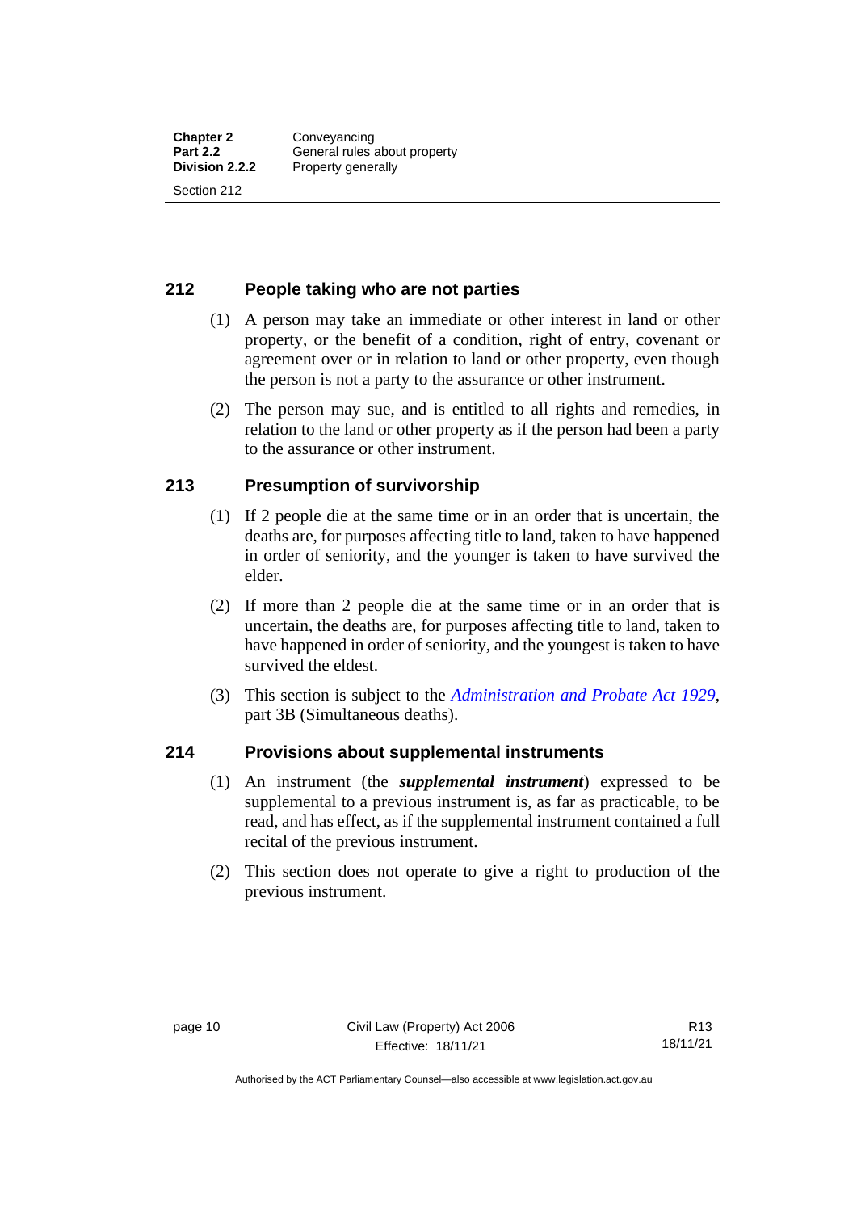## 212 People taking who are not parties

(1) A person may take an immediate or other interest in land or other property, or the benefit of a condition, right of entry, covenant or agreement over or in relation to land or other property, even though the person is not a party to the assurance or other instrument.

(2) The person may sue, and is entitled to all rights and remedies, in relation to the land or other property as if the person had been a party to the assurance or other instrument.

## 213 Presumption of survivorship

(1) If 2 people die at the same time or in an order that is uncertain, the deaths are, for purposes affecting title to land, taken to have happened in order of seniority, and the younger is taken to have survived the elder.

(2) If more than 2 people die at the same time or in an order that is uncertain, the deaths are, for purposes affecting title to land, taken to have happened in order of seniority, and the youngest is taken to have survived the eldest.

(3) This section is subject to the *Administration and Probate Act 1929*, part 3B (Simultaneous deaths).

## 214 Provisions about supplemental instruments

(1) An instrument (the ***supplemental instrument***) expressed to be supplemental to a previous instrument is, as far as practicable, to be read, and has effect, as if the supplemental instrument contained a full recital of the previous instrument.

(2) This section does not operate to give a right to production of the previous instrument.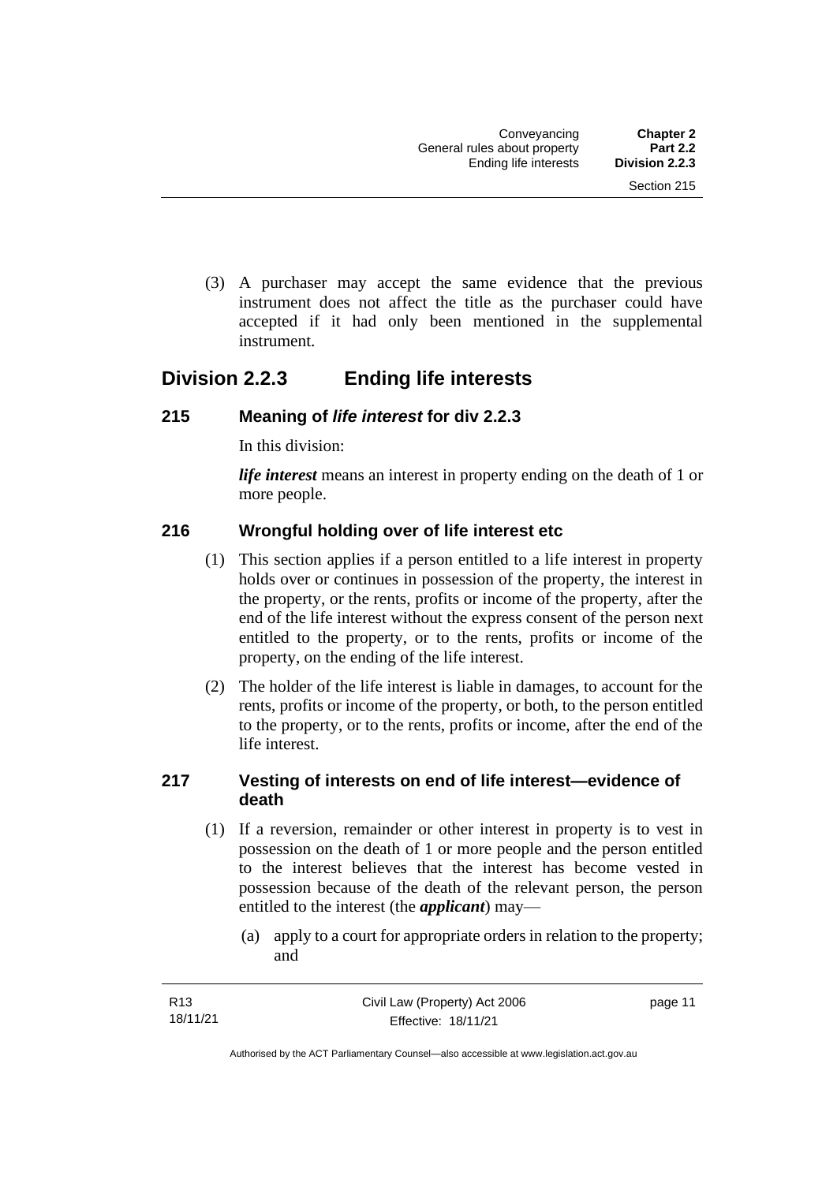(3) A purchaser may accept the same evidence that the previous instrument does not affect the title as the purchaser could have accepted if it had only been mentioned in the supplemental instrument.

## Division 2.2.3 Ending life interests

### 215 Meaning of *life interest* for div 2.2.3

In this division:

***life interest*** means an interest in property ending on the death of 1 or more people.

### 216 Wrongful holding over of life interest etc

(1) This section applies if a person entitled to a life interest in property holds over or continues in possession of the property, the interest in the property, or the rents, profits or income of the property, after the end of the life interest without the express consent of the person next entitled to the property, or to the rents, profits or income of the property, on the ending of the life interest.

(2) The holder of the life interest is liable in damages, to account for the rents, profits or income of the property, or both, to the person entitled to the property, or to the rents, profits or income, after the end of the life interest.

### 217 Vesting of interests on end of life interest—evidence of death

(1) If a reversion, remainder or other interest in property is to vest in possession on the death of 1 or more people and the person entitled to the interest believes that the interest has become vested in possession because of the death of the relevant person, the person entitled to the interest (the ***applicant***) may—

(a) apply to a court for appropriate orders in relation to the property; and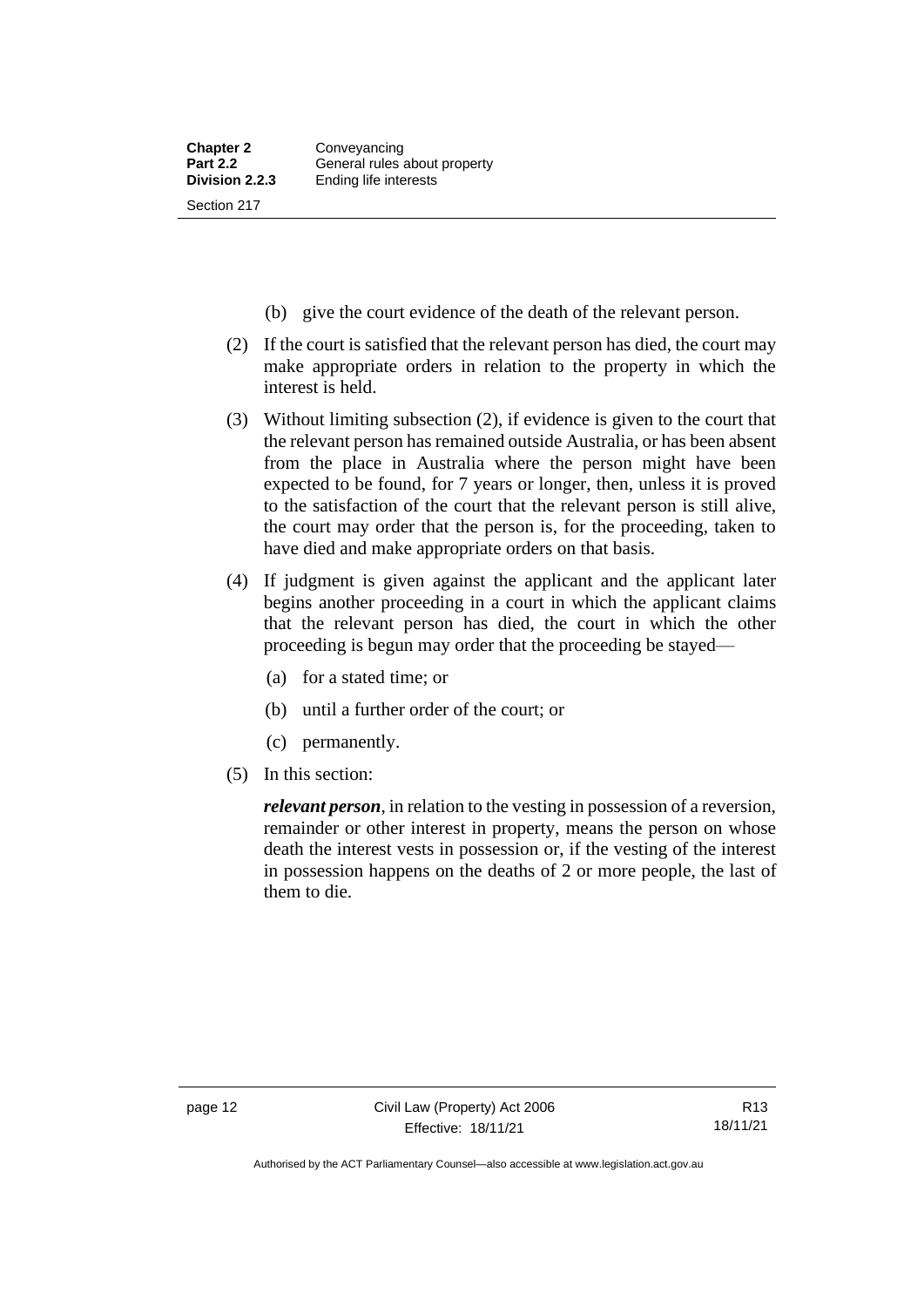(b) give the court evidence of the death of the relevant person.

(2) If the court is satisfied that the relevant person has died, the court may make appropriate orders in relation to the property in which the interest is held.

(3) Without limiting subsection (2), if evidence is given to the court that the relevant person has remained outside Australia, or has been absent from the place in Australia where the person might have been expected to be found, for 7 years or longer, then, unless it is proved to the satisfaction of the court that the relevant person is still alive, the court may order that the person is, for the proceeding, taken to have died and make appropriate orders on that basis.

(4) If judgment is given against the applicant and the applicant later begins another proceeding in a court in which the applicant claims that the relevant person has died, the court in which the other proceeding is begun may order that the proceeding be stayed—

(a) for a stated time; or

(b) until a further order of the court; or

(c) permanently.

(5) In this section:

***relevant person***, in relation to the vesting in possession of a reversion, remainder or other interest in property, means the person on whose death the interest vests in possession or, if the vesting of the interest in possession happens on the deaths of 2 or more people, the last of them to die.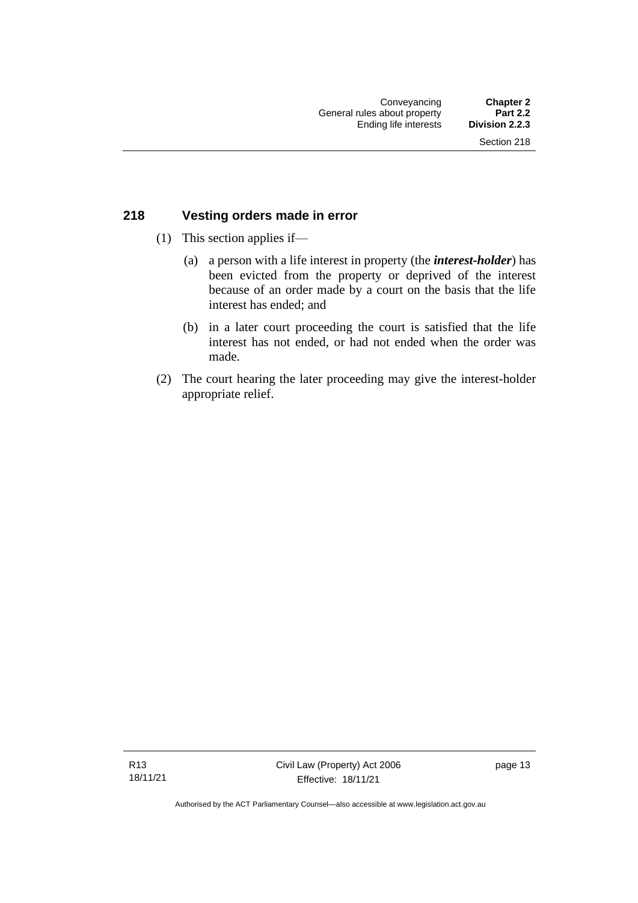## 218 Vesting orders made in error

(1) This section applies if—

(a) a person with a life interest in property (the ***interest-holder***) has been evicted from the property or deprived of the interest because of an order made by a court on the basis that the life interest has ended; and

(b) in a later court proceeding the court is satisfied that the life interest has not ended, or had not ended when the order was made.

(2) The court hearing the later proceeding may give the interest-holder appropriate relief.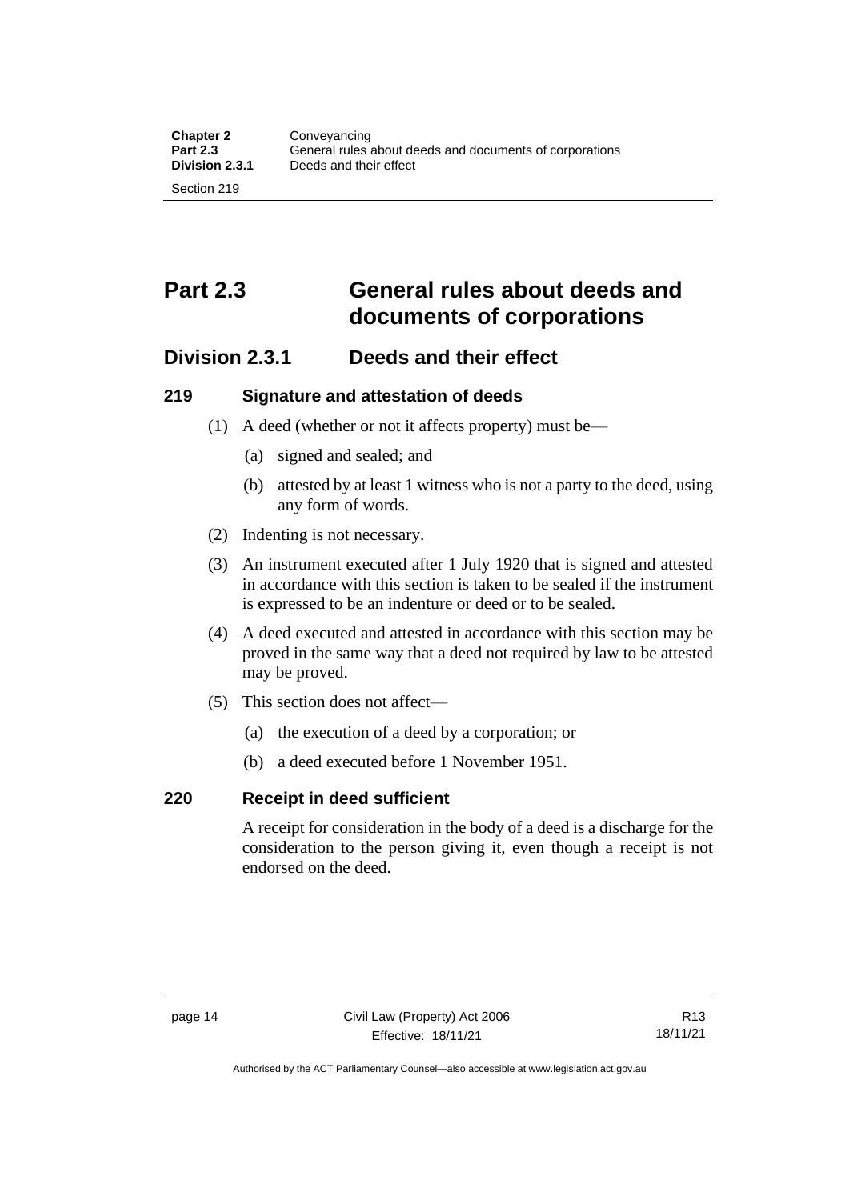# Part 2.3 General rules about deeds and documents of corporations

## Division 2.3.1 Deeds and their effect

### 219 Signature and attestation of deeds

(1) A deed (whether or not it affects property) must be—

(a) signed and sealed; and

(b) attested by at least 1 witness who is not a party to the deed, using any form of words.

(2) Indenting is not necessary.

(3) An instrument executed after 1 July 1920 that is signed and attested in accordance with this section is taken to be sealed if the instrument is expressed to be an indenture or deed or to be sealed.

(4) A deed executed and attested in accordance with this section may be proved in the same way that a deed not required by law to be attested may be proved.

(5) This section does not affect—

(a) the execution of a deed by a corporation; or

(b) a deed executed before 1 November 1951.

### 220 Receipt in deed sufficient

A receipt for consideration in the body of a deed is a discharge for the consideration to the person giving it, even though a receipt is not endorsed on the deed.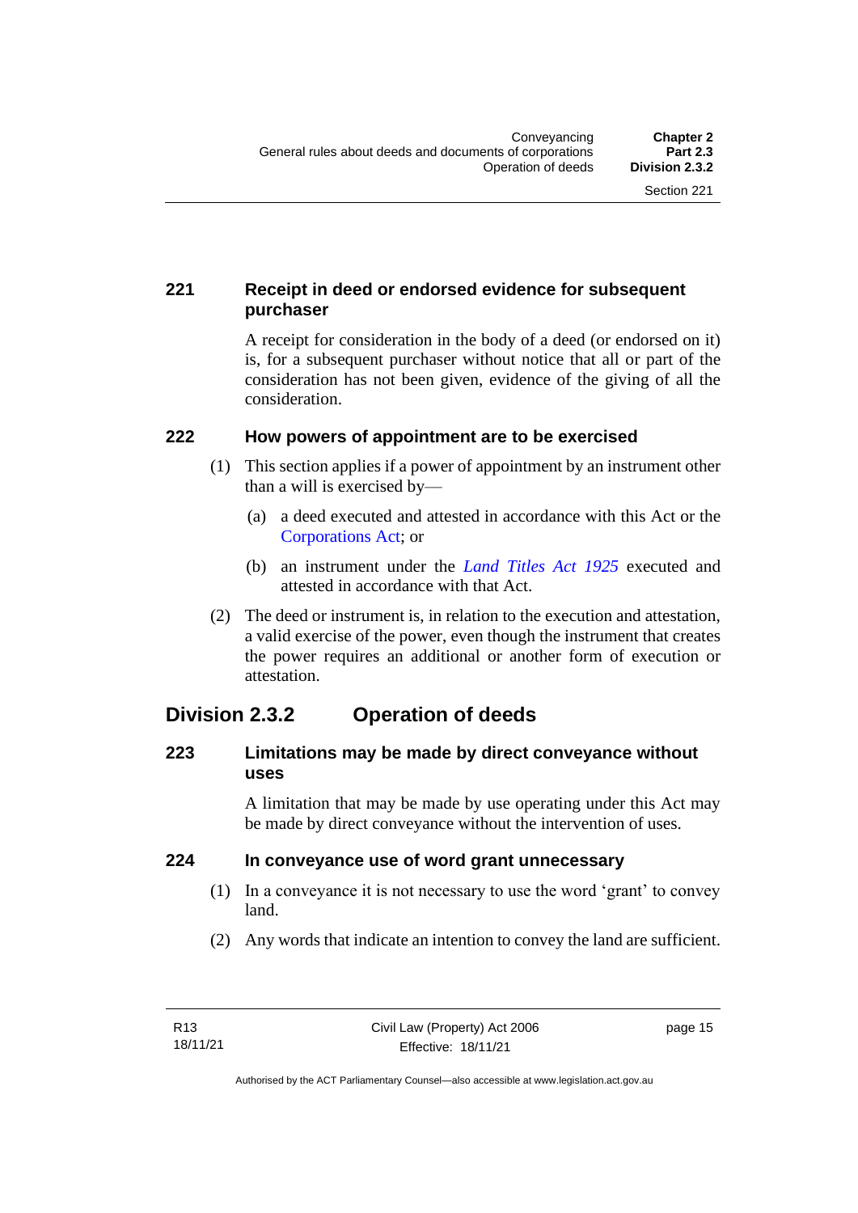### 221 Receipt in deed or endorsed evidence for subsequent purchaser

A receipt for consideration in the body of a deed (or endorsed on it) is, for a subsequent purchaser without notice that all or part of the consideration has not been given, evidence of the giving of all the consideration.

### 222 How powers of appointment are to be exercised

(1) This section applies if a power of appointment by an instrument other than a will is exercised by—

(a) a deed executed and attested in accordance with this Act or the Corporations Act; or

(b) an instrument under the *Land Titles Act 1925* executed and attested in accordance with that Act.

(2) The deed or instrument is, in relation to the execution and attestation, a valid exercise of the power, even though the instrument that creates the power requires an additional or another form of execution or attestation.

## Division 2.3.2 Operation of deeds

### 223 Limitations may be made by direct conveyance without uses

A limitation that may be made by use operating under this Act may be made by direct conveyance without the intervention of uses.

### 224 In conveyance use of word grant unnecessary

(1) In a conveyance it is not necessary to use the word 'grant' to convey land.

(2) Any words that indicate an intention to convey the land are sufficient.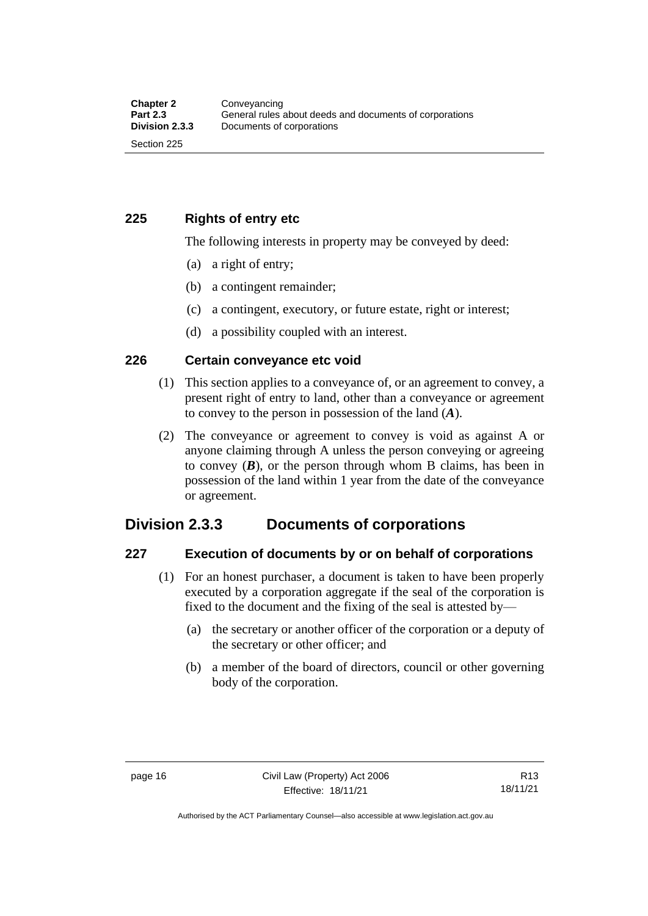### 225 Rights of entry etc

The following interests in property may be conveyed by deed:

(a) a right of entry;

(b) a contingent remainder;

(c) a contingent, executory, or future estate, right or interest;

(d) a possibility coupled with an interest.

### 226 Certain conveyance etc void

(1) This section applies to a conveyance of, or an agreement to convey, a present right of entry to land, other than a conveyance or agreement to convey to the person in possession of the land (***A***).

(2) The conveyance or agreement to convey is void as against A or anyone claiming through A unless the person conveying or agreeing to convey (***B***), or the person through whom B claims, has been in possession of the land within 1 year from the date of the conveyance or agreement.

## Division 2.3.3 Documents of corporations

### 227 Execution of documents by or on behalf of corporations

(1) For an honest purchaser, a document is taken to have been properly executed by a corporation aggregate if the seal of the corporation is fixed to the document and the fixing of the seal is attested by—

(a) the secretary or another officer of the corporation or a deputy of the secretary or other officer; and

(b) a member of the board of directors, council or other governing body of the corporation.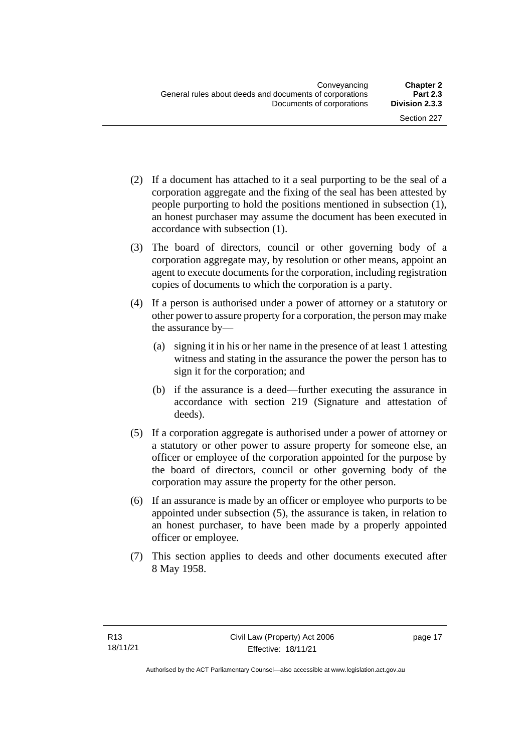(2) If a document has attached to it a seal purporting to be the seal of a corporation aggregate and the fixing of the seal has been attested by people purporting to hold the positions mentioned in subsection (1), an honest purchaser may assume the document has been executed in accordance with subsection (1).

(3) The board of directors, council or other governing body of a corporation aggregate may, by resolution or other means, appoint an agent to execute documents for the corporation, including registration copies of documents to which the corporation is a party.

(4) If a person is authorised under a power of attorney or a statutory or other power to assure property for a corporation, the person may make the assurance by—

(a) signing it in his or her name in the presence of at least 1 attesting witness and stating in the assurance the power the person has to sign it for the corporation; and

(b) if the assurance is a deed—further executing the assurance in accordance with section 219 (Signature and attestation of deeds).

(5) If a corporation aggregate is authorised under a power of attorney or a statutory or other power to assure property for someone else, an officer or employee of the corporation appointed for the purpose by the board of directors, council or other governing body of the corporation may assure the property for the other person.

(6) If an assurance is made by an officer or employee who purports to be appointed under subsection (5), the assurance is taken, in relation to an honest purchaser, to have been made by a properly appointed officer or employee.

(7) This section applies to deeds and other documents executed after 8 May 1958.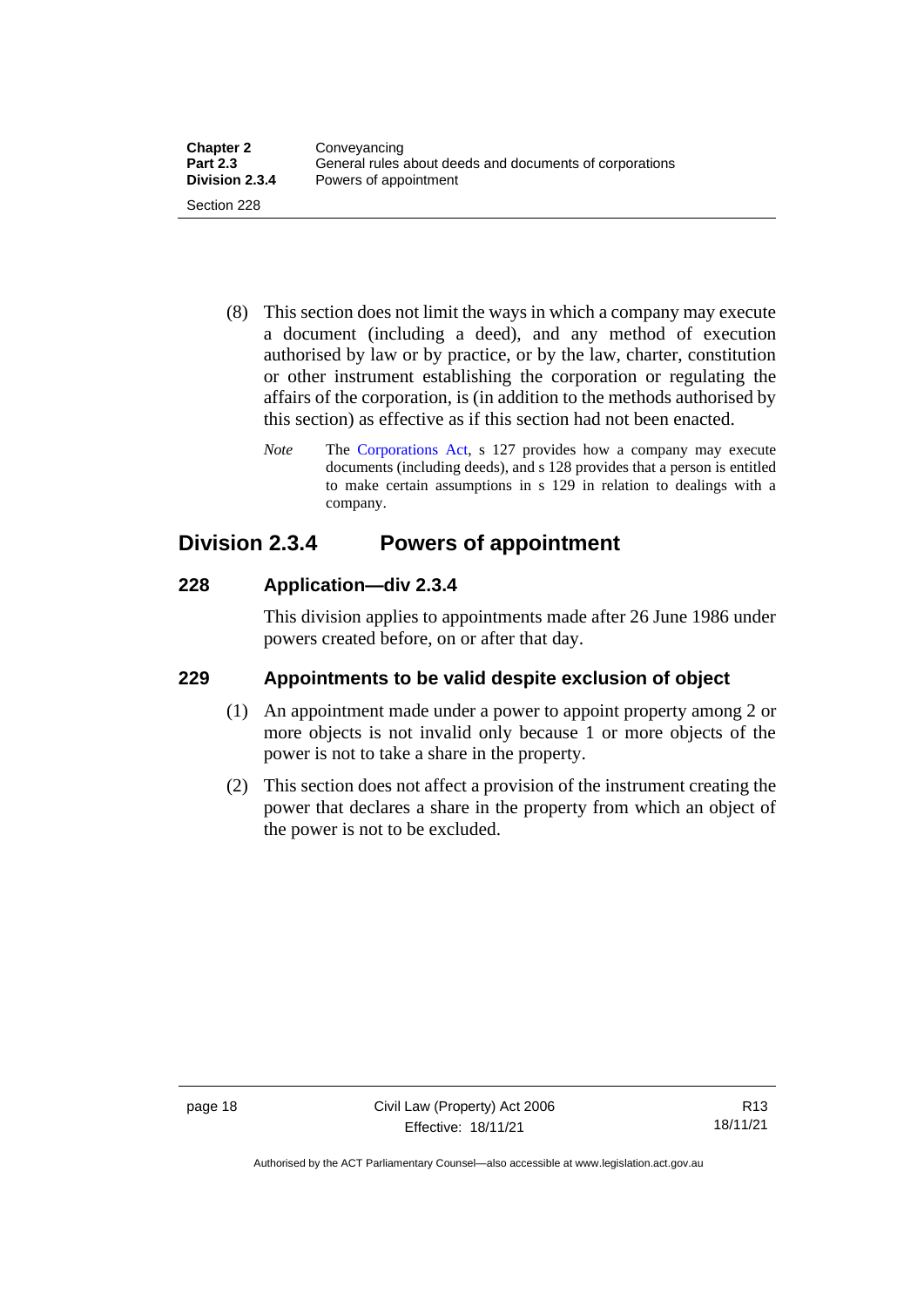(8) This section does not limit the ways in which a company may execute a document (including a deed), and any method of execution authorised by law or by practice, or by the law, charter, constitution or other instrument establishing the corporation or regulating the affairs of the corporation, is (in addition to the methods authorised by this section) as effective as if this section had not been enacted.

*Note* The Corporations Act, s 127 provides how a company may execute documents (including deeds), and s 128 provides that a person is entitled to make certain assumptions in s 129 in relation to dealings with a company.

## Division 2.3.4 Powers of appointment

### 228 Application—div 2.3.4

This division applies to appointments made after 26 June 1986 under powers created before, on or after that day.

### 229 Appointments to be valid despite exclusion of object

(1) An appointment made under a power to appoint property among 2 or more objects is not invalid only because 1 or more objects of the power is not to take a share in the property.

(2) This section does not affect a provision of the instrument creating the power that declares a share in the property from which an object of the power is not to be excluded.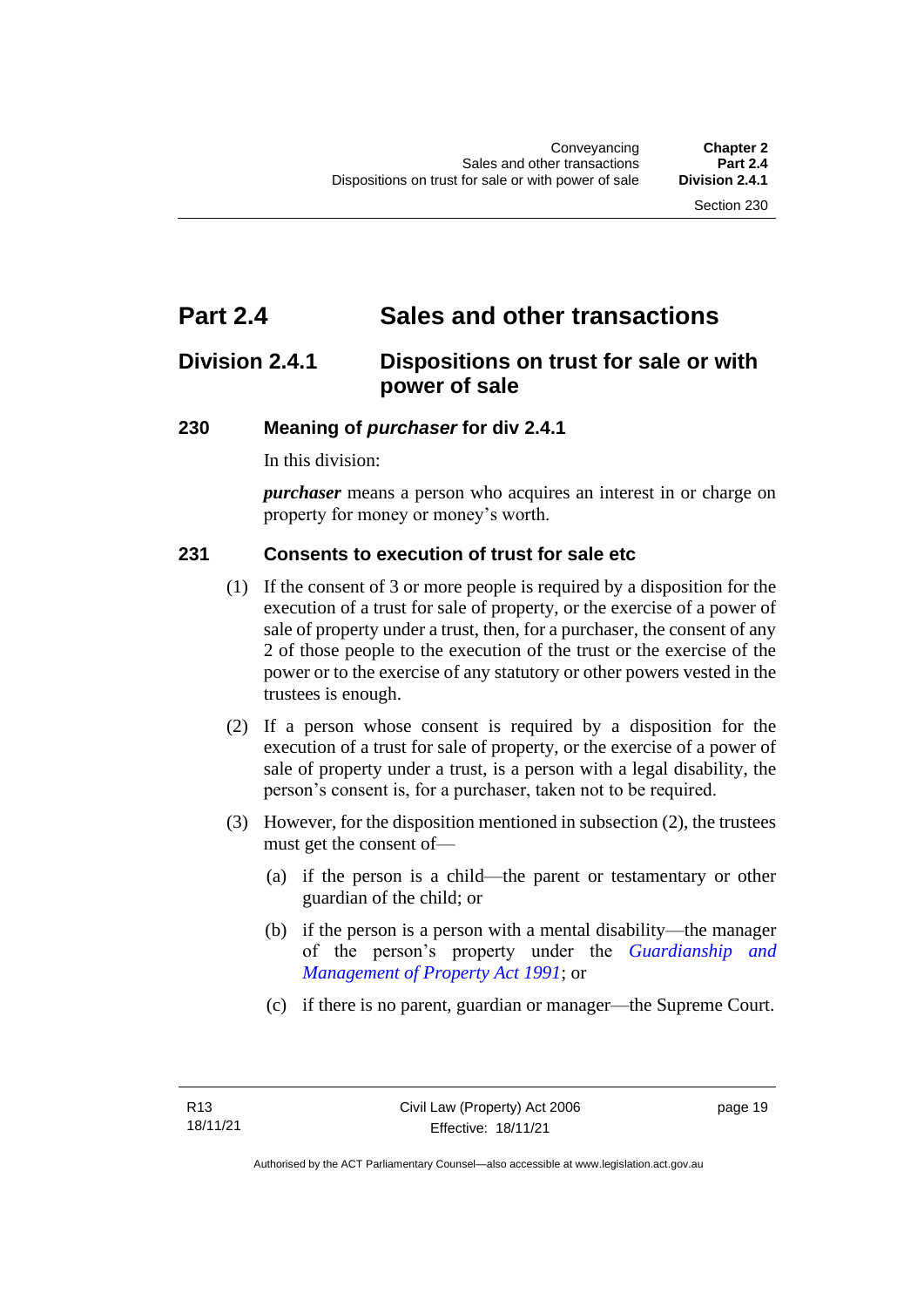# Part 2.4 Sales and other transactions

## Division 2.4.1 Dispositions on trust for sale or with power of sale

### 230 Meaning of *purchaser* for div 2.4.1

In this division:

***purchaser*** means a person who acquires an interest in or charge on property for money or money's worth.

### 231 Consents to execution of trust for sale etc

(1) If the consent of 3 or more people is required by a disposition for the execution of a trust for sale of property, or the exercise of a power of sale of property under a trust, then, for a purchaser, the consent of any 2 of those people to the execution of the trust or the exercise of the power or to the exercise of any statutory or other powers vested in the trustees is enough.

(2) If a person whose consent is required by a disposition for the execution of a trust for sale of property, or the exercise of a power of sale of property under a trust, is a person with a legal disability, the person's consent is, for a purchaser, taken not to be required.

(3) However, for the disposition mentioned in subsection (2), the trustees must get the consent of—

(a) if the person is a child—the parent or testamentary or other guardian of the child; or

(b) if the person is a person with a mental disability—the manager of the person's property under the *Guardianship and Management of Property Act 1991*; or

(c) if there is no parent, guardian or manager—the Supreme Court.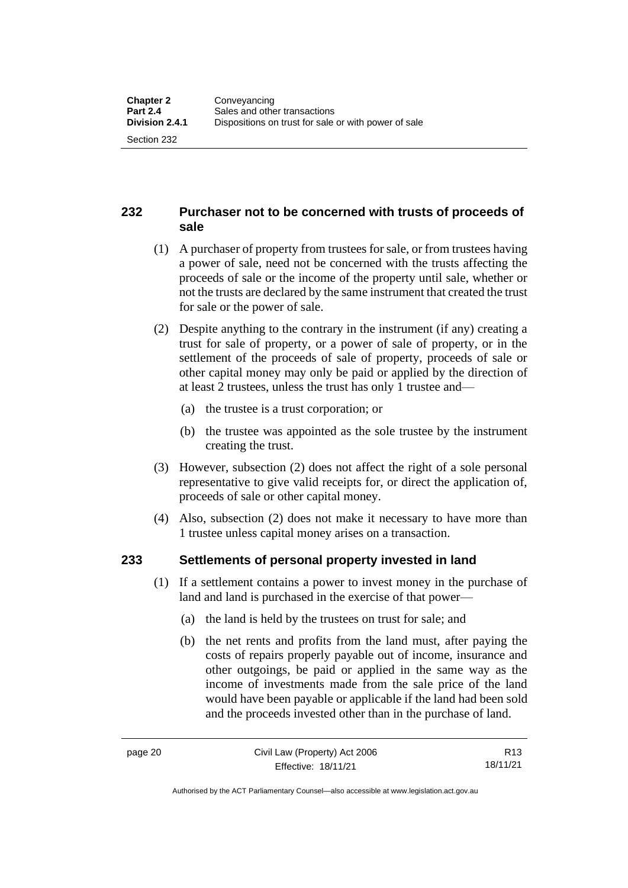## 232 Purchaser not to be concerned with trusts of proceeds of sale

(1) A purchaser of property from trustees for sale, or from trustees having a power of sale, need not be concerned with the trusts affecting the proceeds of sale or the income of the property until sale, whether or not the trusts are declared by the same instrument that created the trust for sale or the power of sale.

(2) Despite anything to the contrary in the instrument (if any) creating a trust for sale of property, or a power of sale of property, or in the settlement of the proceeds of sale of property, proceeds of sale or other capital money may only be paid or applied by the direction of at least 2 trustees, unless the trust has only 1 trustee and—

(a) the trustee is a trust corporation; or

(b) the trustee was appointed as the sole trustee by the instrument creating the trust.

(3) However, subsection (2) does not affect the right of a sole personal representative to give valid receipts for, or direct the application of, proceeds of sale or other capital money.

(4) Also, subsection (2) does not make it necessary to have more than 1 trustee unless capital money arises on a transaction.

## 233 Settlements of personal property invested in land

(1) If a settlement contains a power to invest money in the purchase of land and land is purchased in the exercise of that power—

(a) the land is held by the trustees on trust for sale; and

(b) the net rents and profits from the land must, after paying the costs of repairs properly payable out of income, insurance and other outgoings, be paid or applied in the same way as the income of investments made from the sale price of the land would have been payable or applicable if the land had been sold and the proceeds invested other than in the purchase of land.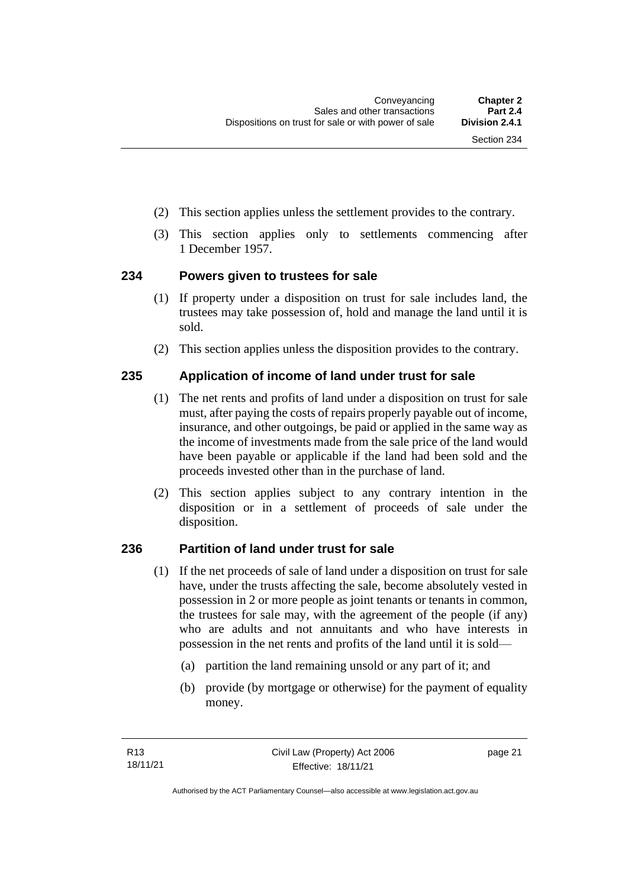(2) This section applies unless the settlement provides to the contrary.

(3) This section applies only to settlements commencing after 1 December 1957.

## 234 Powers given to trustees for sale

(1) If property under a disposition on trust for sale includes land, the trustees may take possession of, hold and manage the land until it is sold.

(2) This section applies unless the disposition provides to the contrary.

## 235 Application of income of land under trust for sale

(1) The net rents and profits of land under a disposition on trust for sale must, after paying the costs of repairs properly payable out of income, insurance, and other outgoings, be paid or applied in the same way as the income of investments made from the sale price of the land would have been payable or applicable if the land had been sold and the proceeds invested other than in the purchase of land.

(2) This section applies subject to any contrary intention in the disposition or in a settlement of proceeds of sale under the disposition.

## 236 Partition of land under trust for sale

(1) If the net proceeds of sale of land under a disposition on trust for sale have, under the trusts affecting the sale, become absolutely vested in possession in 2 or more people as joint tenants or tenants in common, the trustees for sale may, with the agreement of the people (if any) who are adults and not annuitants and who have interests in possession in the net rents and profits of the land until it is sold—

(a) partition the land remaining unsold or any part of it; and

(b) provide (by mortgage or otherwise) for the payment of equality money.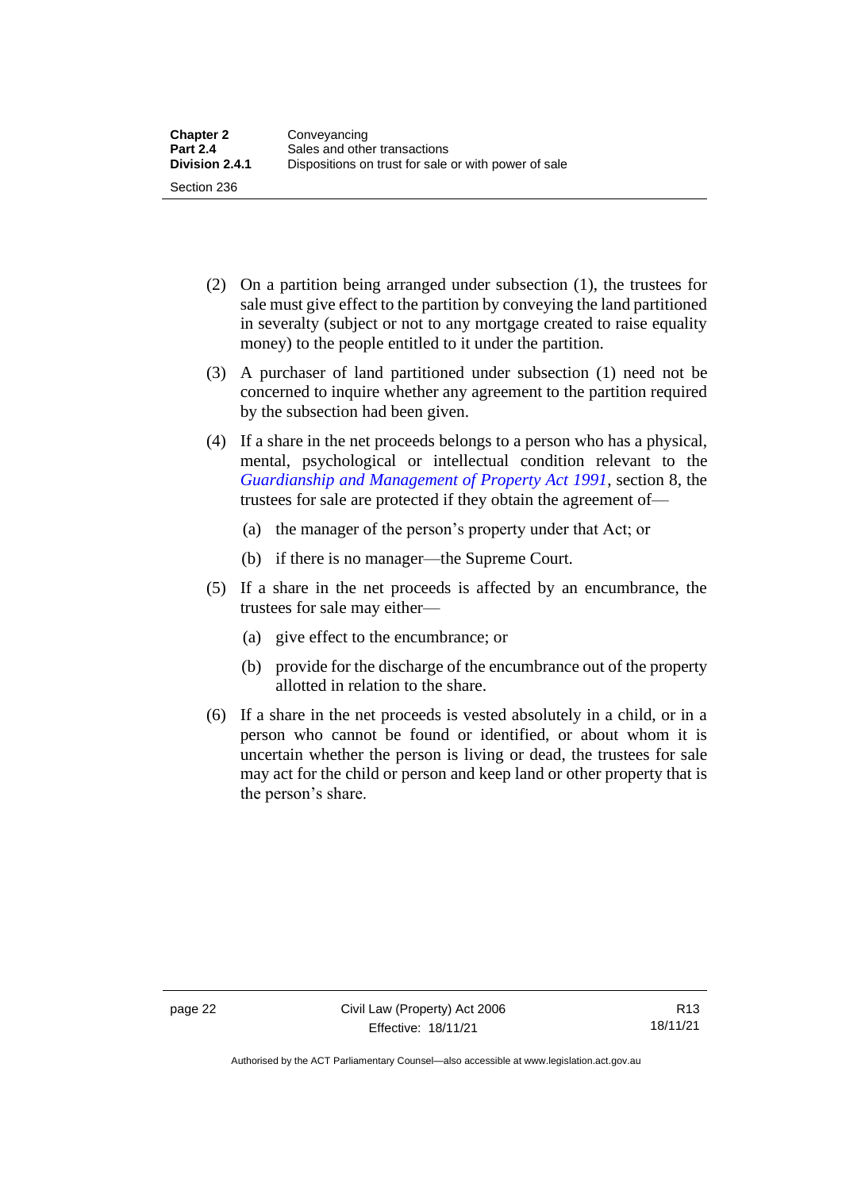(2) On a partition being arranged under subsection (1), the trustees for sale must give effect to the partition by conveying the land partitioned in severalty (subject or not to any mortgage created to raise equality money) to the people entitled to it under the partition.

(3) A purchaser of land partitioned under subsection (1) need not be concerned to inquire whether any agreement to the partition required by the subsection had been given.

(4) If a share in the net proceeds belongs to a person who has a physical, mental, psychological or intellectual condition relevant to the *Guardianship and Management of Property Act 1991*, section 8, the trustees for sale are protected if they obtain the agreement of—

- (a) the manager of the person's property under that Act; or
- (b) if there is no manager—the Supreme Court.

(5) If a share in the net proceeds is affected by an encumbrance, the trustees for sale may either—

- (a) give effect to the encumbrance; or
- (b) provide for the discharge of the encumbrance out of the property allotted in relation to the share.

(6) If a share in the net proceeds is vested absolutely in a child, or in a person who cannot be found or identified, or about whom it is uncertain whether the person is living or dead, the trustees for sale may act for the child or person and keep land or other property that is the person's share.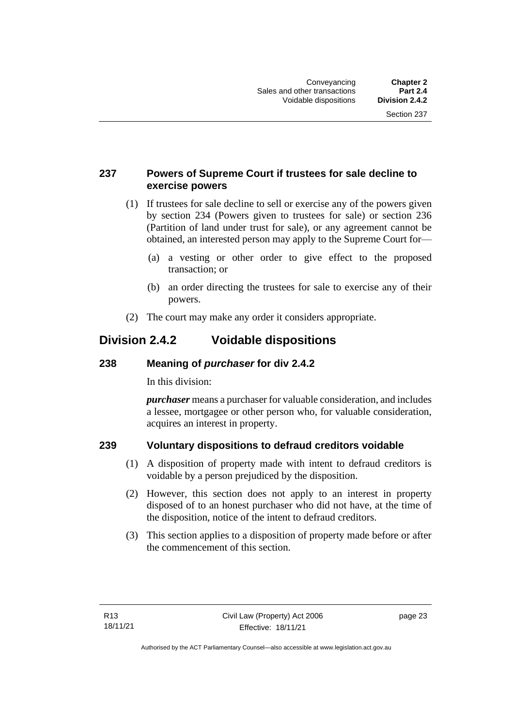### 237 Powers of Supreme Court if trustees for sale decline to exercise powers

(1) If trustees for sale decline to sell or exercise any of the powers given by section 234 (Powers given to trustees for sale) or section 236 (Partition of land under trust for sale), or any agreement cannot be obtained, an interested person may apply to the Supreme Court for—

(a) a vesting or other order to give effect to the proposed transaction; or

(b) an order directing the trustees for sale to exercise any of their powers.

(2) The court may make any order it considers appropriate.

## Division 2.4.2 Voidable dispositions

### 238 Meaning of *purchaser* for div 2.4.2

In this division:

***purchaser*** means a purchaser for valuable consideration, and includes a lessee, mortgagee or other person who, for valuable consideration, acquires an interest in property.

### 239 Voluntary dispositions to defraud creditors voidable

(1) A disposition of property made with intent to defraud creditors is voidable by a person prejudiced by the disposition.

(2) However, this section does not apply to an interest in property disposed of to an honest purchaser who did not have, at the time of the disposition, notice of the intent to defraud creditors.

(3) This section applies to a disposition of property made before or after the commencement of this section.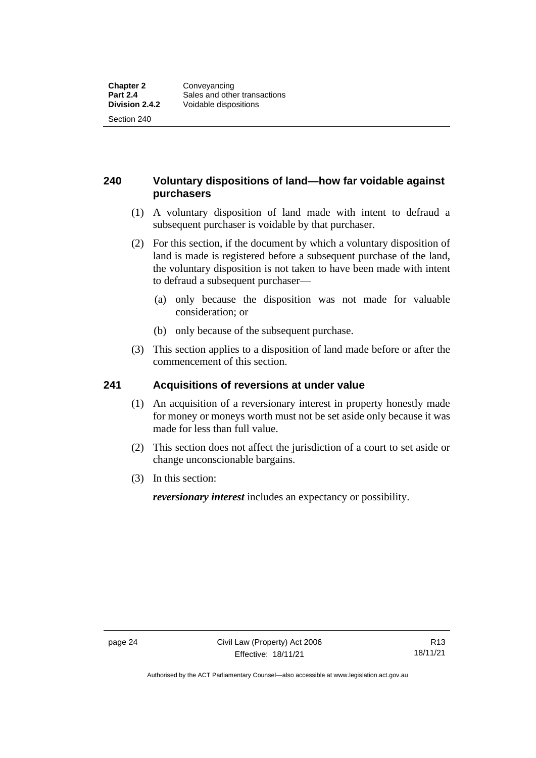## 240 Voluntary dispositions of land—how far voidable against purchasers

(1) A voluntary disposition of land made with intent to defraud a subsequent purchaser is voidable by that purchaser.

(2) For this section, if the document by which a voluntary disposition of land is made is registered before a subsequent purchase of the land, the voluntary disposition is not taken to have been made with intent to defraud a subsequent purchaser—

(a) only because the disposition was not made for valuable consideration; or

(b) only because of the subsequent purchase.

(3) This section applies to a disposition of land made before or after the commencement of this section.

## 241 Acquisitions of reversions at under value

(1) An acquisition of a reversionary interest in property honestly made for money or moneys worth must not be set aside only because it was made for less than full value.

(2) This section does not affect the jurisdiction of a court to set aside or change unconscionable bargains.

(3) In this section:

***reversionary interest*** includes an expectancy or possibility.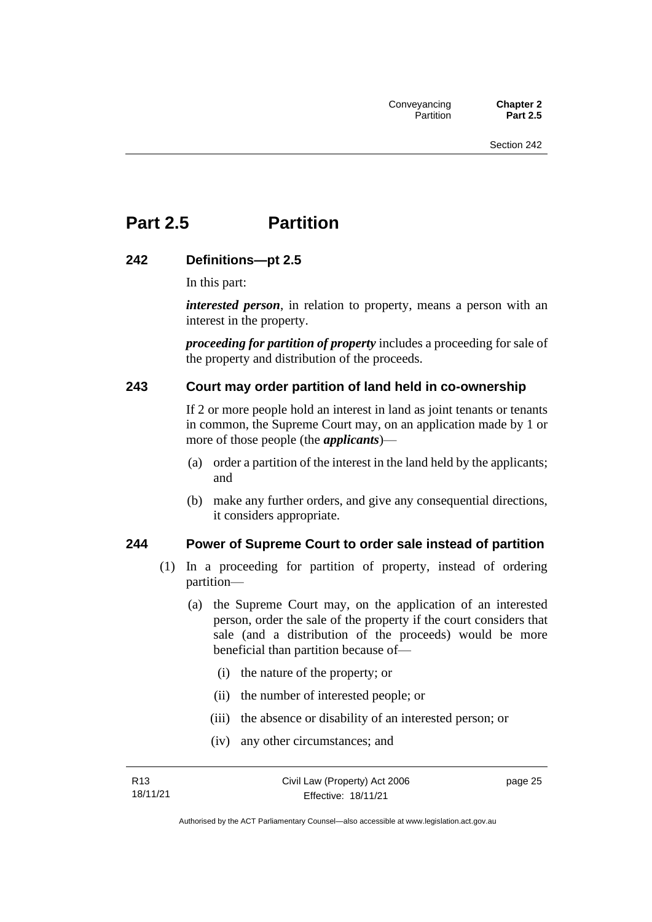# Part 2.5 Partition

## 242 Definitions—pt 2.5

In this part:

***interested person***, in relation to property, means a person with an interest in the property.

***proceeding for partition of property*** includes a proceeding for sale of the property and distribution of the proceeds.

## 243 Court may order partition of land held in co-ownership

If 2 or more people hold an interest in land as joint tenants or tenants in common, the Supreme Court may, on an application made by 1 or more of those people (the ***applicants***)—

(a) order a partition of the interest in the land held by the applicants; and

(b) make any further orders, and give any consequential directions, it considers appropriate.

## 244 Power of Supreme Court to order sale instead of partition

(1) In a proceeding for partition of property, instead of ordering partition—

(a) the Supreme Court may, on the application of an interested person, order the sale of the property if the court considers that sale (and a distribution of the proceeds) would be more beneficial than partition because of—

(i) the nature of the property; or

(ii) the number of interested people; or

(iii) the absence or disability of an interested person; or

(iv) any other circumstances; and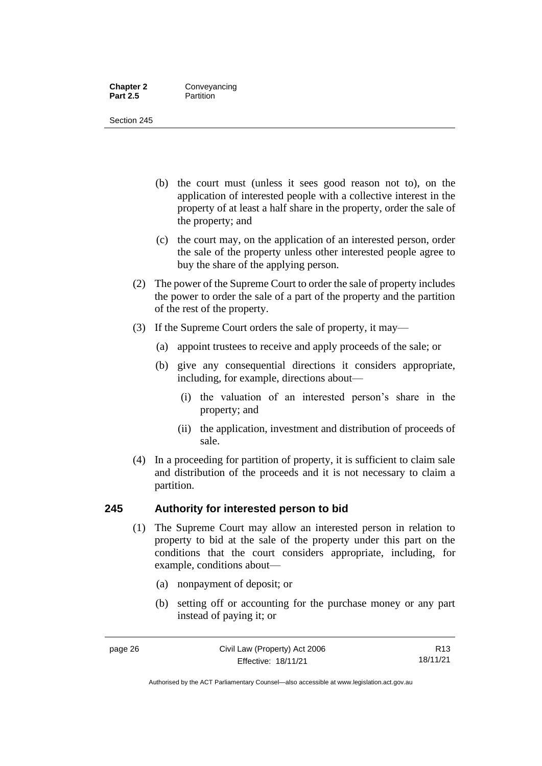(b) the court must (unless it sees good reason not to), on the application of interested people with a collective interest in the property of at least a half share in the property, order the sale of the property; and

(c) the court may, on the application of an interested person, order the sale of the property unless other interested people agree to buy the share of the applying person.

(2) The power of the Supreme Court to order the sale of property includes the power to order the sale of a part of the property and the partition of the rest of the property.

(3) If the Supreme Court orders the sale of property, it may—

(a) appoint trustees to receive and apply proceeds of the sale; or

(b) give any consequential directions it considers appropriate, including, for example, directions about—

(i) the valuation of an interested person's share in the property; and

(ii) the application, investment and distribution of proceeds of sale.

(4) In a proceeding for partition of property, it is sufficient to claim sale and distribution of the proceeds and it is not necessary to claim a partition.

## 245 Authority for interested person to bid

(1) The Supreme Court may allow an interested person in relation to property to bid at the sale of the property under this part on the conditions that the court considers appropriate, including, for example, conditions about—

(a) nonpayment of deposit; or

(b) setting off or accounting for the purchase money or any part instead of paying it; or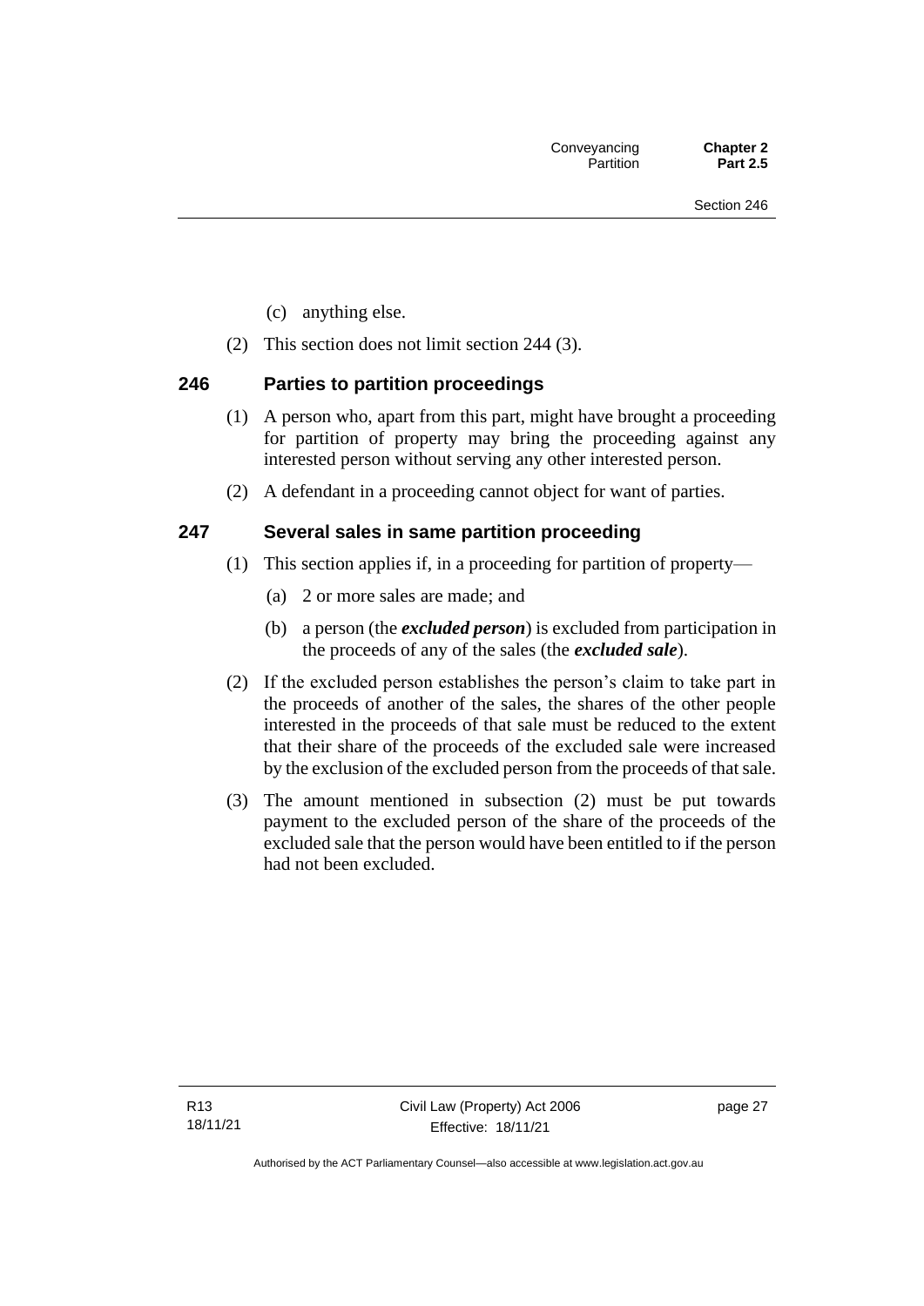(c) anything else.

(2) This section does not limit section 244 (3).

## 246 Parties to partition proceedings

(1) A person who, apart from this part, might have brought a proceeding for partition of property may bring the proceeding against any interested person without serving any other interested person.

(2) A defendant in a proceeding cannot object for want of parties.

## 247 Several sales in same partition proceeding

(1) This section applies if, in a proceeding for partition of property—

(a) 2 or more sales are made; and

(b) a person (the ***excluded person***) is excluded from participation in the proceeds of any of the sales (the ***excluded sale***).

(2) If the excluded person establishes the person's claim to take part in the proceeds of another of the sales, the shares of the other people interested in the proceeds of that sale must be reduced to the extent that their share of the proceeds of the excluded sale were increased by the exclusion of the excluded person from the proceeds of that sale.

(3) The amount mentioned in subsection (2) must be put towards payment to the excluded person of the share of the proceeds of the excluded sale that the person would have been entitled to if the person had not been excluded.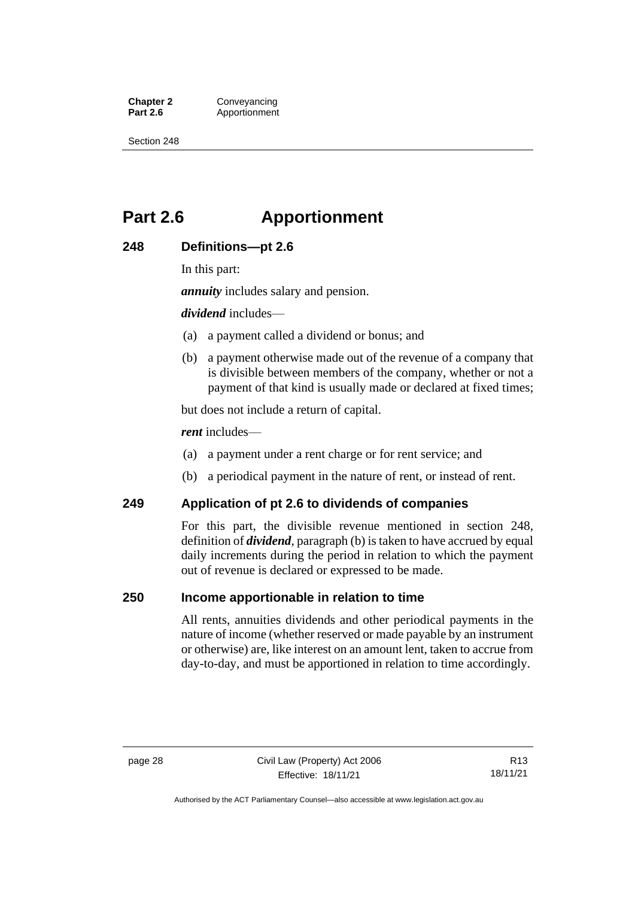# Part 2.6 Apportionment

## 248 Definitions—pt 2.6

In this part:

***annuity*** includes salary and pension.

***dividend*** includes—

(a) a payment called a dividend or bonus; and

(b) a payment otherwise made out of the revenue of a company that is divisible between members of the company, whether or not a payment of that kind is usually made or declared at fixed times;

but does not include a return of capital.

***rent*** includes—

(a) a payment under a rent charge or for rent service; and

(b) a periodical payment in the nature of rent, or instead of rent.

## 249 Application of pt 2.6 to dividends of companies

For this part, the divisible revenue mentioned in section 248, definition of ***dividend***, paragraph (b) is taken to have accrued by equal daily increments during the period in relation to which the payment out of revenue is declared or expressed to be made.

## 250 Income apportionable in relation to time

All rents, annuities dividends and other periodical payments in the nature of income (whether reserved or made payable by an instrument or otherwise) are, like interest on an amount lent, taken to accrue from day-to-day, and must be apportioned in relation to time accordingly.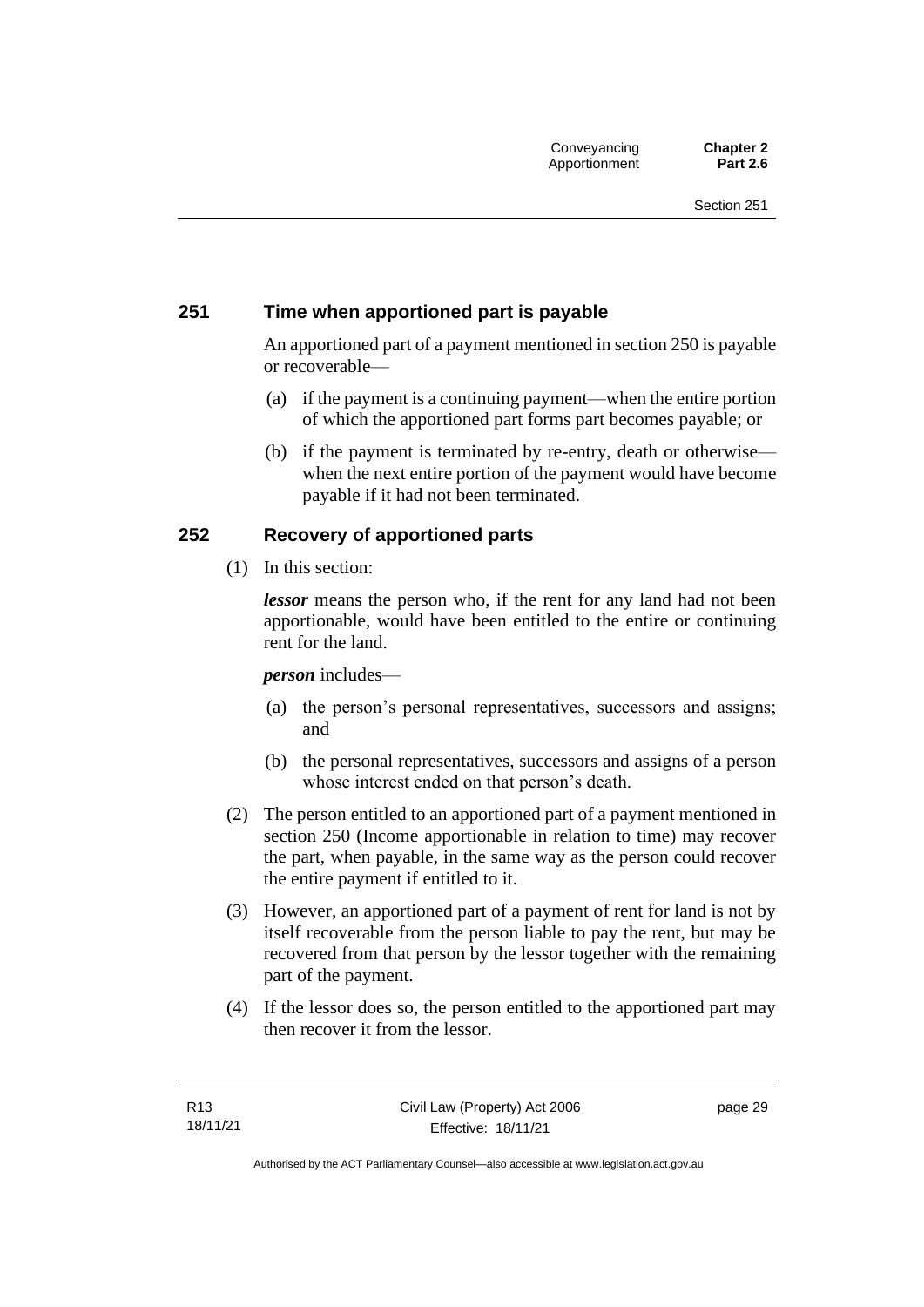## 251 Time when apportioned part is payable

An apportioned part of a payment mentioned in section 250 is payable or recoverable—

(a) if the payment is a continuing payment—when the entire portion of which the apportioned part forms part becomes payable; or

(b) if the payment is terminated by re-entry, death or otherwise—when the next entire portion of the payment would have become payable if it had not been terminated.

## 252 Recovery of apportioned parts

(1) In this section:

***lessor*** means the person who, if the rent for any land had not been apportionable, would have been entitled to the entire or continuing rent for the land.

***person*** includes—

(a) the person's personal representatives, successors and assigns; and

(b) the personal representatives, successors and assigns of a person whose interest ended on that person's death.

(2) The person entitled to an apportioned part of a payment mentioned in section 250 (Income apportionable in relation to time) may recover the part, when payable, in the same way as the person could recover the entire payment if entitled to it.

(3) However, an apportioned part of a payment of rent for land is not by itself recoverable from the person liable to pay the rent, but may be recovered from that person by the lessor together with the remaining part of the payment.

(4) If the lessor does so, the person entitled to the apportioned part may then recover it from the lessor.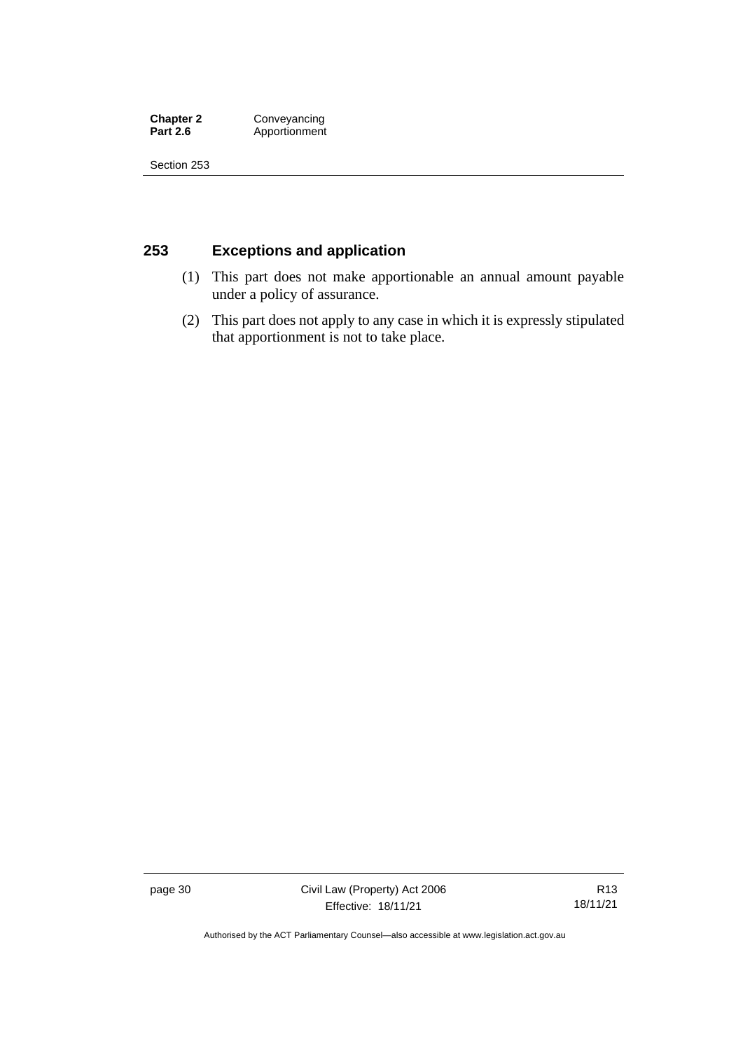## 253 Exceptions and application

(1) This part does not make apportionable an annual amount payable under a policy of assurance.

(2) This part does not apply to any case in which it is expressly stipulated that apportionment is not to take place.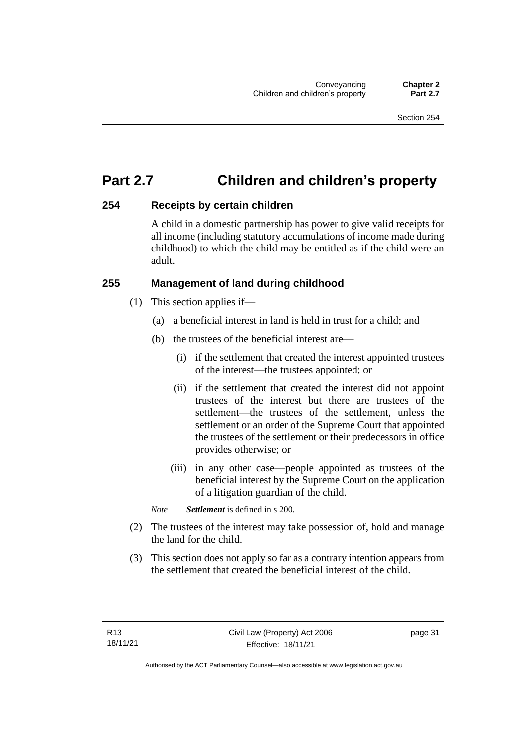# Part 2.7 Children and children's property

## 254 Receipts by certain children

A child in a domestic partnership has power to give valid receipts for all income (including statutory accumulations of income made during childhood) to which the child may be entitled as if the child were an adult.

## 255 Management of land during childhood

(1) This section applies if—

(a) a beneficial interest in land is held in trust for a child; and

(b) the trustees of the beneficial interest are—

(i) if the settlement that created the interest appointed trustees of the interest—the trustees appointed; or

(ii) if the settlement that created the interest did not appoint trustees of the interest but there are trustees of the settlement—the trustees of the settlement, unless the settlement or an order of the Supreme Court that appointed the trustees of the settlement or their predecessors in office provides otherwise; or

(iii) in any other case—people appointed as trustees of the beneficial interest by the Supreme Court on the application of a litigation guardian of the child.

*Note* ***Settlement*** is defined in s 200.

(2) The trustees of the interest may take possession of, hold and manage the land for the child.

(3) This section does not apply so far as a contrary intention appears from the settlement that created the beneficial interest of the child.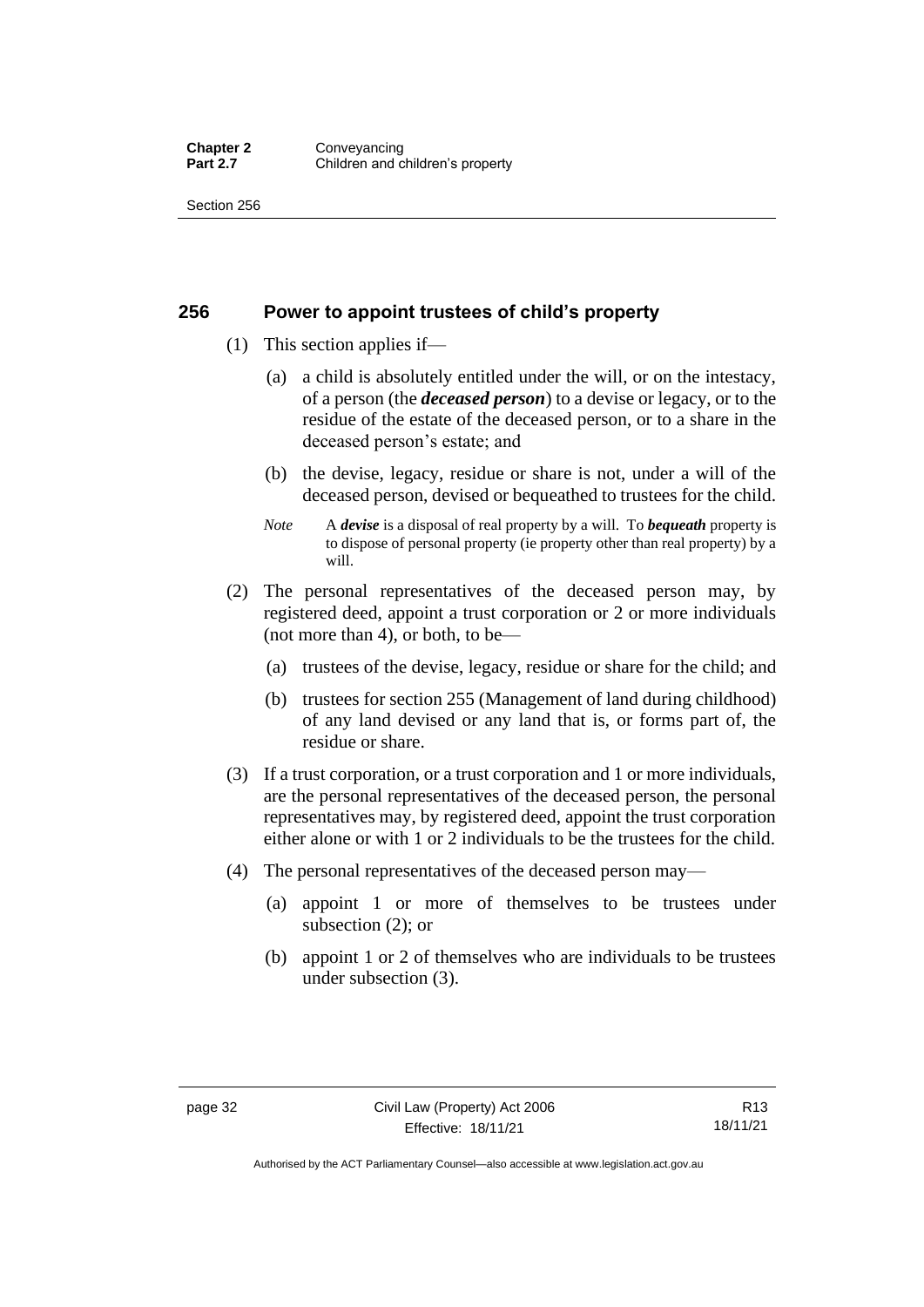## 256 Power to appoint trustees of child's property

(1) This section applies if—

(a) a child is absolutely entitled under the will, or on the intestacy, of a person (the ***deceased person***) to a devise or legacy, or to the residue of the estate of the deceased person, or to a share in the deceased person's estate; and

(b) the devise, legacy, residue or share is not, under a will of the deceased person, devised or bequeathed to trustees for the child.

*Note* A ***devise*** is a disposal of real property by a will. To ***bequeath*** property is to dispose of personal property (ie property other than real property) by a will.

(2) The personal representatives of the deceased person may, by registered deed, appoint a trust corporation or 2 or more individuals (not more than 4), or both, to be—

(a) trustees of the devise, legacy, residue or share for the child; and

(b) trustees for section 255 (Management of land during childhood) of any land devised or any land that is, or forms part of, the residue or share.

(3) If a trust corporation, or a trust corporation and 1 or more individuals, are the personal representatives of the deceased person, the personal representatives may, by registered deed, appoint the trust corporation either alone or with 1 or 2 individuals to be the trustees for the child.

(4) The personal representatives of the deceased person may—

(a) appoint 1 or more of themselves to be trustees under subsection (2); or

(b) appoint 1 or 2 of themselves who are individuals to be trustees under subsection (3).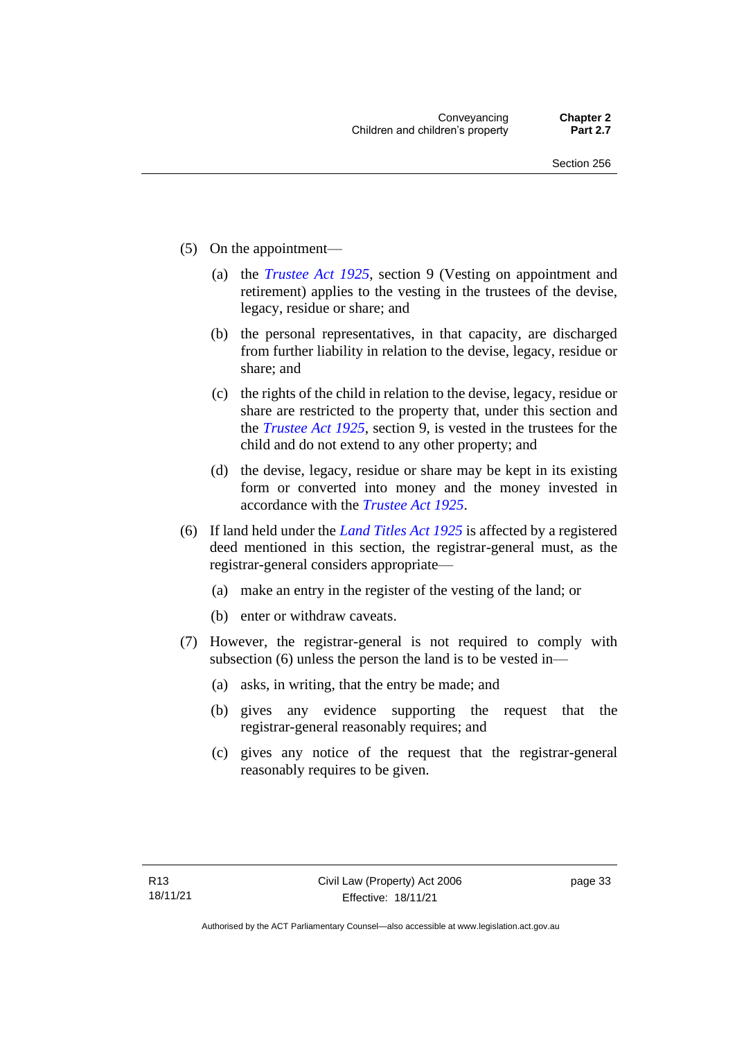(5) On the appointment—

(a) the *Trustee Act 1925*, section 9 (Vesting on appointment and retirement) applies to the vesting in the trustees of the devise, legacy, residue or share; and

(b) the personal representatives, in that capacity, are discharged from further liability in relation to the devise, legacy, residue or share; and

(c) the rights of the child in relation to the devise, legacy, residue or share are restricted to the property that, under this section and the *Trustee Act 1925*, section 9, is vested in the trustees for the child and do not extend to any other property; and

(d) the devise, legacy, residue or share may be kept in its existing form or converted into money and the money invested in accordance with the *Trustee Act 1925*.

(6) If land held under the *Land Titles Act 1925* is affected by a registered deed mentioned in this section, the registrar-general must, as the registrar-general considers appropriate—

(a) make an entry in the register of the vesting of the land; or

(b) enter or withdraw caveats.

(7) However, the registrar-general is not required to comply with subsection (6) unless the person the land is to be vested in—

(a) asks, in writing, that the entry be made; and

(b) gives any evidence supporting the request that the registrar-general reasonably requires; and

(c) gives any notice of the request that the registrar-general reasonably requires to be given.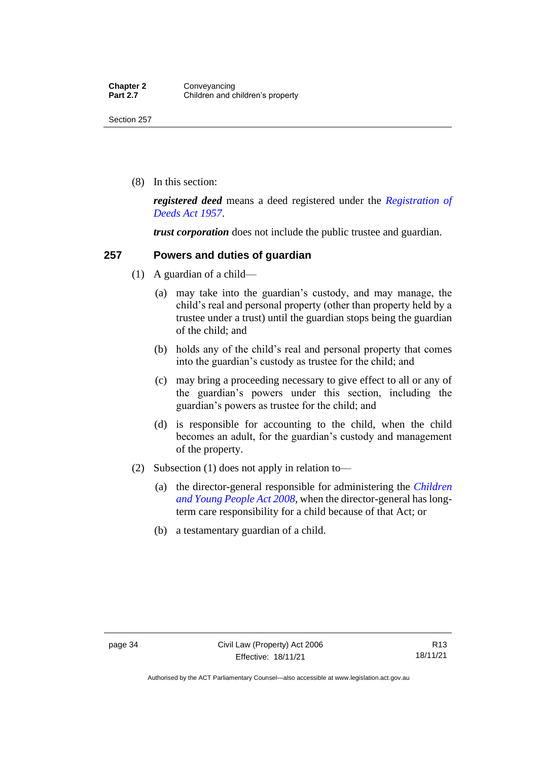(8) In this section:

***registered deed*** means a deed registered under the *Registration of Deeds Act 1957*.

***trust corporation*** does not include the public trustee and guardian.

## 257 Powers and duties of guardian

(1) A guardian of a child—

(a) may take into the guardian's custody, and may manage, the child's real and personal property (other than property held by a trustee under a trust) until the guardian stops being the guardian of the child; and

(b) holds any of the child's real and personal property that comes into the guardian's custody as trustee for the child; and

(c) may bring a proceeding necessary to give effect to all or any of the guardian's powers under this section, including the guardian's powers as trustee for the child; and

(d) is responsible for accounting to the child, when the child becomes an adult, for the guardian's custody and management of the property.

(2) Subsection (1) does not apply in relation to—

(a) the director-general responsible for administering the *Children and Young People Act 2008*, when the director-general has long-term care responsibility for a child because of that Act; or

(b) a testamentary guardian of a child.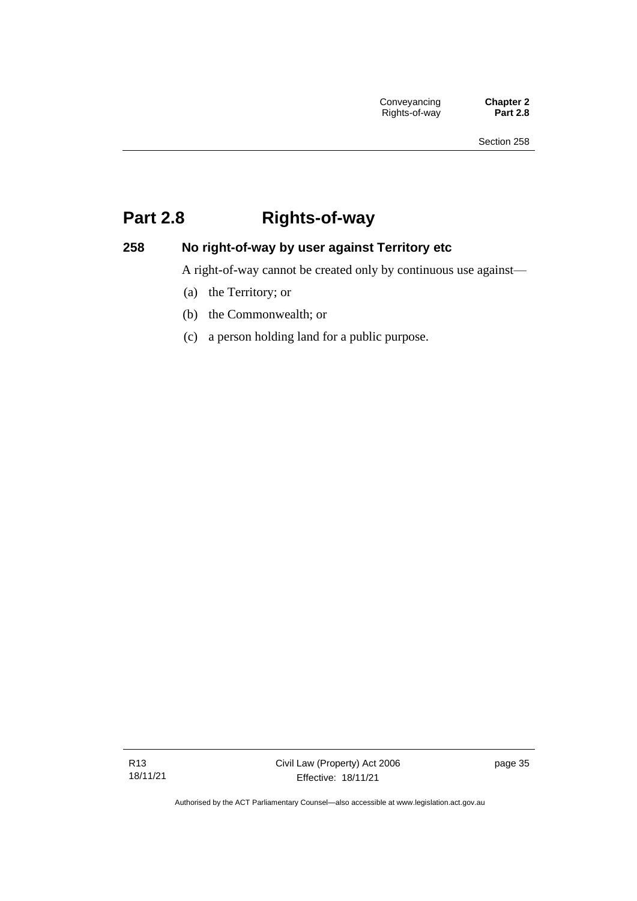# Part 2.8 Rights-of-way

## 258 No right-of-way by user against Territory etc

A right-of-way cannot be created only by continuous use against—

(a) the Territory; or

(b) the Commonwealth; or

(c) a person holding land for a public purpose.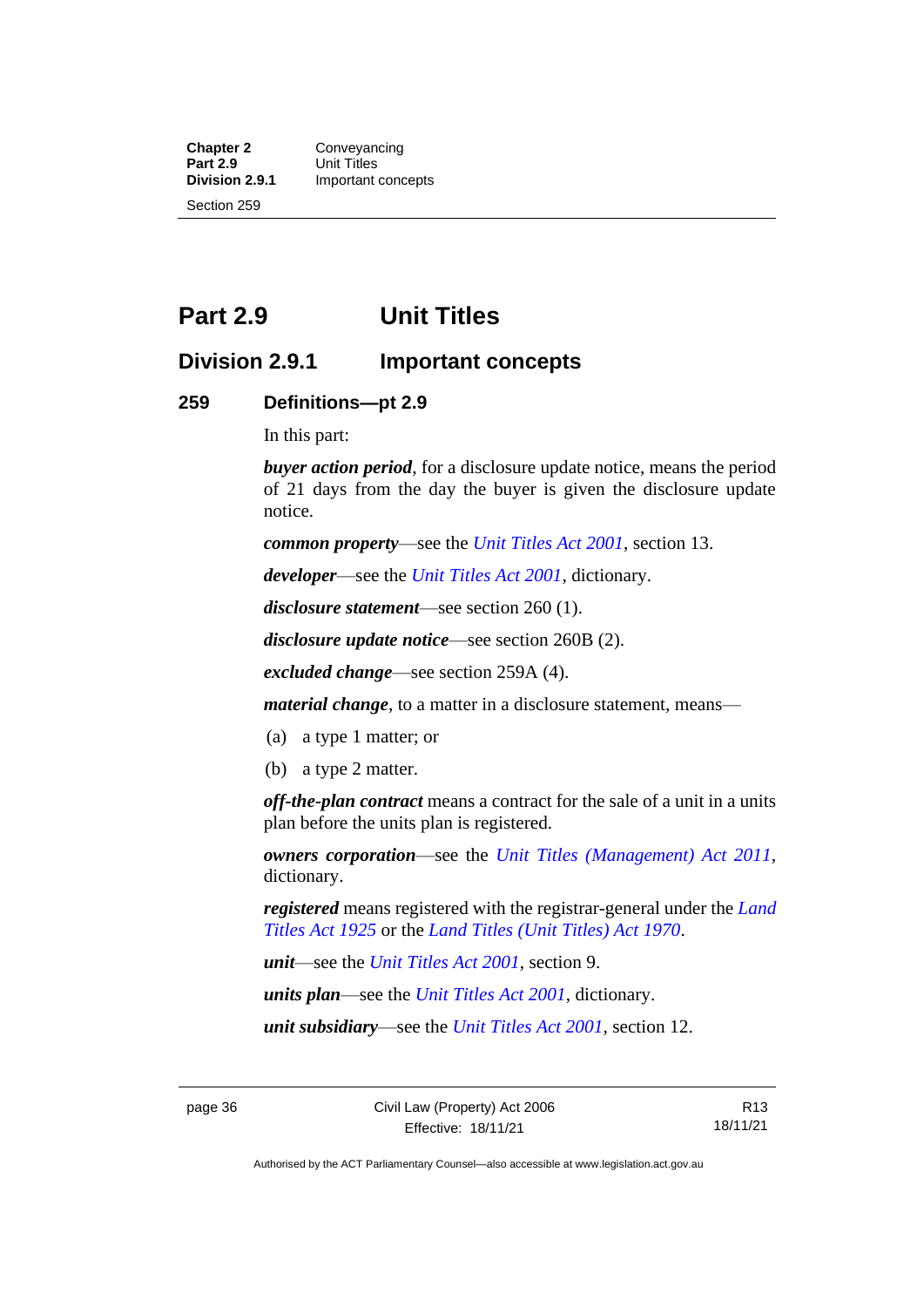# Part 2.9 Unit Titles

## Division 2.9.1 Important concepts

### 259 Definitions—pt 2.9

In this part:

***buyer action period***, for a disclosure update notice, means the period of 21 days from the day the buyer is given the disclosure update notice.

***common property***—see the *Unit Titles Act 2001*, section 13.

***developer***—see the *Unit Titles Act 2001*, dictionary.

***disclosure statement***—see section 260 (1).

***disclosure update notice***—see section 260B (2).

***excluded change***—see section 259A (4).

***material change***, to a matter in a disclosure statement, means—

(a) a type 1 matter; or

(b) a type 2 matter.

***off-the-plan contract*** means a contract for the sale of a unit in a units plan before the units plan is registered.

***owners corporation***—see the *Unit Titles (Management) Act 2011*, dictionary.

***registered*** means registered with the registrar-general under the *Land Titles Act 1925* or the *Land Titles (Unit Titles) Act 1970*.

***unit***—see the *Unit Titles Act 2001*, section 9.

***units plan***—see the *Unit Titles Act 2001*, dictionary.

***unit subsidiary***—see the *Unit Titles Act 2001*, section 12.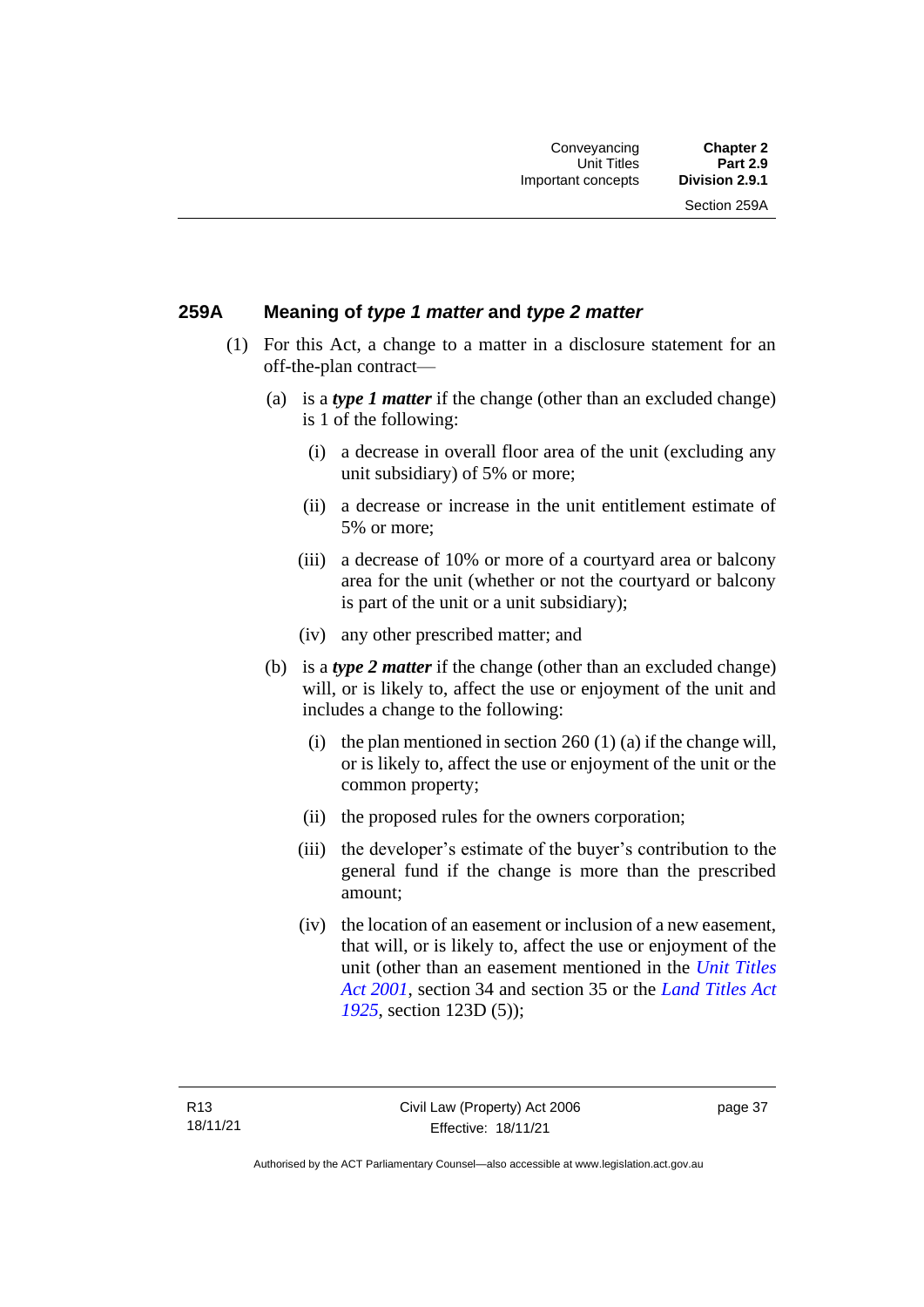### 259A Meaning of *type 1 matter* and *type 2 matter*

(1) For this Act, a change to a matter in a disclosure statement for an off-the-plan contract—

(a) is a ***type 1 matter*** if the change (other than an excluded change) is 1 of the following:

(i) a decrease in overall floor area of the unit (excluding any unit subsidiary) of 5% or more;

(ii) a decrease or increase in the unit entitlement estimate of 5% or more;

(iii) a decrease of 10% or more of a courtyard area or balcony area for the unit (whether or not the courtyard or balcony is part of the unit or a unit subsidiary);

(iv) any other prescribed matter; and

(b) is a ***type 2 matter*** if the change (other than an excluded change) will, or is likely to, affect the use or enjoyment of the unit and includes a change to the following:

(i) the plan mentioned in section 260 (1) (a) if the change will, or is likely to, affect the use or enjoyment of the unit or the common property;

(ii) the proposed rules for the owners corporation;

(iii) the developer's estimate of the buyer's contribution to the general fund if the change is more than the prescribed amount;

(iv) the location of an easement or inclusion of a new easement, that will, or is likely to, affect the use or enjoyment of the unit (other than an easement mentioned in the *Unit Titles Act 2001*, section 34 and section 35 or the *Land Titles Act 1925*, section 123D (5));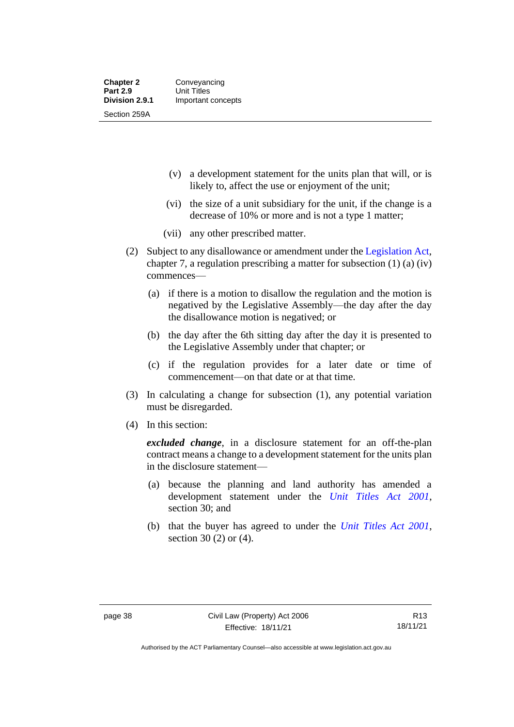(v) a development statement for the units plan that will, or is likely to, affect the use or enjoyment of the unit;

(vi) the size of a unit subsidiary for the unit, if the change is a decrease of 10% or more and is not a type 1 matter;

(vii) any other prescribed matter.

(2) Subject to any disallowance or amendment under the Legislation Act, chapter 7, a regulation prescribing a matter for subsection (1) (a) (iv) commences—

(a) if there is a motion to disallow the regulation and the motion is negatived by the Legislative Assembly—the day after the day the disallowance motion is negatived; or

(b) the day after the 6th sitting day after the day it is presented to the Legislative Assembly under that chapter; or

(c) if the regulation provides for a later date or time of commencement—on that date or at that time.

(3) In calculating a change for subsection (1), any potential variation must be disregarded.

(4) In this section:

***excluded change***, in a disclosure statement for an off-the-plan contract means a change to a development statement for the units plan in the disclosure statement—

(a) because the planning and land authority has amended a development statement under the *Unit Titles Act 2001*, section 30; and

(b) that the buyer has agreed to under the *Unit Titles Act 2001*, section 30 (2) or (4).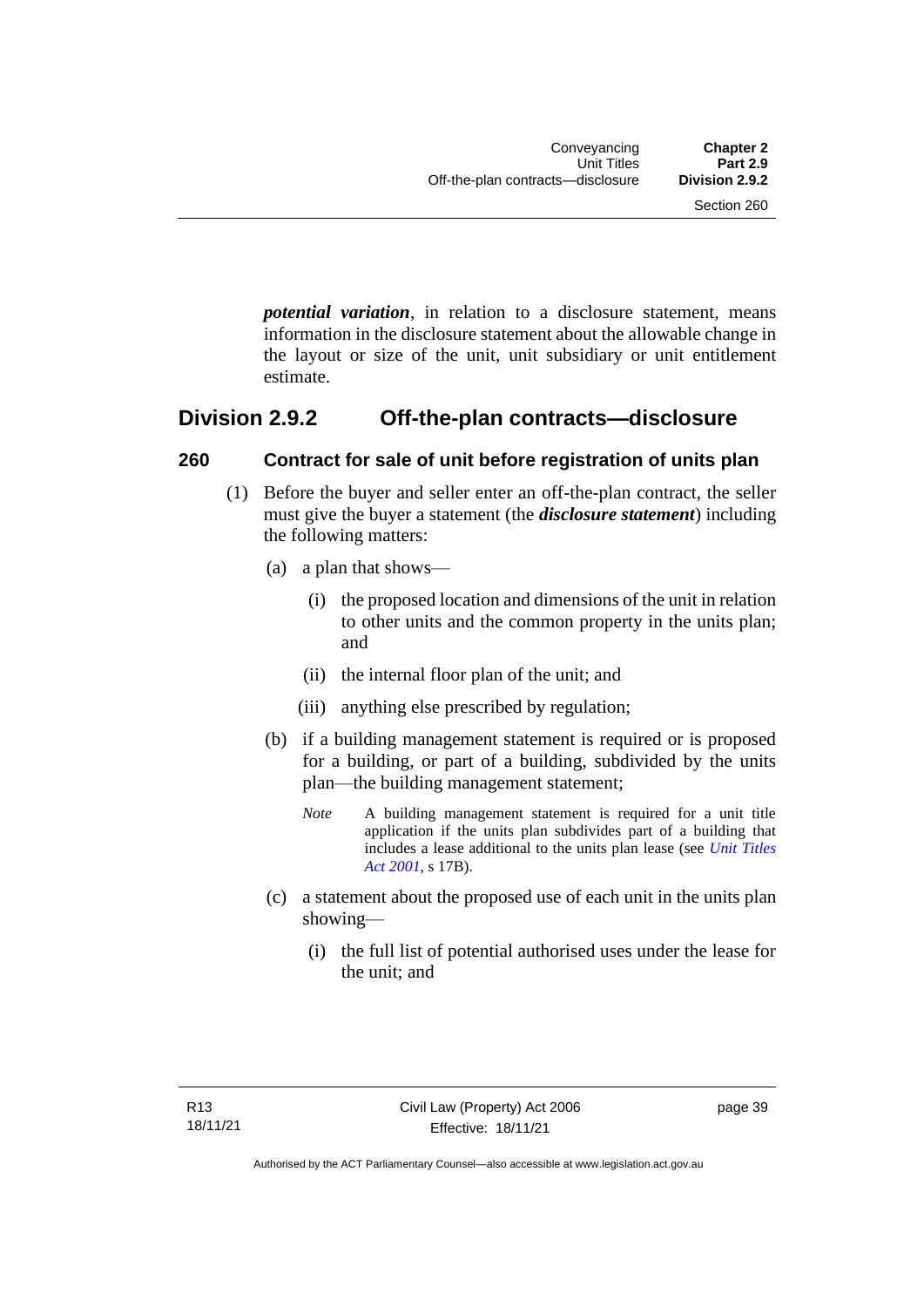***potential variation***, in relation to a disclosure statement, means information in the disclosure statement about the allowable change in the layout or size of the unit, unit subsidiary or unit entitlement estimate.

## Division 2.9.2 Off-the-plan contracts—disclosure

### 260 Contract for sale of unit before registration of units plan

(1) Before the buyer and seller enter an off-the-plan contract, the seller must give the buyer a statement (the ***disclosure statement***) including the following matters:

(a) a plan that shows—

(i) the proposed location and dimensions of the unit in relation to other units and the common property in the units plan; and

(ii) the internal floor plan of the unit; and

(iii) anything else prescribed by regulation;

(b) if a building management statement is required or is proposed for a building, or part of a building, subdivided by the units plan—the building management statement;

*Note* A building management statement is required for a unit title application if the units plan subdivides part of a building that includes a lease additional to the units plan lease (see *Unit Titles Act 2001*, s 17B).

(c) a statement about the proposed use of each unit in the units plan showing—

(i) the full list of potential authorised uses under the lease for the unit; and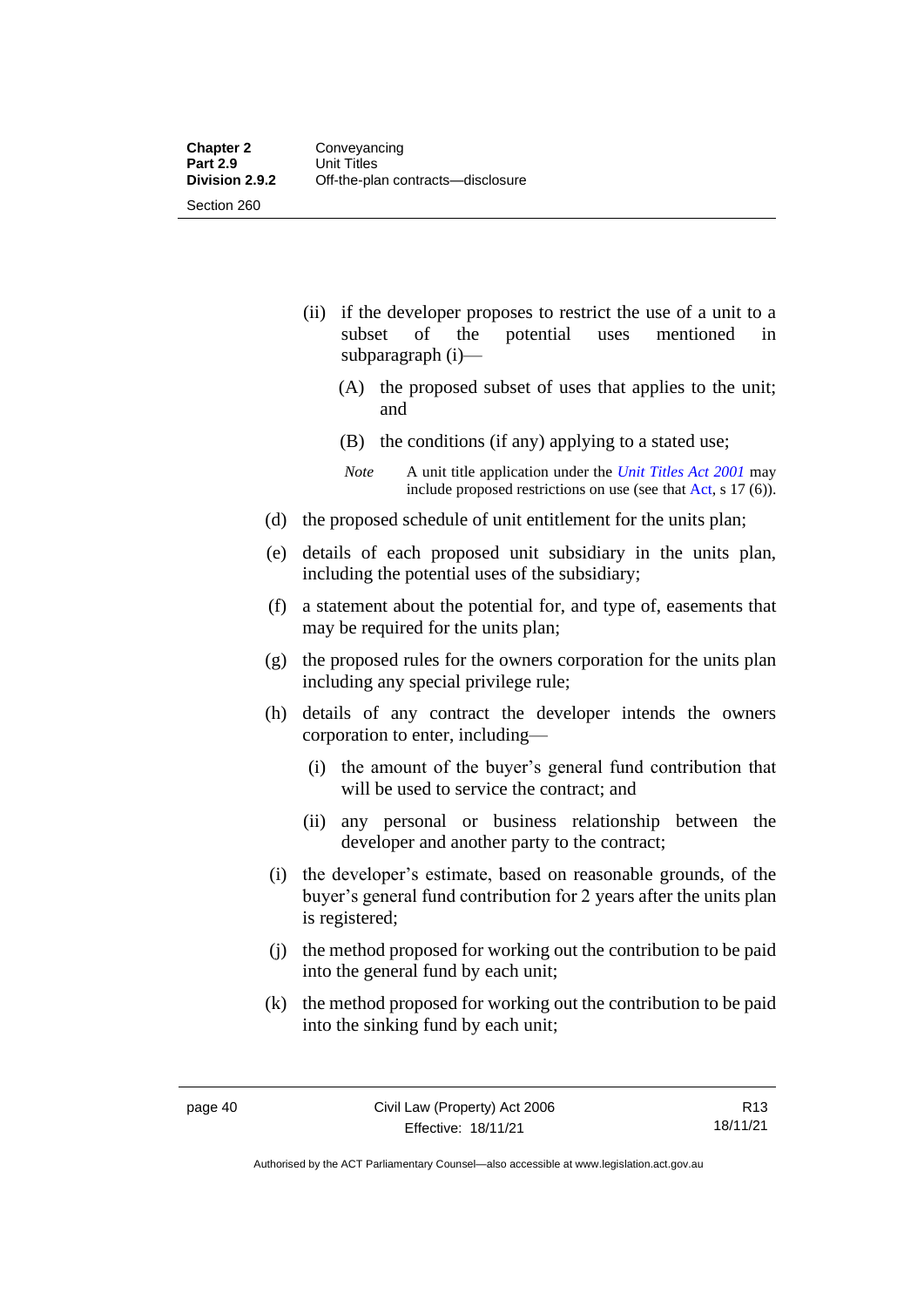(ii) if the developer proposes to restrict the use of a unit to a subset of the potential uses mentioned in subparagraph (i)—

(A) the proposed subset of uses that applies to the unit; and

(B) the conditions (if any) applying to a stated use;

*Note* A unit title application under the *Unit Titles Act 2001* may include proposed restrictions on use (see that Act, s 17 (6)).

(d) the proposed schedule of unit entitlement for the units plan;

(e) details of each proposed unit subsidiary in the units plan, including the potential uses of the subsidiary;

(f) a statement about the potential for, and type of, easements that may be required for the units plan;

(g) the proposed rules for the owners corporation for the units plan including any special privilege rule;

(h) details of any contract the developer intends the owners corporation to enter, including—

(i) the amount of the buyer's general fund contribution that will be used to service the contract; and

(ii) any personal or business relationship between the developer and another party to the contract;

(i) the developer's estimate, based on reasonable grounds, of the buyer's general fund contribution for 2 years after the units plan is registered;

(j) the method proposed for working out the contribution to be paid into the general fund by each unit;

(k) the method proposed for working out the contribution to be paid into the sinking fund by each unit;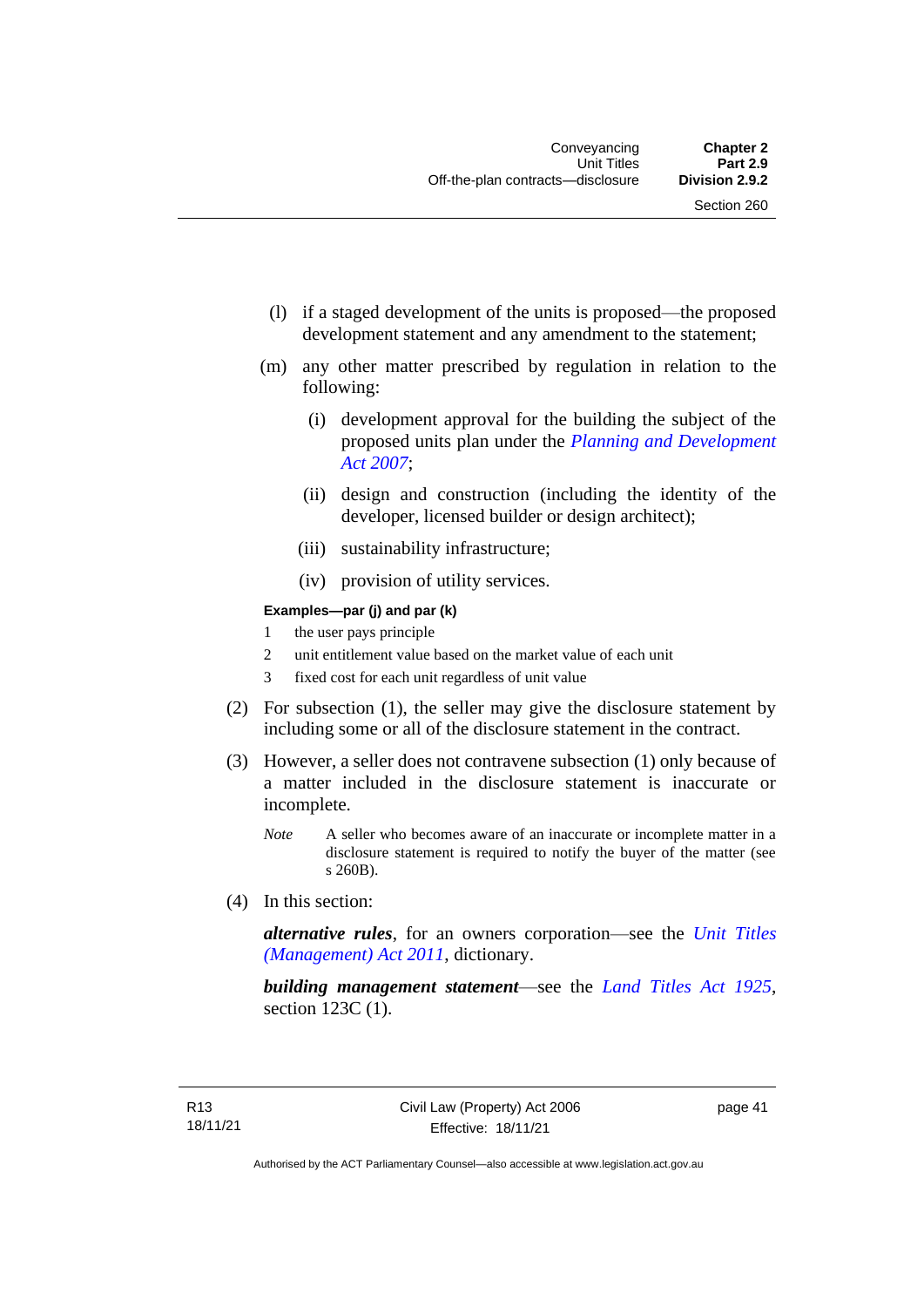(l) if a staged development of the units is proposed—the proposed development statement and any amendment to the statement;

(m) any other matter prescribed by regulation in relation to the following:

(i) development approval for the building the subject of the proposed units plan under the *Planning and Development Act 2007*;

(ii) design and construction (including the identity of the developer, licensed builder or design architect);

(iii) sustainability infrastructure;

(iv) provision of utility services.

**Examples—par (j) and par (k)**

1 the user pays principle

2 unit entitlement value based on the market value of each unit

3 fixed cost for each unit regardless of unit value

(2) For subsection (1), the seller may give the disclosure statement by including some or all of the disclosure statement in the contract.

(3) However, a seller does not contravene subsection (1) only because of a matter included in the disclosure statement is inaccurate or incomplete.

*Note* A seller who becomes aware of an inaccurate or incomplete matter in a disclosure statement is required to notify the buyer of the matter (see s 260B).

(4) In this section:

***alternative rules***, for an owners corporation—see the *Unit Titles (Management) Act 2011*, dictionary.

***building management statement***—see the *Land Titles Act 1925*, section 123C (1).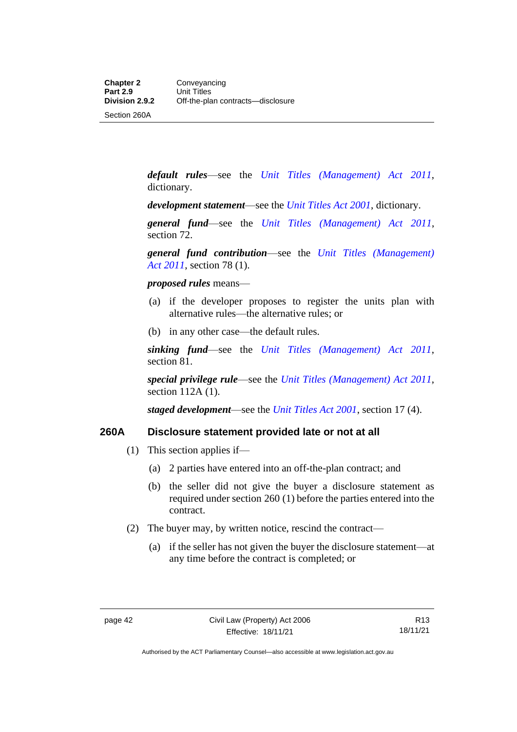***default rules***—see the *Unit Titles (Management) Act 2011*, dictionary.

***development statement***—see the *Unit Titles Act 2001*, dictionary.

***general fund***—see the *Unit Titles (Management) Act 2011*, section 72.

***general fund contribution***—see the *Unit Titles (Management) Act 2011*, section 78 (1).

***proposed rules*** means—

(a) if the developer proposes to register the units plan with alternative rules—the alternative rules; or

(b) in any other case—the default rules.

***sinking fund***—see the *Unit Titles (Management) Act 2011*, section 81.

***special privilege rule***—see the *Unit Titles (Management) Act 2011*, section 112A (1).

***staged development***—see the *Unit Titles Act 2001*, section 17 (4).

## 260A Disclosure statement provided late or not at all

(1) This section applies if—

(a) 2 parties have entered into an off-the-plan contract; and

(b) the seller did not give the buyer a disclosure statement as required under section 260 (1) before the parties entered into the contract.

(2) The buyer may, by written notice, rescind the contract—

(a) if the seller has not given the buyer the disclosure statement—at any time before the contract is completed; or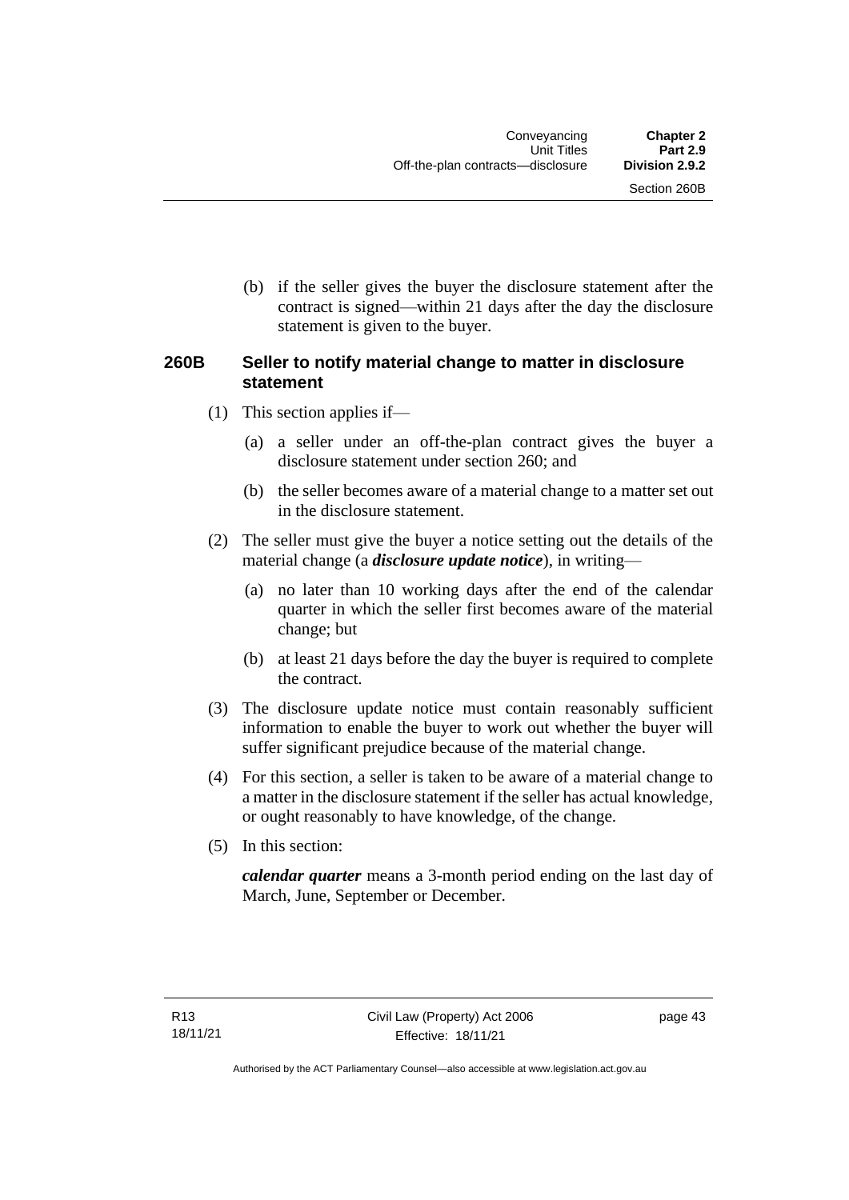(b) if the seller gives the buyer the disclosure statement after the contract is signed—within 21 days after the day the disclosure statement is given to the buyer.

## 260B Seller to notify material change to matter in disclosure statement

(1) This section applies if—

(a) a seller under an off-the-plan contract gives the buyer a disclosure statement under section 260; and

(b) the seller becomes aware of a material change to a matter set out in the disclosure statement.

(2) The seller must give the buyer a notice setting out the details of the material change (a ***disclosure update notice***), in writing—

(a) no later than 10 working days after the end of the calendar quarter in which the seller first becomes aware of the material change; but

(b) at least 21 days before the day the buyer is required to complete the contract.

(3) The disclosure update notice must contain reasonably sufficient information to enable the buyer to work out whether the buyer will suffer significant prejudice because of the material change.

(4) For this section, a seller is taken to be aware of a material change to a matter in the disclosure statement if the seller has actual knowledge, or ought reasonably to have knowledge, of the change.

(5) In this section:

***calendar quarter*** means a 3-month period ending on the last day of March, June, September or December.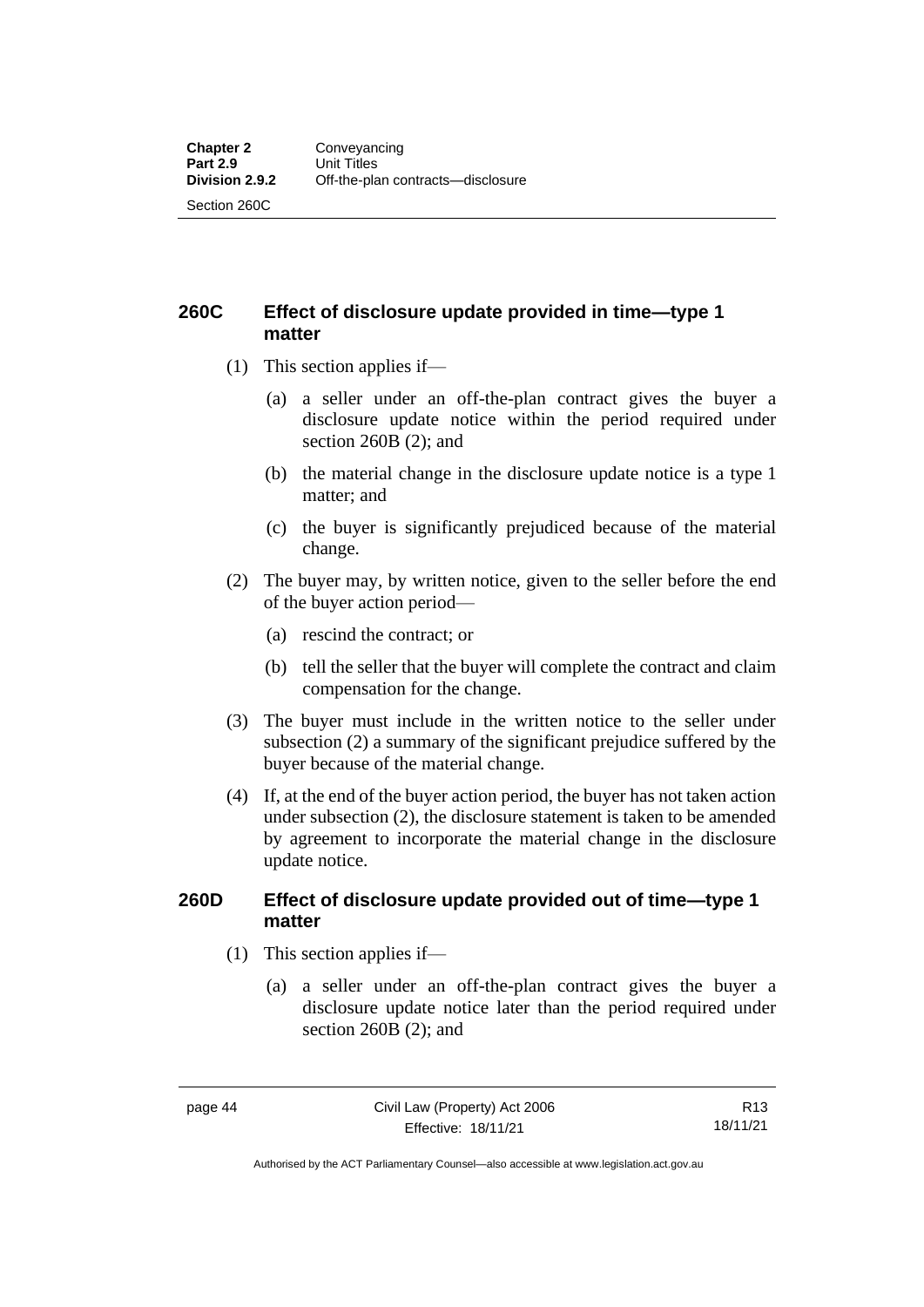## 260C Effect of disclosure update provided in time—type 1 matter

(1) This section applies if—

(a) a seller under an off-the-plan contract gives the buyer a disclosure update notice within the period required under section 260B (2); and

(b) the material change in the disclosure update notice is a type 1 matter; and

(c) the buyer is significantly prejudiced because of the material change.

(2) The buyer may, by written notice, given to the seller before the end of the buyer action period—

(a) rescind the contract; or

(b) tell the seller that the buyer will complete the contract and claim compensation for the change.

(3) The buyer must include in the written notice to the seller under subsection (2) a summary of the significant prejudice suffered by the buyer because of the material change.

(4) If, at the end of the buyer action period, the buyer has not taken action under subsection (2), the disclosure statement is taken to be amended by agreement to incorporate the material change in the disclosure update notice.

## 260D Effect of disclosure update provided out of time—type 1 matter

(1) This section applies if—

(a) a seller under an off-the-plan contract gives the buyer a disclosure update notice later than the period required under section 260B (2); and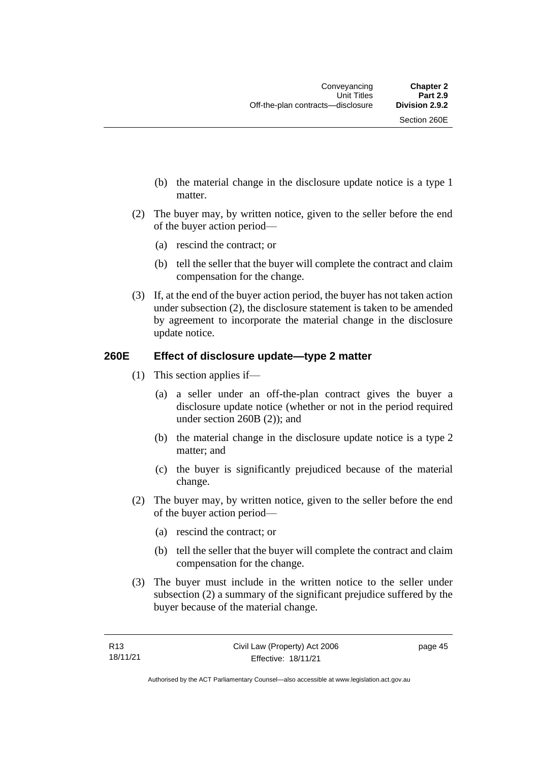(b) the material change in the disclosure update notice is a type 1 matter.

(2) The buyer may, by written notice, given to the seller before the end of the buyer action period—

(a) rescind the contract; or

(b) tell the seller that the buyer will complete the contract and claim compensation for the change.

(3) If, at the end of the buyer action period, the buyer has not taken action under subsection (2), the disclosure statement is taken to be amended by agreement to incorporate the material change in the disclosure update notice.

## 260E Effect of disclosure update—type 2 matter

(1) This section applies if—

(a) a seller under an off-the-plan contract gives the buyer a disclosure update notice (whether or not in the period required under section 260B (2)); and

(b) the material change in the disclosure update notice is a type 2 matter; and

(c) the buyer is significantly prejudiced because of the material change.

(2) The buyer may, by written notice, given to the seller before the end of the buyer action period—

(a) rescind the contract; or

(b) tell the seller that the buyer will complete the contract and claim compensation for the change.

(3) The buyer must include in the written notice to the seller under subsection (2) a summary of the significant prejudice suffered by the buyer because of the material change.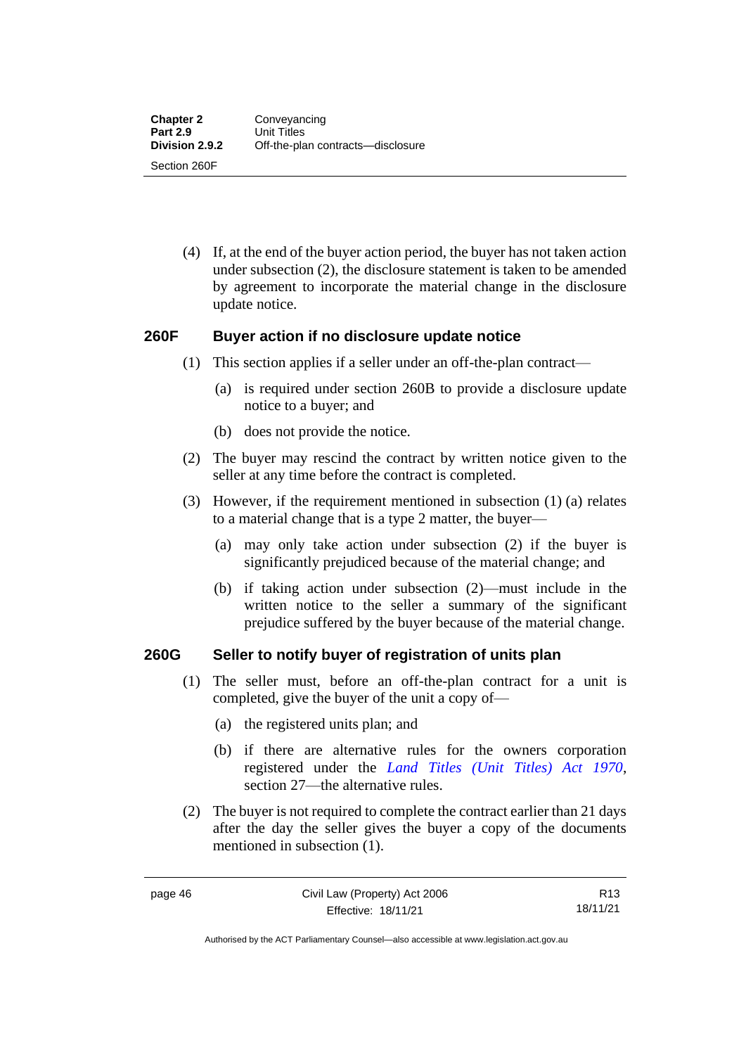(4) If, at the end of the buyer action period, the buyer has not taken action under subsection (2), the disclosure statement is taken to be amended by agreement to incorporate the material change in the disclosure update notice.

## 260F Buyer action if no disclosure update notice

(1) This section applies if a seller under an off-the-plan contract—

(a) is required under section 260B to provide a disclosure update notice to a buyer; and

(b) does not provide the notice.

(2) The buyer may rescind the contract by written notice given to the seller at any time before the contract is completed.

(3) However, if the requirement mentioned in subsection (1) (a) relates to a material change that is a type 2 matter, the buyer—

(a) may only take action under subsection (2) if the buyer is significantly prejudiced because of the material change; and

(b) if taking action under subsection (2)—must include in the written notice to the seller a summary of the significant prejudice suffered by the buyer because of the material change.

## 260G Seller to notify buyer of registration of units plan

(1) The seller must, before an off-the-plan contract for a unit is completed, give the buyer of the unit a copy of—

(a) the registered units plan; and

(b) if there are alternative rules for the owners corporation registered under the *Land Titles (Unit Titles) Act 1970*, section 27—the alternative rules.

(2) The buyer is not required to complete the contract earlier than 21 days after the day the seller gives the buyer a copy of the documents mentioned in subsection (1).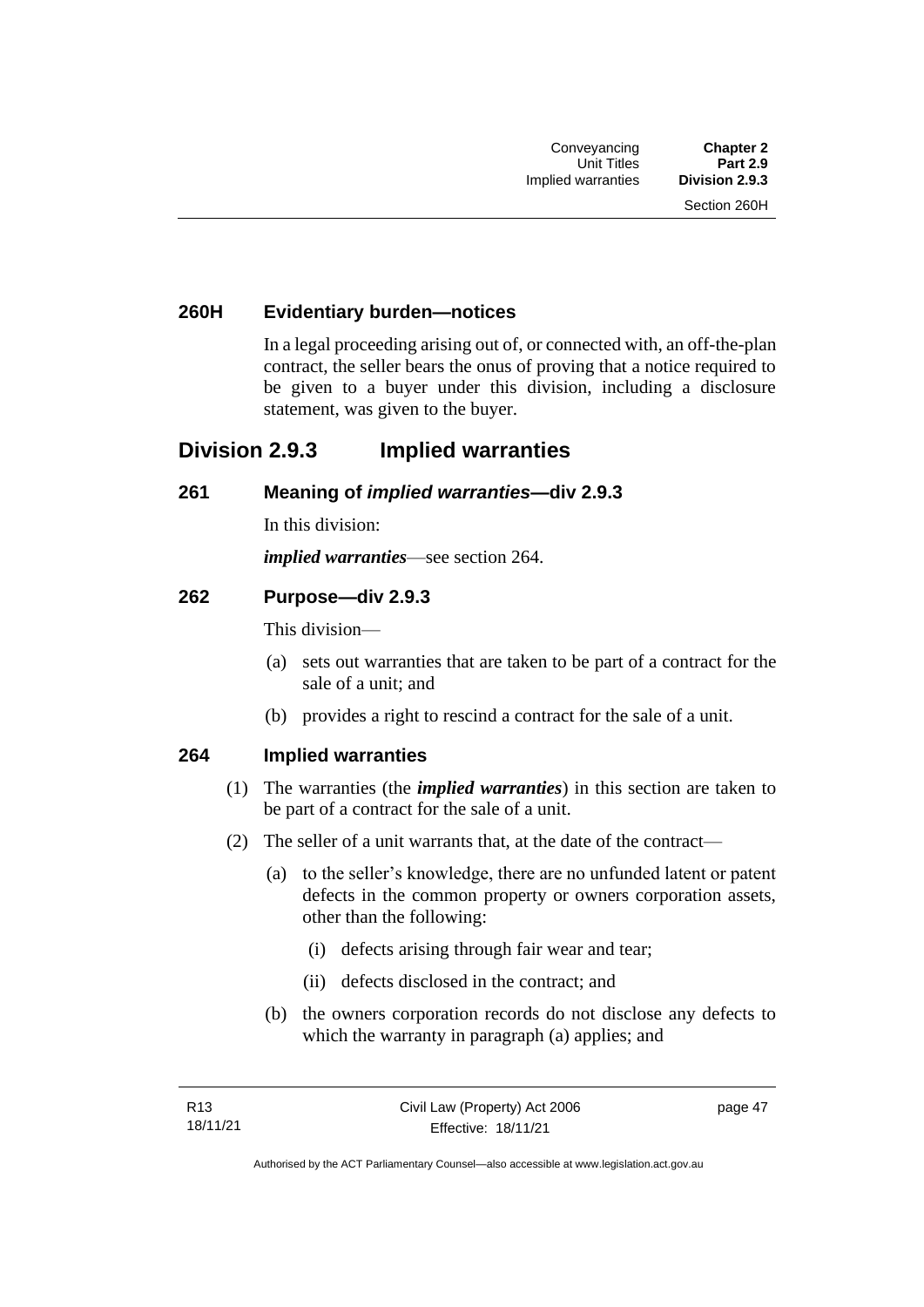### 260H Evidentiary burden—notices

In a legal proceeding arising out of, or connected with, an off-the-plan contract, the seller bears the onus of proving that a notice required to be given to a buyer under this division, including a disclosure statement, was given to the buyer.

## Division 2.9.3 Implied warranties

### 261 Meaning of *implied warranties*—div 2.9.3

In this division:

***implied warranties***—see section 264.

### 262 Purpose—div 2.9.3

This division—

(a) sets out warranties that are taken to be part of a contract for the sale of a unit; and

(b) provides a right to rescind a contract for the sale of a unit.

### 264 Implied warranties

(1) The warranties (the ***implied warranties***) in this section are taken to be part of a contract for the sale of a unit.

(2) The seller of a unit warrants that, at the date of the contract—

(a) to the seller's knowledge, there are no unfunded latent or patent defects in the common property or owners corporation assets, other than the following:

(i) defects arising through fair wear and tear;

(ii) defects disclosed in the contract; and

(b) the owners corporation records do not disclose any defects to which the warranty in paragraph (a) applies; and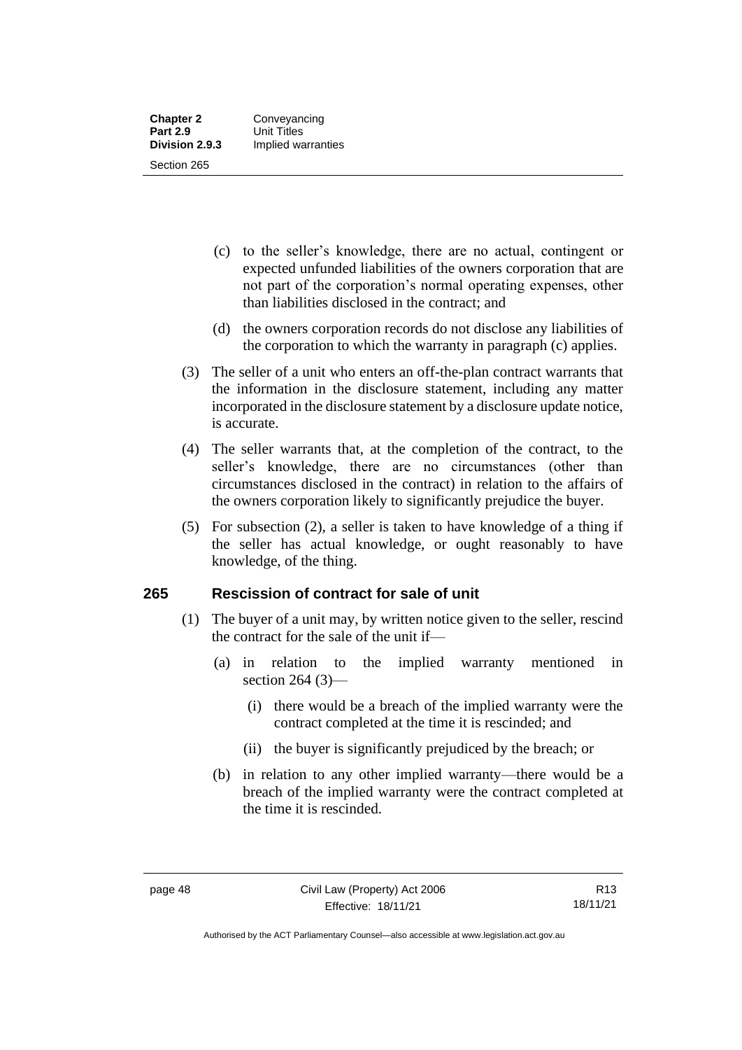(c) to the seller's knowledge, there are no actual, contingent or expected unfunded liabilities of the owners corporation that are not part of the corporation's normal operating expenses, other than liabilities disclosed in the contract; and

(d) the owners corporation records do not disclose any liabilities of the corporation to which the warranty in paragraph (c) applies.

(3) The seller of a unit who enters an off-the-plan contract warrants that the information in the disclosure statement, including any matter incorporated in the disclosure statement by a disclosure update notice, is accurate.

(4) The seller warrants that, at the completion of the contract, to the seller's knowledge, there are no circumstances (other than circumstances disclosed in the contract) in relation to the affairs of the owners corporation likely to significantly prejudice the buyer.

(5) For subsection (2), a seller is taken to have knowledge of a thing if the seller has actual knowledge, or ought reasonably to have knowledge, of the thing.

## 265 Rescission of contract for sale of unit

(1) The buyer of a unit may, by written notice given to the seller, rescind the contract for the sale of the unit if—

(a) in relation to the implied warranty mentioned in section 264 (3)—

(i) there would be a breach of the implied warranty were the contract completed at the time it is rescinded; and

(ii) the buyer is significantly prejudiced by the breach; or

(b) in relation to any other implied warranty—there would be a breach of the implied warranty were the contract completed at the time it is rescinded.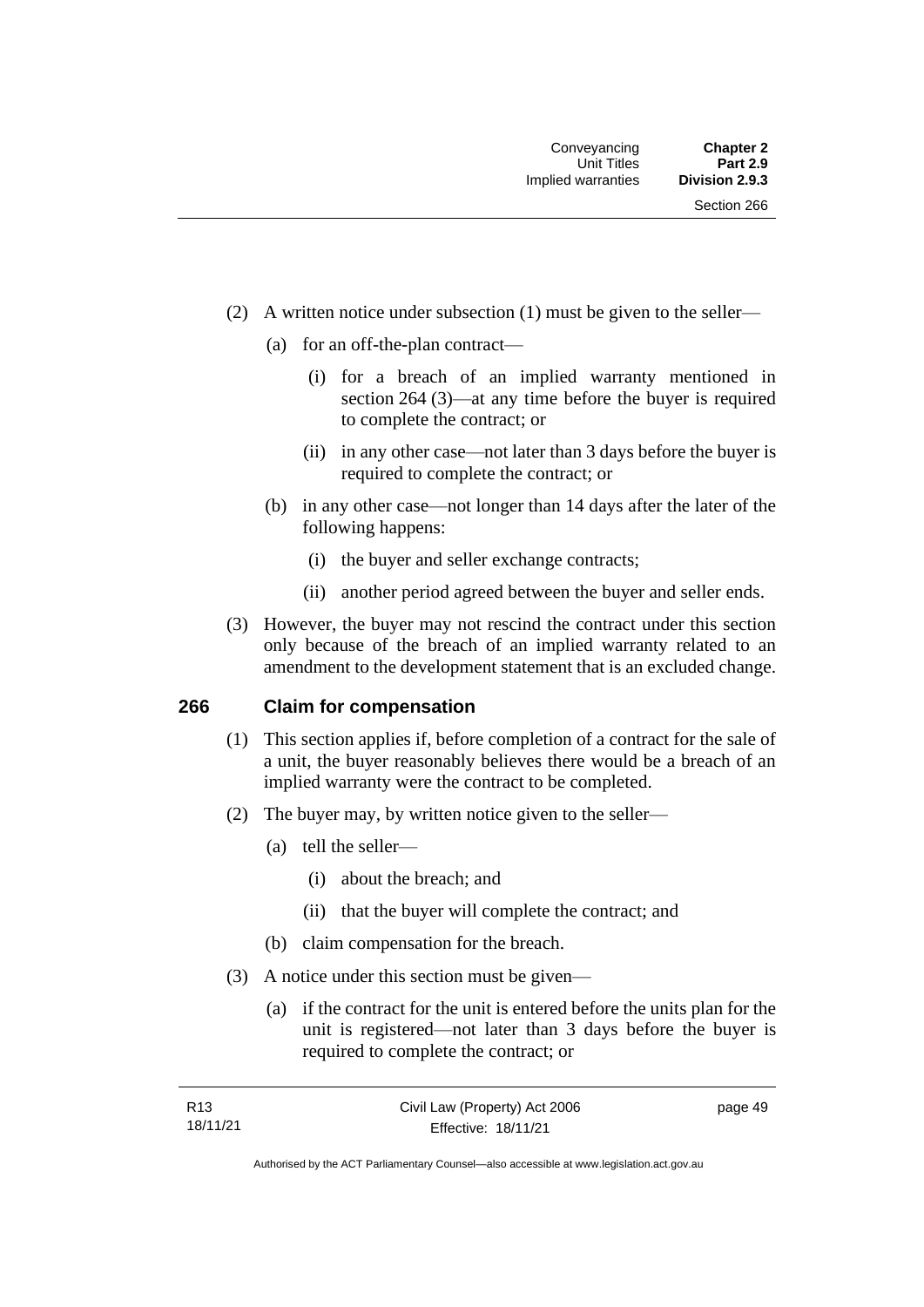(2) A written notice under subsection (1) must be given to the seller—

- (a) for an off-the-plan contract—
  - (i) for a breach of an implied warranty mentioned in section 264 (3)—at any time before the buyer is required to complete the contract; or
  - (ii) in any other case—not later than 3 days before the buyer is required to complete the contract; or
- (b) in any other case—not longer than 14 days after the later of the following happens:
  - (i) the buyer and seller exchange contracts;
  - (ii) another period agreed between the buyer and seller ends.

(3) However, the buyer may not rescind the contract under this section only because of the breach of an implied warranty related to an amendment to the development statement that is an excluded change.

## 266 Claim for compensation

(1) This section applies if, before completion of a contract for the sale of a unit, the buyer reasonably believes there would be a breach of an implied warranty were the contract to be completed.

(2) The buyer may, by written notice given to the seller—

- (a) tell the seller—
  - (i) about the breach; and
  - (ii) that the buyer will complete the contract; and
- (b) claim compensation for the breach.

(3) A notice under this section must be given—

- (a) if the contract for the unit is entered before the units plan for the unit is registered—not later than 3 days before the buyer is required to complete the contract; or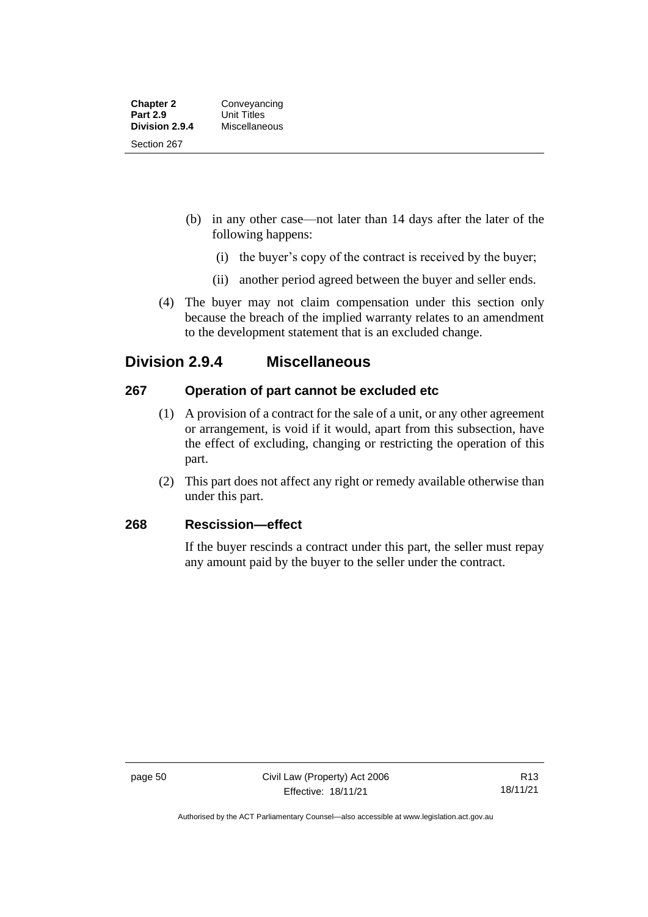(b) in any other case—not later than 14 days after the later of the following happens:

   (i) the buyer's copy of the contract is received by the buyer;

   (ii) another period agreed between the buyer and seller ends.

(4) The buyer may not claim compensation under this section only because the breach of the implied warranty relates to an amendment to the development statement that is an excluded change.

## Division 2.9.4 Miscellaneous

### 267 Operation of part cannot be excluded etc

(1) A provision of a contract for the sale of a unit, or any other agreement or arrangement, is void if it would, apart from this subsection, have the effect of excluding, changing or restricting the operation of this part.

(2) This part does not affect any right or remedy available otherwise than under this part.

### 268 Rescission—effect

If the buyer rescinds a contract under this part, the seller must repay any amount paid by the buyer to the seller under the contract.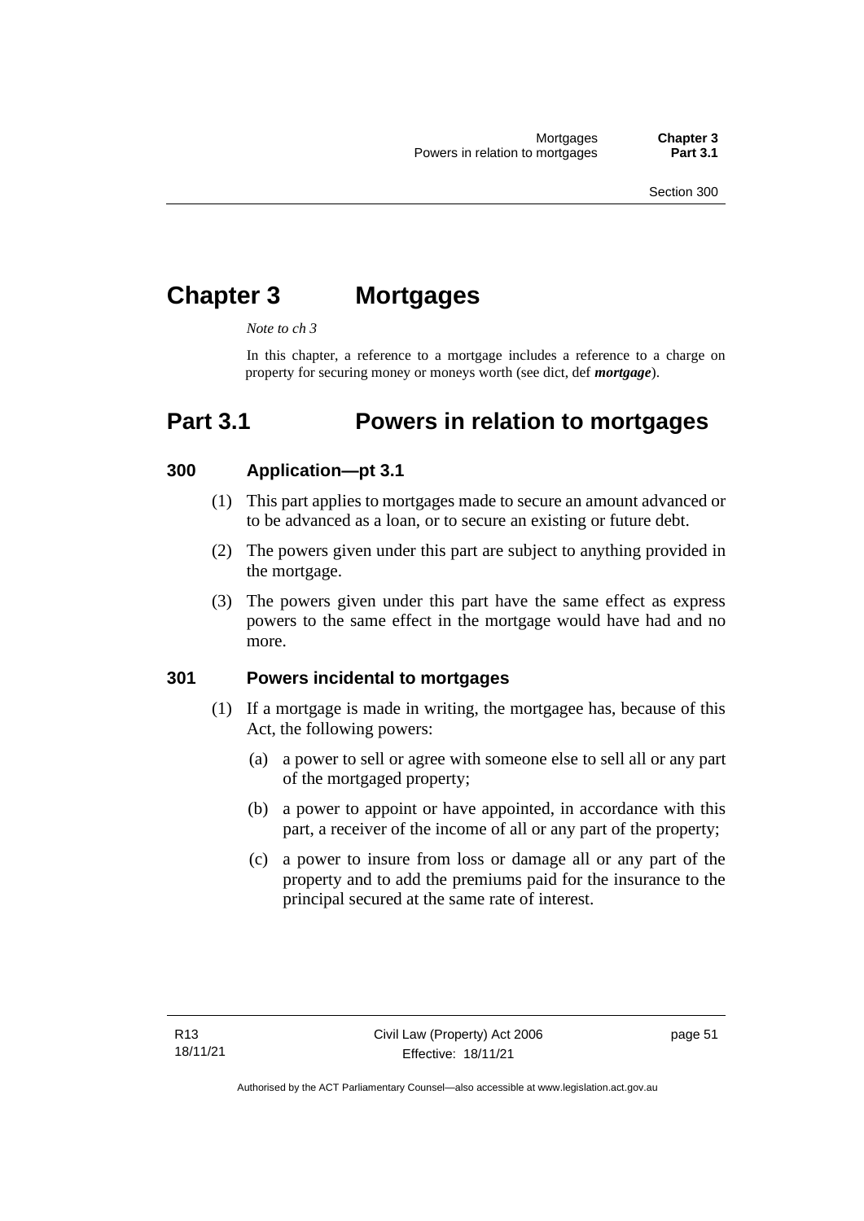# Chapter 3 Mortgages

*Note to ch 3*

In this chapter, a reference to a mortgage includes a reference to a charge on property for securing money or moneys worth (see dict, def ***mortgage***).

# Part 3.1 Powers in relation to mortgages

### 300 Application—pt 3.1

(1) This part applies to mortgages made to secure an amount advanced or to be advanced as a loan, or to secure an existing or future debt.

(2) The powers given under this part are subject to anything provided in the mortgage.

(3) The powers given under this part have the same effect as express powers to the same effect in the mortgage would have had and no more.

### 301 Powers incidental to mortgages

(1) If a mortgage is made in writing, the mortgagee has, because of this Act, the following powers:

(a) a power to sell or agree with someone else to sell all or any part of the mortgaged property;

(b) a power to appoint or have appointed, in accordance with this part, a receiver of the income of all or any part of the property;

(c) a power to insure from loss or damage all or any part of the property and to add the premiums paid for the insurance to the principal secured at the same rate of interest.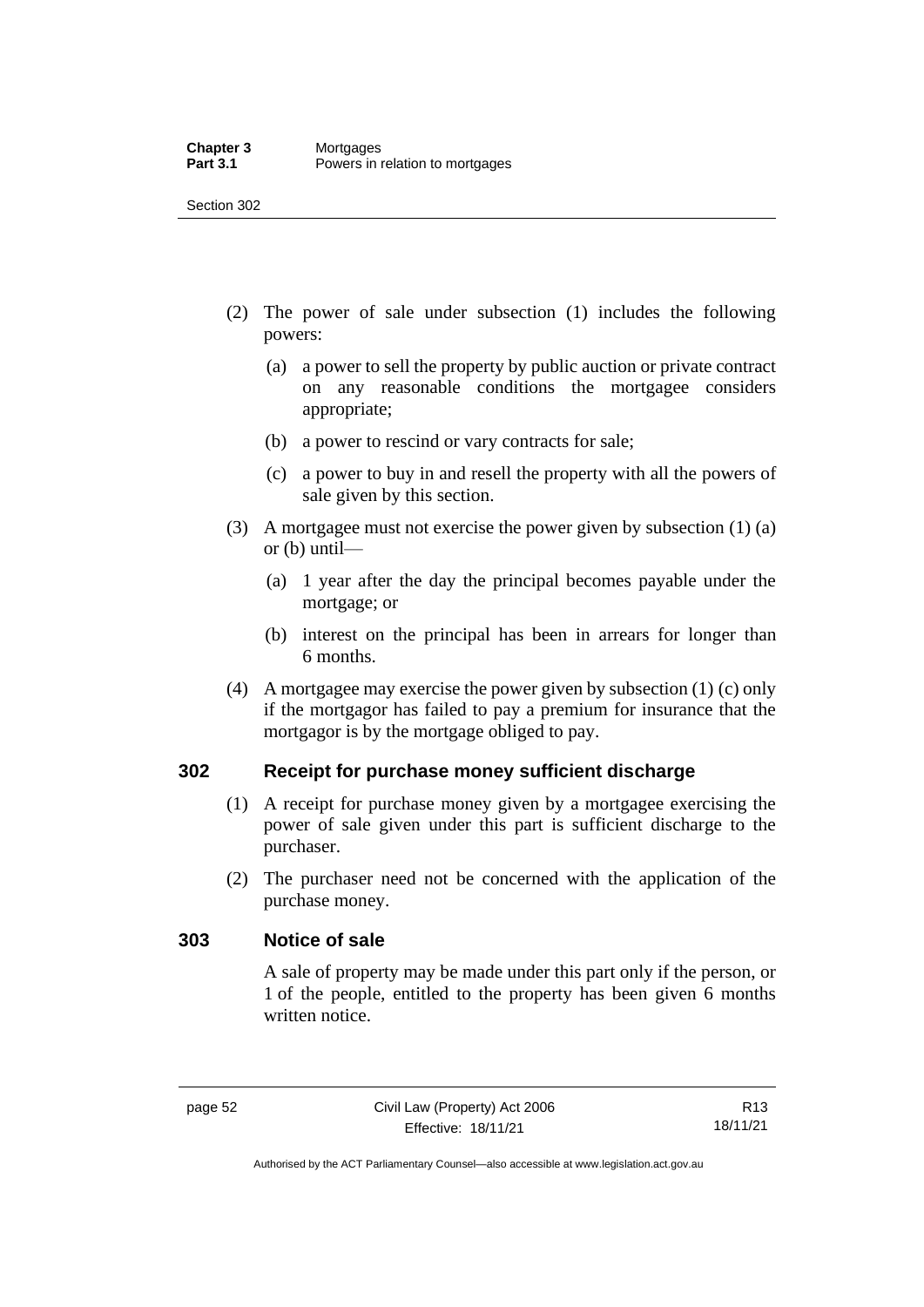(2) The power of sale under subsection (1) includes the following powers:

(a) a power to sell the property by public auction or private contract on any reasonable conditions the mortgagee considers appropriate;

(b) a power to rescind or vary contracts for sale;

(c) a power to buy in and resell the property with all the powers of sale given by this section.

(3) A mortgagee must not exercise the power given by subsection (1) (a) or (b) until—

(a) 1 year after the day the principal becomes payable under the mortgage; or

(b) interest on the principal has been in arrears for longer than 6 months.

(4) A mortgagee may exercise the power given by subsection (1) (c) only if the mortgagor has failed to pay a premium for insurance that the mortgagor is by the mortgage obliged to pay.

## 302 Receipt for purchase money sufficient discharge

(1) A receipt for purchase money given by a mortgagee exercising the power of sale given under this part is sufficient discharge to the purchaser.

(2) The purchaser need not be concerned with the application of the purchase money.

## 303 Notice of sale

A sale of property may be made under this part only if the person, or 1 of the people, entitled to the property has been given 6 months written notice.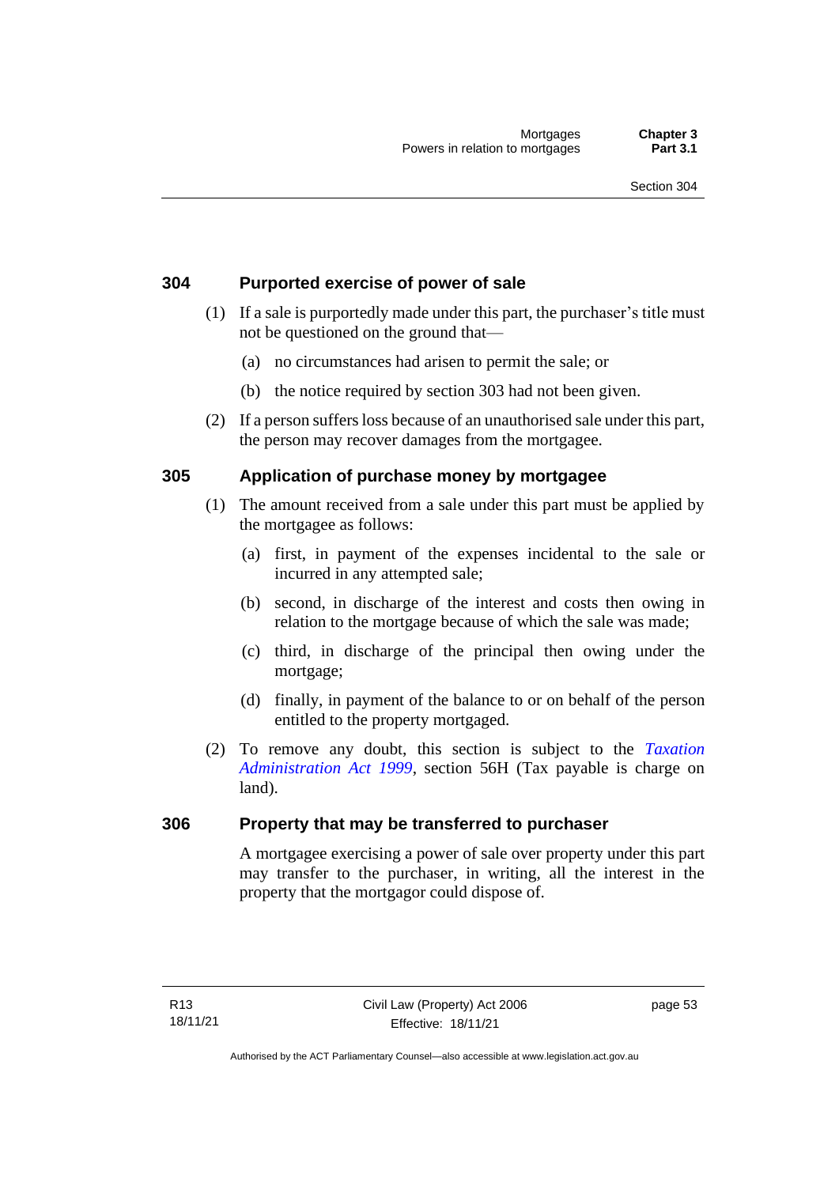## 304 Purported exercise of power of sale

(1) If a sale is purportedly made under this part, the purchaser's title must not be questioned on the ground that—

(a) no circumstances had arisen to permit the sale; or

(b) the notice required by section 303 had not been given.

(2) If a person suffers loss because of an unauthorised sale under this part, the person may recover damages from the mortgagee.

## 305 Application of purchase money by mortgagee

(1) The amount received from a sale under this part must be applied by the mortgagee as follows:

(a) first, in payment of the expenses incidental to the sale or incurred in any attempted sale;

(b) second, in discharge of the interest and costs then owing in relation to the mortgage because of which the sale was made;

(c) third, in discharge of the principal then owing under the mortgage;

(d) finally, in payment of the balance to or on behalf of the person entitled to the property mortgaged.

(2) To remove any doubt, this section is subject to the *Taxation Administration Act 1999*, section 56H (Tax payable is charge on land).

## 306 Property that may be transferred to purchaser

A mortgagee exercising a power of sale over property under this part may transfer to the purchaser, in writing, all the interest in the property that the mortgagor could dispose of.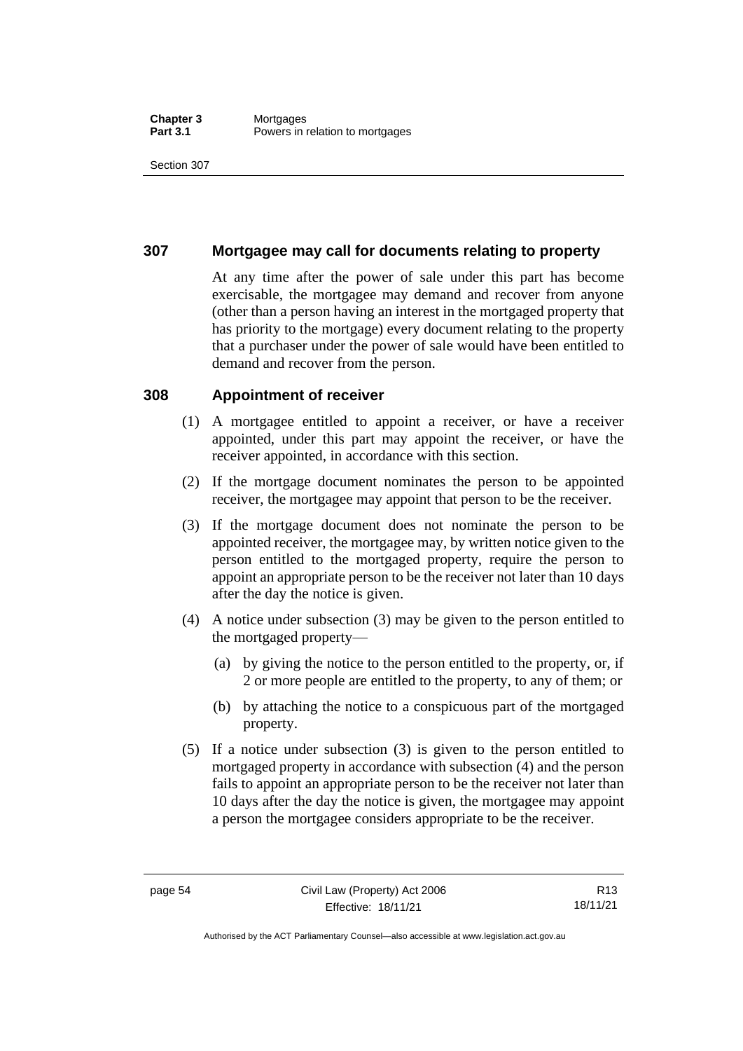## 307 Mortgagee may call for documents relating to property

At any time after the power of sale under this part has become exercisable, the mortgagee may demand and recover from anyone (other than a person having an interest in the mortgaged property that has priority to the mortgage) every document relating to the property that a purchaser under the power of sale would have been entitled to demand and recover from the person.

## 308 Appointment of receiver

(1) A mortgagee entitled to appoint a receiver, or have a receiver appointed, under this part may appoint the receiver, or have the receiver appointed, in accordance with this section.

(2) If the mortgage document nominates the person to be appointed receiver, the mortgagee may appoint that person to be the receiver.

(3) If the mortgage document does not nominate the person to be appointed receiver, the mortgagee may, by written notice given to the person entitled to the mortgaged property, require the person to appoint an appropriate person to be the receiver not later than 10 days after the day the notice is given.

(4) A notice under subsection (3) may be given to the person entitled to the mortgaged property—

(a) by giving the notice to the person entitled to the property, or, if 2 or more people are entitled to the property, to any of them; or

(b) by attaching the notice to a conspicuous part of the mortgaged property.

(5) If a notice under subsection (3) is given to the person entitled to mortgaged property in accordance with subsection (4) and the person fails to appoint an appropriate person to be the receiver not later than 10 days after the day the notice is given, the mortgagee may appoint a person the mortgagee considers appropriate to be the receiver.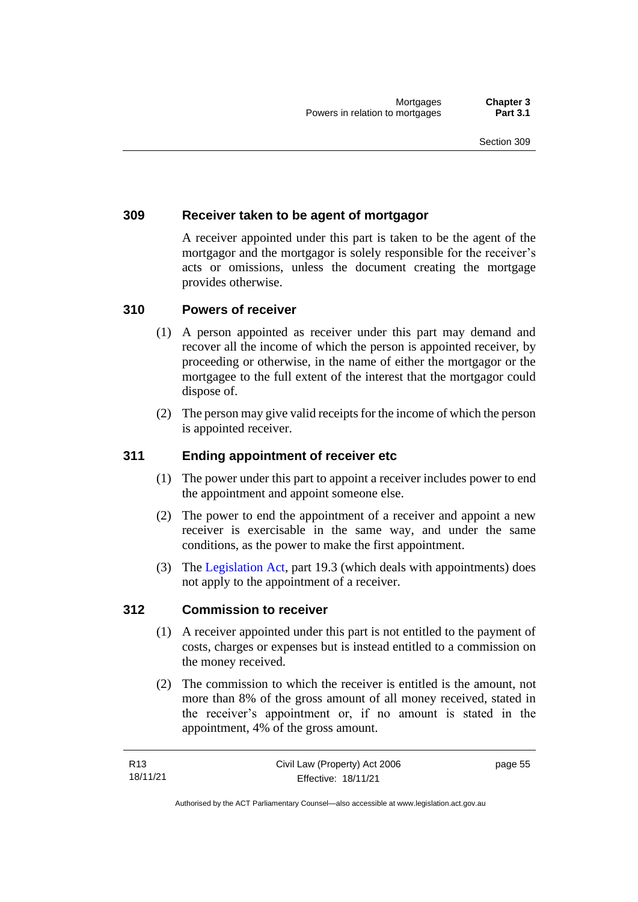## 309 Receiver taken to be agent of mortgagor

A receiver appointed under this part is taken to be the agent of the mortgagor and the mortgagor is solely responsible for the receiver's acts or omissions, unless the document creating the mortgage provides otherwise.

## 310 Powers of receiver

(1) A person appointed as receiver under this part may demand and recover all the income of which the person is appointed receiver, by proceeding or otherwise, in the name of either the mortgagor or the mortgagee to the full extent of the interest that the mortgagor could dispose of.

(2) The person may give valid receipts for the income of which the person is appointed receiver.

## 311 Ending appointment of receiver etc

(1) The power under this part to appoint a receiver includes power to end the appointment and appoint someone else.

(2) The power to end the appointment of a receiver and appoint a new receiver is exercisable in the same way, and under the same conditions, as the power to make the first appointment.

(3) The Legislation Act, part 19.3 (which deals with appointments) does not apply to the appointment of a receiver.

## 312 Commission to receiver

(1) A receiver appointed under this part is not entitled to the payment of costs, charges or expenses but is instead entitled to a commission on the money received.

(2) The commission to which the receiver is entitled is the amount, not more than 8% of the gross amount of all money received, stated in the receiver's appointment or, if no amount is stated in the appointment, 4% of the gross amount.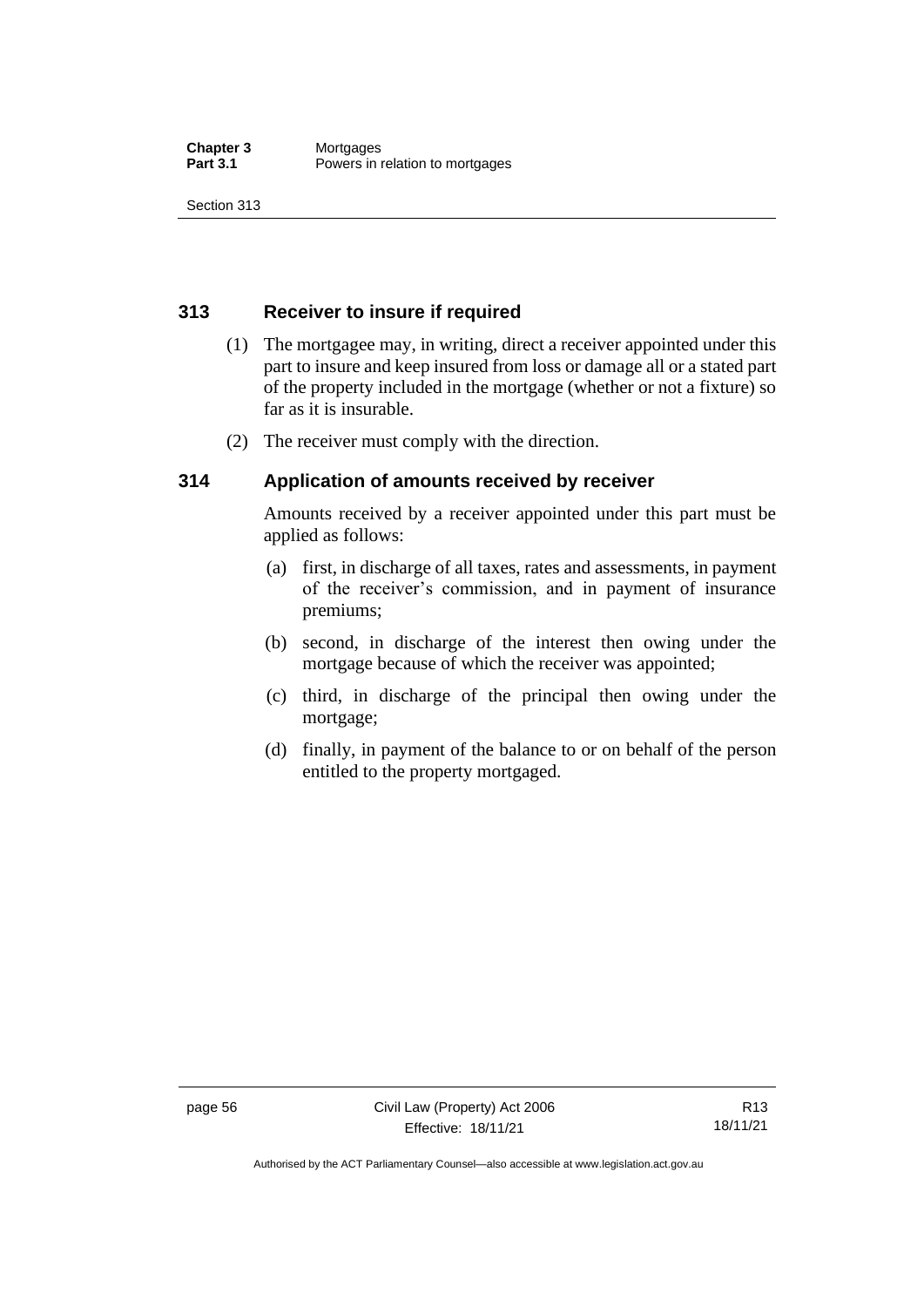## 313 Receiver to insure if required

(1) The mortgagee may, in writing, direct a receiver appointed under this part to insure and keep insured from loss or damage all or a stated part of the property included in the mortgage (whether or not a fixture) so far as it is insurable.

(2) The receiver must comply with the direction.

## 314 Application of amounts received by receiver

Amounts received by a receiver appointed under this part must be applied as follows:

(a) first, in discharge of all taxes, rates and assessments, in payment of the receiver's commission, and in payment of insurance premiums;

(b) second, in discharge of the interest then owing under the mortgage because of which the receiver was appointed;

(c) third, in discharge of the principal then owing under the mortgage;

(d) finally, in payment of the balance to or on behalf of the person entitled to the property mortgaged.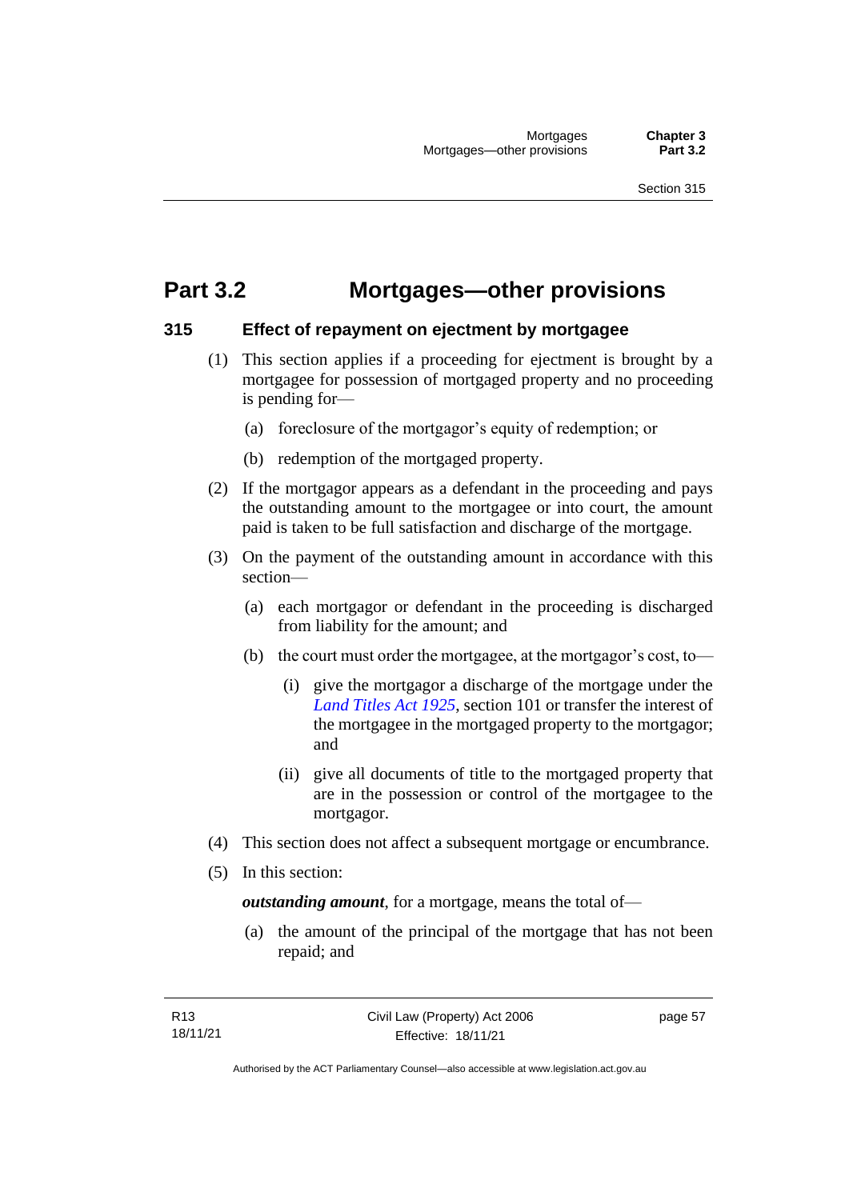# Part 3.2 Mortgages—other provisions

## 315 Effect of repayment on ejectment by mortgagee

(1) This section applies if a proceeding for ejectment is brought by a mortgagee for possession of mortgaged property and no proceeding is pending for—

(a) foreclosure of the mortgagor's equity of redemption; or

(b) redemption of the mortgaged property.

(2) If the mortgagor appears as a defendant in the proceeding and pays the outstanding amount to the mortgagee or into court, the amount paid is taken to be full satisfaction and discharge of the mortgage.

(3) On the payment of the outstanding amount in accordance with this section—

(a) each mortgagor or defendant in the proceeding is discharged from liability for the amount; and

(b) the court must order the mortgagee, at the mortgagor's cost, to—

(i) give the mortgagor a discharge of the mortgage under the *Land Titles Act 1925*, section 101 or transfer the interest of the mortgagee in the mortgaged property to the mortgagor; and

(ii) give all documents of title to the mortgaged property that are in the possession or control of the mortgagee to the mortgagor.

(4) This section does not affect a subsequent mortgage or encumbrance.

(5) In this section:

***outstanding amount***, for a mortgage, means the total of—

(a) the amount of the principal of the mortgage that has not been repaid; and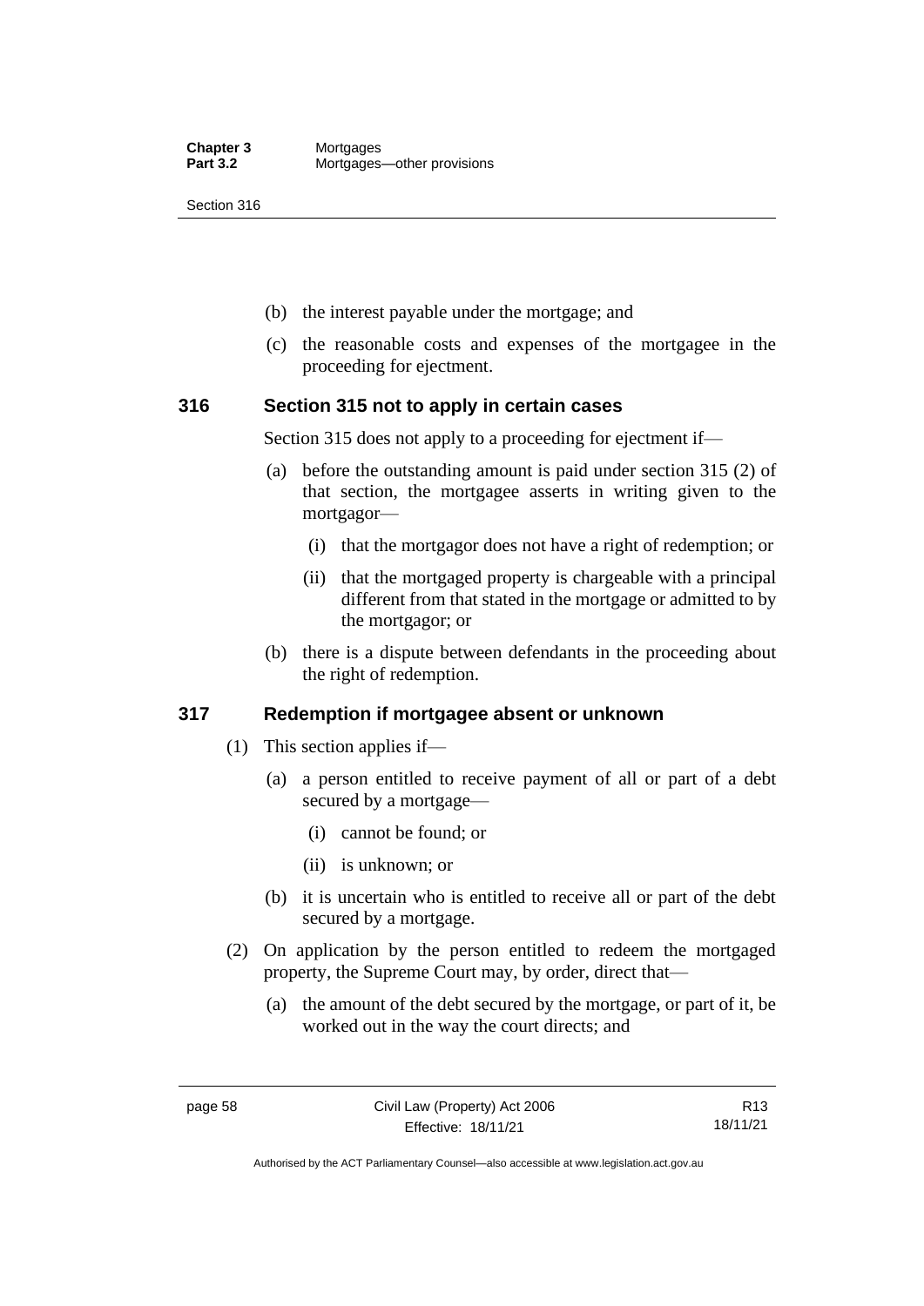(b) the interest payable under the mortgage; and

(c) the reasonable costs and expenses of the mortgagee in the proceeding for ejectment.

### 316 Section 315 not to apply in certain cases

Section 315 does not apply to a proceeding for ejectment if—

(a) before the outstanding amount is paid under section 315 (2) of that section, the mortgagee asserts in writing given to the mortgagor—

(i) that the mortgagor does not have a right of redemption; or

(ii) that the mortgaged property is chargeable with a principal different from that stated in the mortgage or admitted to by the mortgagor; or

(b) there is a dispute between defendants in the proceeding about the right of redemption.

### 317 Redemption if mortgagee absent or unknown

(1) This section applies if—

(a) a person entitled to receive payment of all or part of a debt secured by a mortgage—

(i) cannot be found; or

(ii) is unknown; or

(b) it is uncertain who is entitled to receive all or part of the debt secured by a mortgage.

(2) On application by the person entitled to redeem the mortgaged property, the Supreme Court may, by order, direct that—

(a) the amount of the debt secured by the mortgage, or part of it, be worked out in the way the court directs; and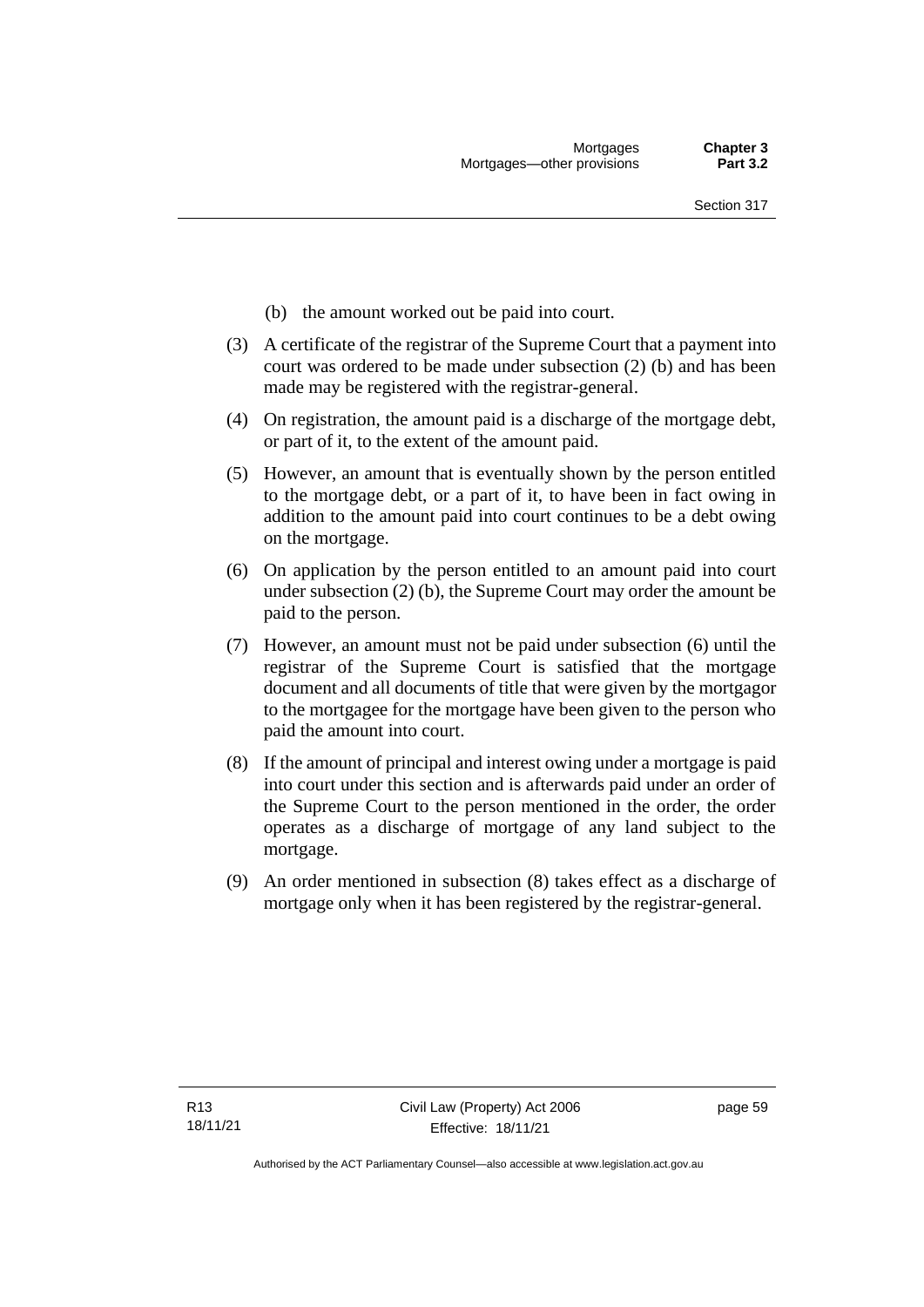(b) the amount worked out be paid into court.

(3) A certificate of the registrar of the Supreme Court that a payment into court was ordered to be made under subsection (2) (b) and has been made may be registered with the registrar-general.

(4) On registration, the amount paid is a discharge of the mortgage debt, or part of it, to the extent of the amount paid.

(5) However, an amount that is eventually shown by the person entitled to the mortgage debt, or a part of it, to have been in fact owing in addition to the amount paid into court continues to be a debt owing on the mortgage.

(6) On application by the person entitled to an amount paid into court under subsection (2) (b), the Supreme Court may order the amount be paid to the person.

(7) However, an amount must not be paid under subsection (6) until the registrar of the Supreme Court is satisfied that the mortgage document and all documents of title that were given by the mortgagor to the mortgagee for the mortgage have been given to the person who paid the amount into court.

(8) If the amount of principal and interest owing under a mortgage is paid into court under this section and is afterwards paid under an order of the Supreme Court to the person mentioned in the order, the order operates as a discharge of mortgage of any land subject to the mortgage.

(9) An order mentioned in subsection (8) takes effect as a discharge of mortgage only when it has been registered by the registrar-general.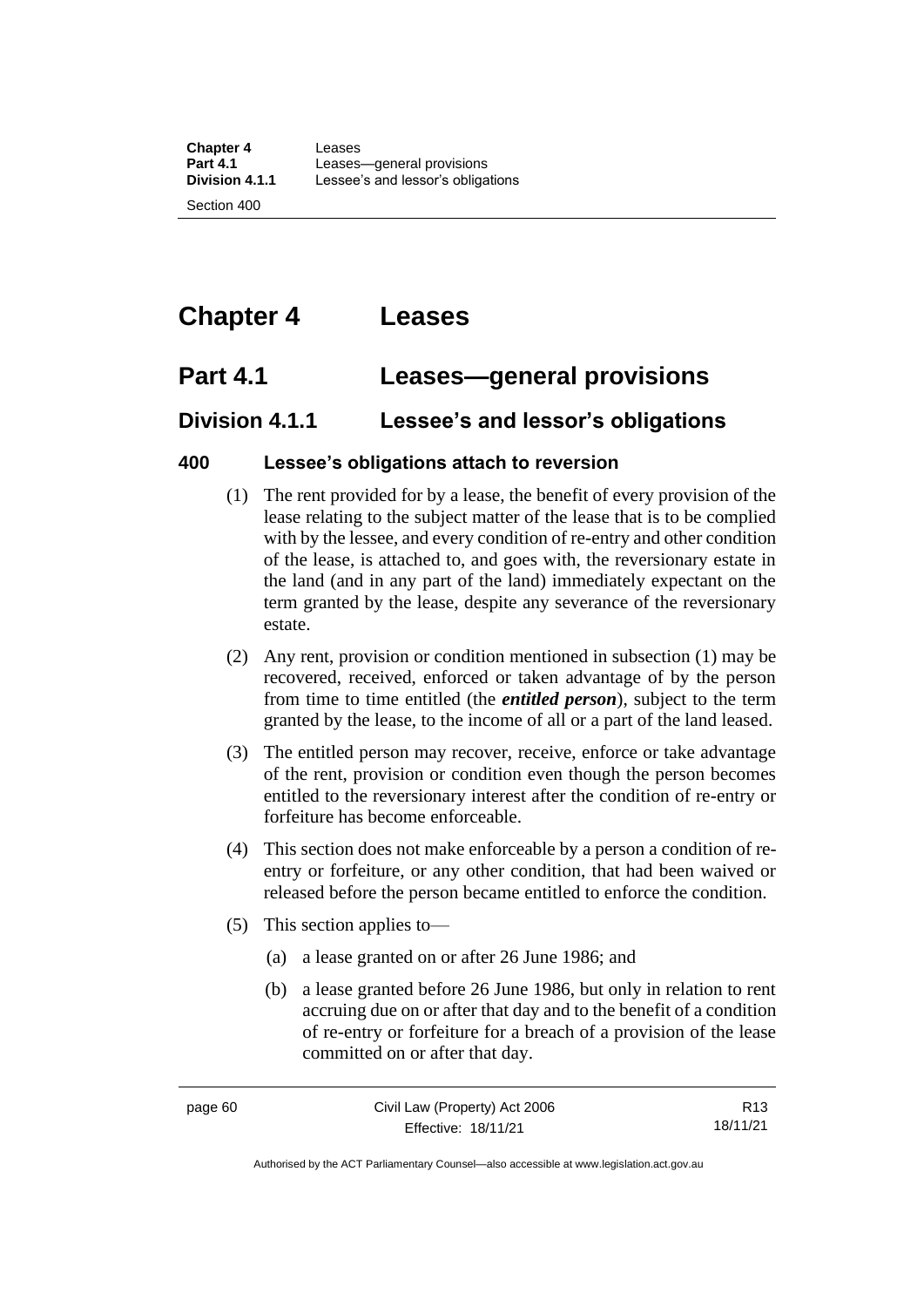# Chapter 4 Leases

## Part 4.1 Leases—general provisions

### Division 4.1.1 Lessee's and lessor's obligations

#### 400 Lessee's obligations attach to reversion

(1) The rent provided for by a lease, the benefit of every provision of the lease relating to the subject matter of the lease that is to be complied with by the lessee, and every condition of re-entry and other condition of the lease, is attached to, and goes with, the reversionary estate in the land (and in any part of the land) immediately expectant on the term granted by the lease, despite any severance of the reversionary estate.

(2) Any rent, provision or condition mentioned in subsection (1) may be recovered, received, enforced or taken advantage of by the person from time to time entitled (the ***entitled person***), subject to the term granted by the lease, to the income of all or a part of the land leased.

(3) The entitled person may recover, receive, enforce or take advantage of the rent, provision or condition even though the person becomes entitled to the reversionary interest after the condition of re-entry or forfeiture has become enforceable.

(4) This section does not make enforceable by a person a condition of re-entry or forfeiture, or any other condition, that had been waived or released before the person became entitled to enforce the condition.

(5) This section applies to—

(a) a lease granted on or after 26 June 1986; and

(b) a lease granted before 26 June 1986, but only in relation to rent accruing due on or after that day and to the benefit of a condition of re-entry or forfeiture for a breach of a provision of the lease committed on or after that day.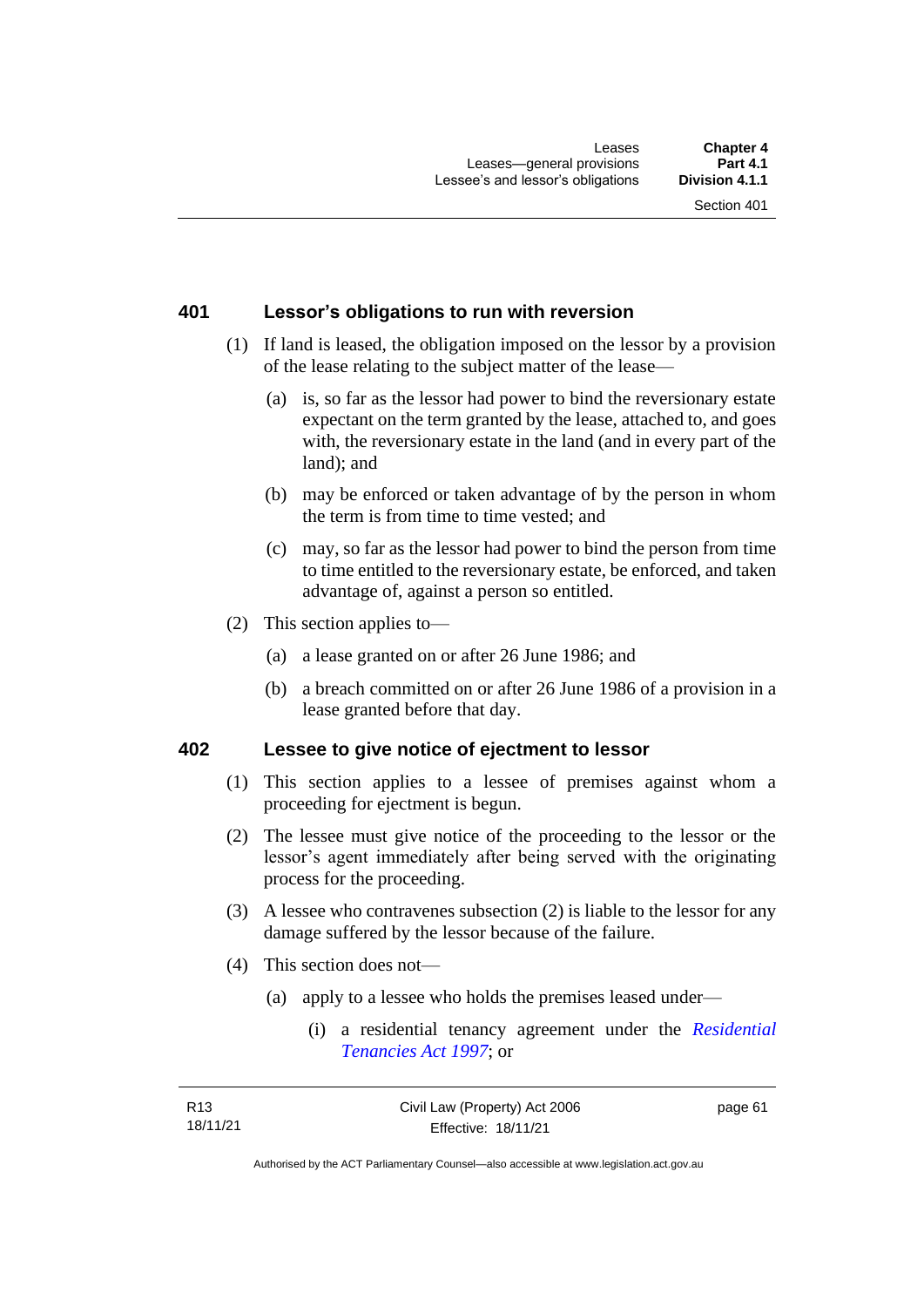## 401 Lessor's obligations to run with reversion

(1) If land is leased, the obligation imposed on the lessor by a provision of the lease relating to the subject matter of the lease—

(a) is, so far as the lessor had power to bind the reversionary estate expectant on the term granted by the lease, attached to, and goes with, the reversionary estate in the land (and in every part of the land); and

(b) may be enforced or taken advantage of by the person in whom the term is from time to time vested; and

(c) may, so far as the lessor had power to bind the person from time to time entitled to the reversionary estate, be enforced, and taken advantage of, against a person so entitled.

(2) This section applies to—

(a) a lease granted on or after 26 June 1986; and

(b) a breach committed on or after 26 June 1986 of a provision in a lease granted before that day.

## 402 Lessee to give notice of ejectment to lessor

(1) This section applies to a lessee of premises against whom a proceeding for ejectment is begun.

(2) The lessee must give notice of the proceeding to the lessor or the lessor's agent immediately after being served with the originating process for the proceeding.

(3) A lessee who contravenes subsection (2) is liable to the lessor for any damage suffered by the lessor because of the failure.

(4) This section does not—

(a) apply to a lessee who holds the premises leased under—

(i) a residential tenancy agreement under the *Residential Tenancies Act 1997*; or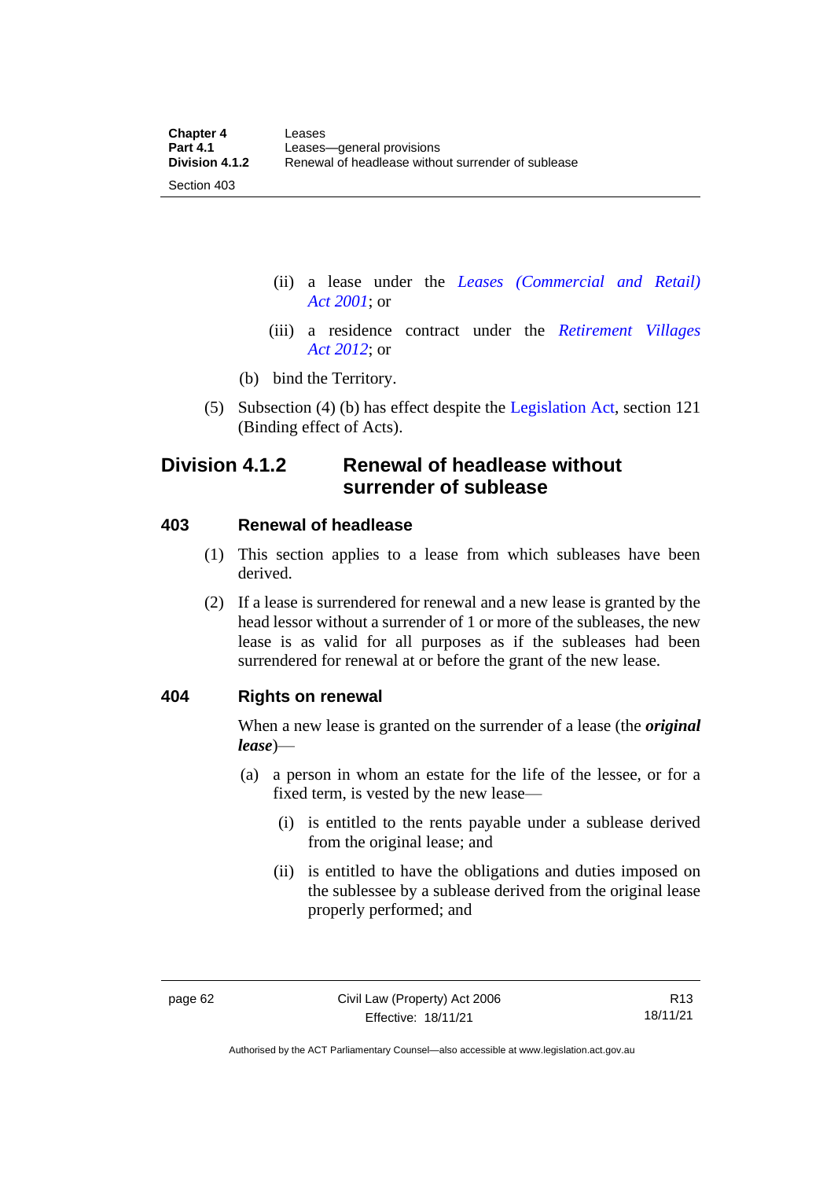(ii) a lease under the *Leases (Commercial and Retail) Act 2001*; or

(iii) a residence contract under the *Retirement Villages Act 2012*; or

(b) bind the Territory.

(5) Subsection (4) (b) has effect despite the Legislation Act, section 121 (Binding effect of Acts).

## Division 4.1.2 Renewal of headlease without surrender of sublease

### 403 Renewal of headlease

(1) This section applies to a lease from which subleases have been derived.

(2) If a lease is surrendered for renewal and a new lease is granted by the head lessor without a surrender of 1 or more of the subleases, the new lease is as valid for all purposes as if the subleases had been surrendered for renewal at or before the grant of the new lease.

### 404 Rights on renewal

When a new lease is granted on the surrender of a lease (the ***original lease***)—

(a) a person in whom an estate for the life of the lessee, or for a fixed term, is vested by the new lease—

(i) is entitled to the rents payable under a sublease derived from the original lease; and

(ii) is entitled to have the obligations and duties imposed on the sublessee by a sublease derived from the original lease properly performed; and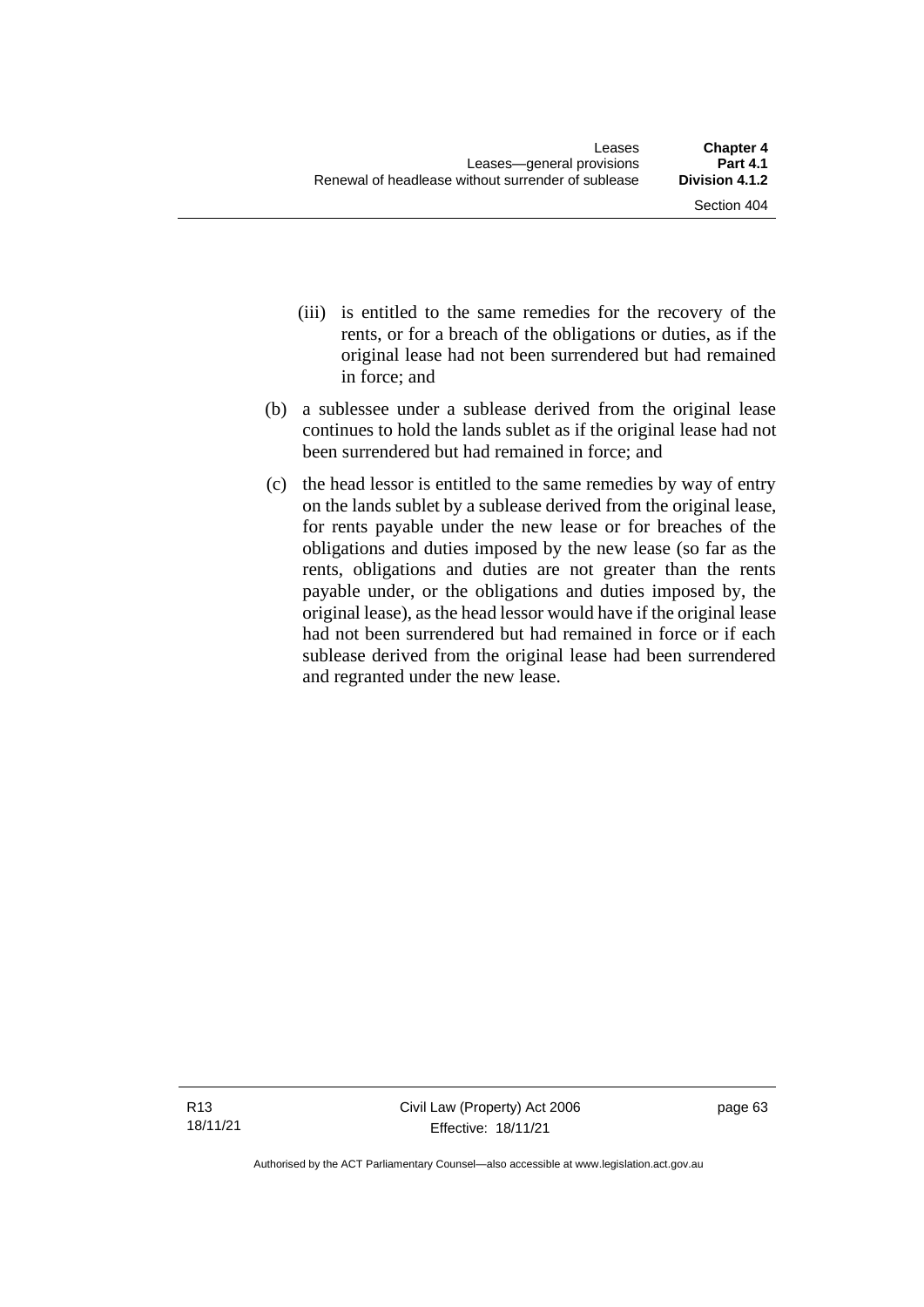(iii) is entitled to the same remedies for the recovery of the rents, or for a breach of the obligations or duties, as if the original lease had not been surrendered but had remained in force; and

(b) a sublessee under a sublease derived from the original lease continues to hold the lands sublet as if the original lease had not been surrendered but had remained in force; and

(c) the head lessor is entitled to the same remedies by way of entry on the lands sublet by a sublease derived from the original lease, for rents payable under the new lease or for breaches of the obligations and duties imposed by the new lease (so far as the rents, obligations and duties are not greater than the rents payable under, or the obligations and duties imposed by, the original lease), as the head lessor would have if the original lease had not been surrendered but had remained in force or if each sublease derived from the original lease had been surrendered and regranted under the new lease.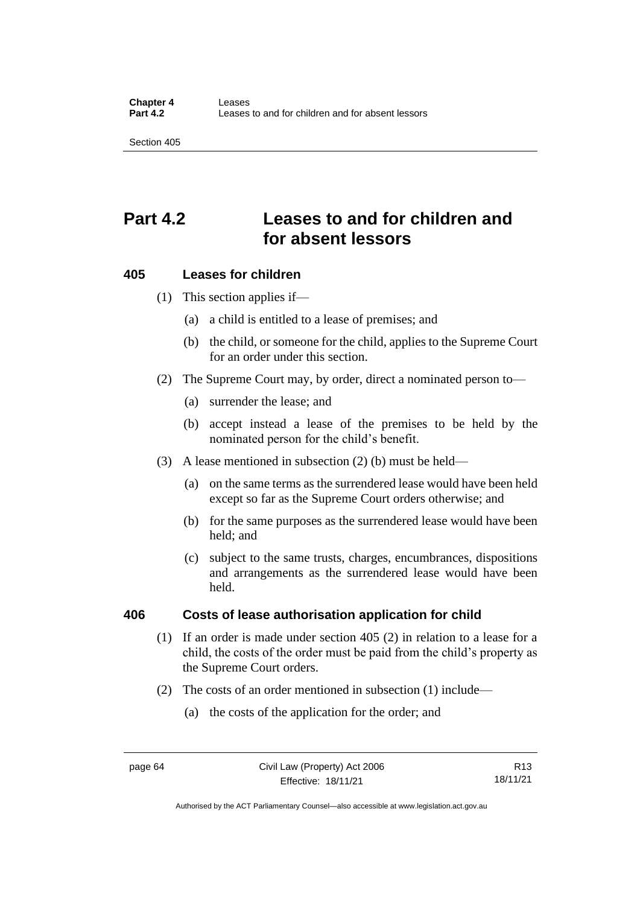# Part 4.2 Leases to and for children and for absent lessors

### 405 Leases for children

(1) This section applies if—

(a) a child is entitled to a lease of premises; and

(b) the child, or someone for the child, applies to the Supreme Court for an order under this section.

(2) The Supreme Court may, by order, direct a nominated person to—

(a) surrender the lease; and

(b) accept instead a lease of the premises to be held by the nominated person for the child's benefit.

(3) A lease mentioned in subsection (2) (b) must be held—

(a) on the same terms as the surrendered lease would have been held except so far as the Supreme Court orders otherwise; and

(b) for the same purposes as the surrendered lease would have been held; and

(c) subject to the same trusts, charges, encumbrances, dispositions and arrangements as the surrendered lease would have been held.

### 406 Costs of lease authorisation application for child

(1) If an order is made under section 405 (2) in relation to a lease for a child, the costs of the order must be paid from the child's property as the Supreme Court orders.

(2) The costs of an order mentioned in subsection (1) include—

(a) the costs of the application for the order; and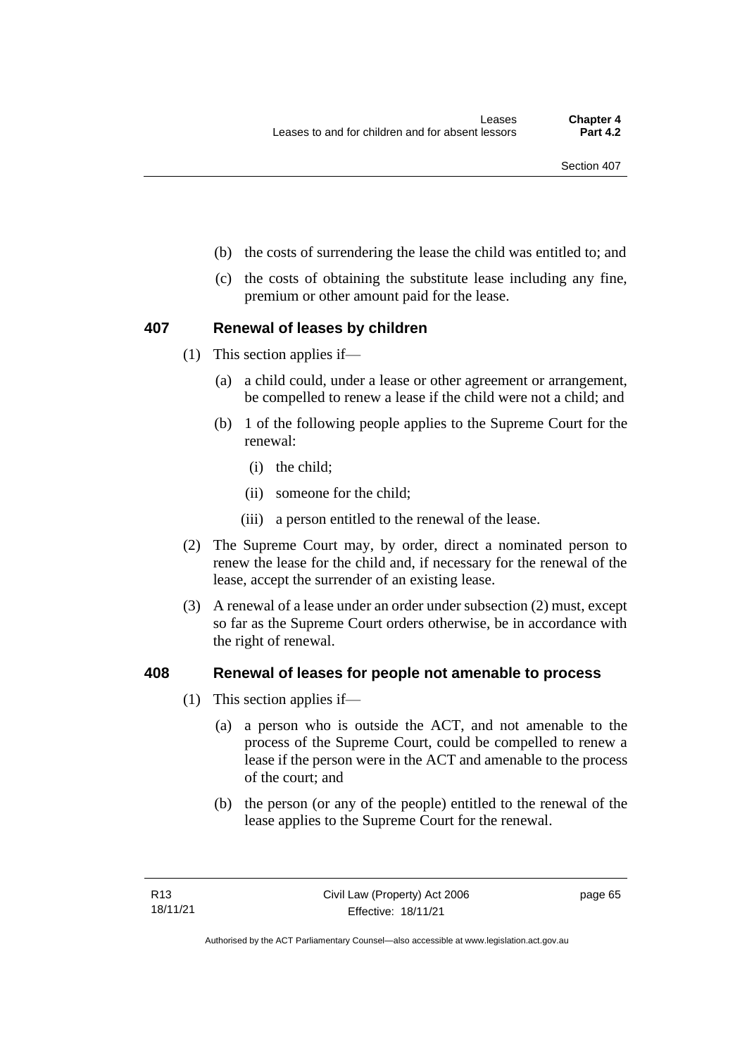(b) the costs of surrendering the lease the child was entitled to; and

(c) the costs of obtaining the substitute lease including any fine, premium or other amount paid for the lease.

## 407 Renewal of leases by children

(1) This section applies if—

(a) a child could, under a lease or other agreement or arrangement, be compelled to renew a lease if the child were not a child; and

(b) 1 of the following people applies to the Supreme Court for the renewal:

(i) the child;

(ii) someone for the child;

(iii) a person entitled to the renewal of the lease.

(2) The Supreme Court may, by order, direct a nominated person to renew the lease for the child and, if necessary for the renewal of the lease, accept the surrender of an existing lease.

(3) A renewal of a lease under an order under subsection (2) must, except so far as the Supreme Court orders otherwise, be in accordance with the right of renewal.

## 408 Renewal of leases for people not amenable to process

(1) This section applies if—

(a) a person who is outside the ACT, and not amenable to the process of the Supreme Court, could be compelled to renew a lease if the person were in the ACT and amenable to the process of the court; and

(b) the person (or any of the people) entitled to the renewal of the lease applies to the Supreme Court for the renewal.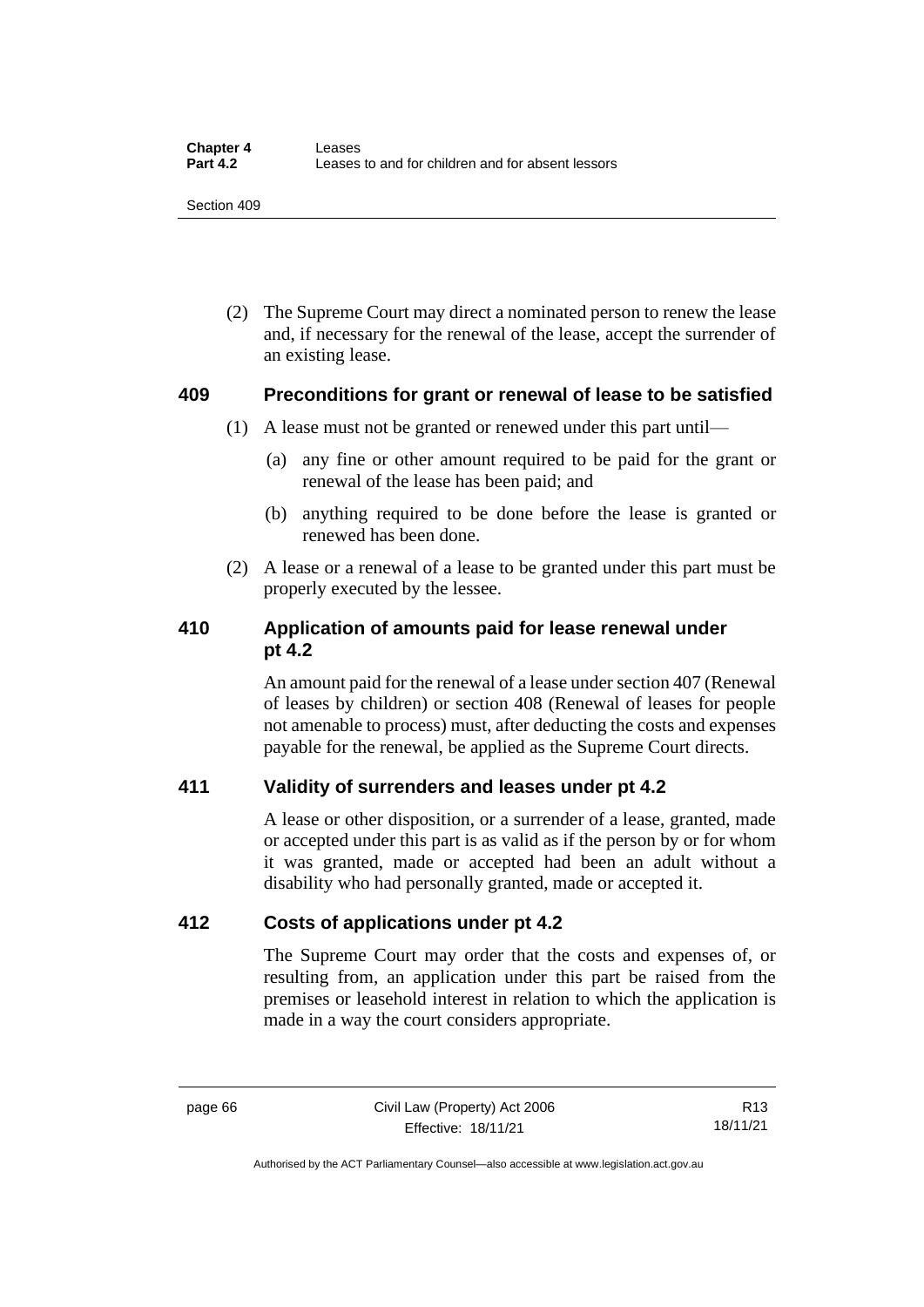(2) The Supreme Court may direct a nominated person to renew the lease and, if necessary for the renewal of the lease, accept the surrender of an existing lease.

### 409 Preconditions for grant or renewal of lease to be satisfied

(1) A lease must not be granted or renewed under this part until—

(a) any fine or other amount required to be paid for the grant or renewal of the lease has been paid; and

(b) anything required to be done before the lease is granted or renewed has been done.

(2) A lease or a renewal of a lease to be granted under this part must be properly executed by the lessee.

### 410 Application of amounts paid for lease renewal under pt 4.2

An amount paid for the renewal of a lease under section 407 (Renewal of leases by children) or section 408 (Renewal of leases for people not amenable to process) must, after deducting the costs and expenses payable for the renewal, be applied as the Supreme Court directs.

### 411 Validity of surrenders and leases under pt 4.2

A lease or other disposition, or a surrender of a lease, granted, made or accepted under this part is as valid as if the person by or for whom it was granted, made or accepted had been an adult without a disability who had personally granted, made or accepted it.

### 412 Costs of applications under pt 4.2

The Supreme Court may order that the costs and expenses of, or resulting from, an application under this part be raised from the premises or leasehold interest in relation to which the application is made in a way the court considers appropriate.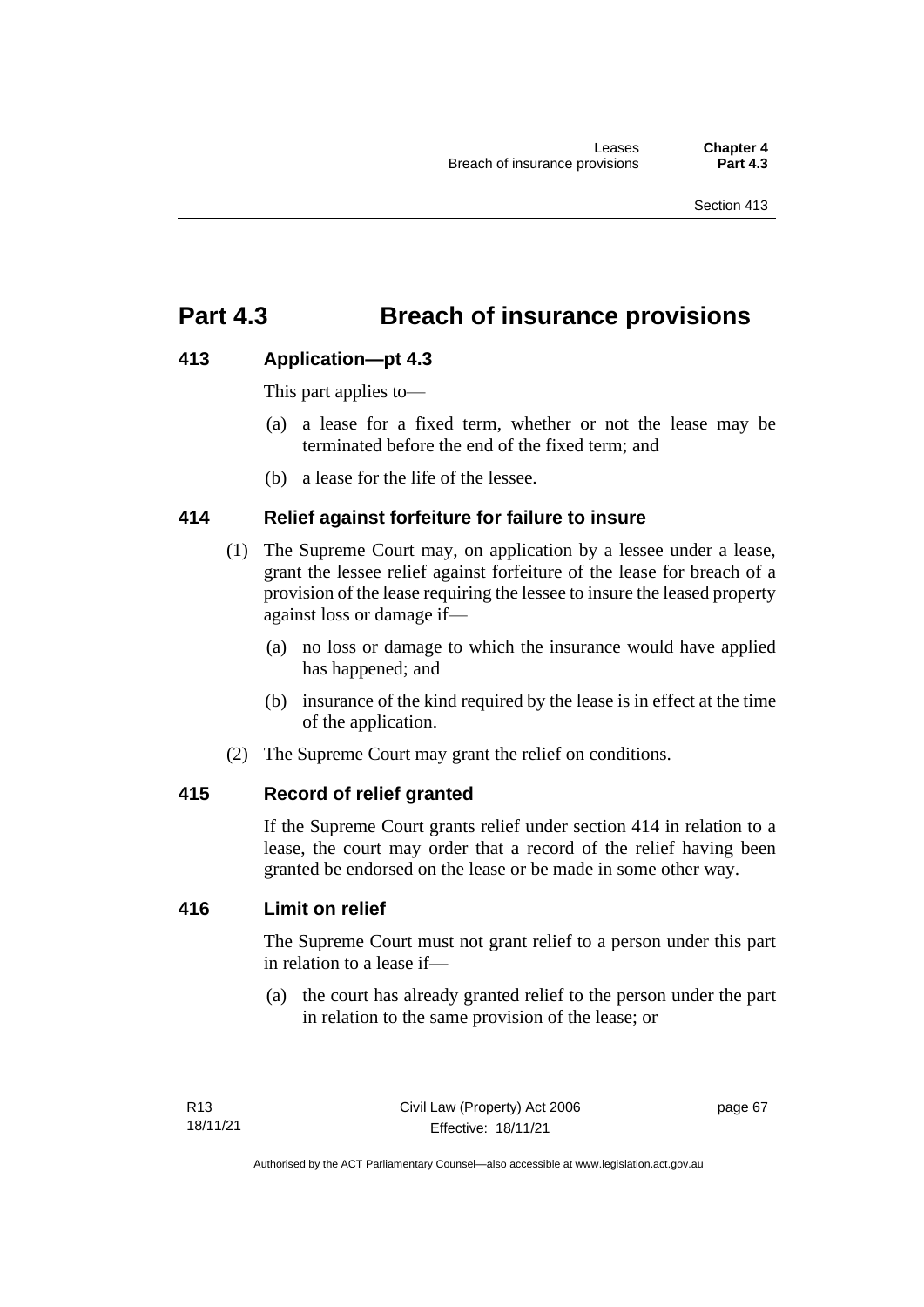# Part 4.3 Breach of insurance provisions

## 413 Application—pt 4.3

This part applies to—

(a) a lease for a fixed term, whether or not the lease may be terminated before the end of the fixed term; and

(b) a lease for the life of the lessee.

## 414 Relief against forfeiture for failure to insure

(1) The Supreme Court may, on application by a lessee under a lease, grant the lessee relief against forfeiture of the lease for breach of a provision of the lease requiring the lessee to insure the leased property against loss or damage if—

(a) no loss or damage to which the insurance would have applied has happened; and

(b) insurance of the kind required by the lease is in effect at the time of the application.

(2) The Supreme Court may grant the relief on conditions.

## 415 Record of relief granted

If the Supreme Court grants relief under section 414 in relation to a lease, the court may order that a record of the relief having been granted be endorsed on the lease or be made in some other way.

## 416 Limit on relief

The Supreme Court must not grant relief to a person under this part in relation to a lease if—

(a) the court has already granted relief to the person under the part in relation to the same provision of the lease; or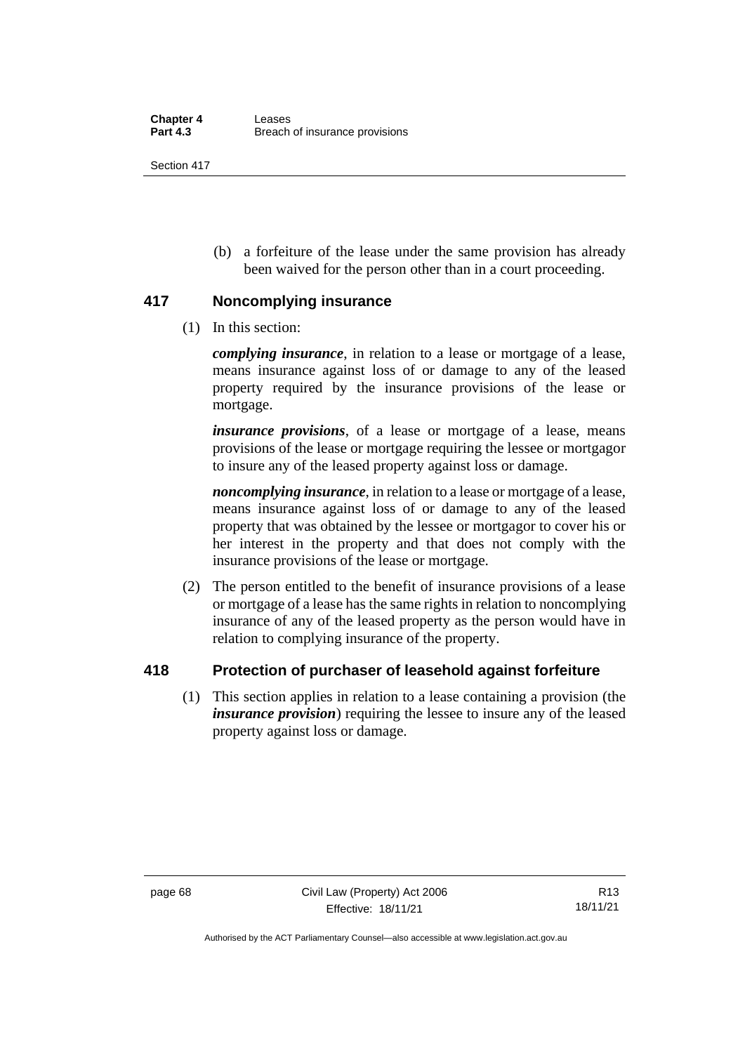(b) a forfeiture of the lease under the same provision has already been waived for the person other than in a court proceeding.

## 417 Noncomplying insurance

(1) In this section:

***complying insurance***, in relation to a lease or mortgage of a lease, means insurance against loss of or damage to any of the leased property required by the insurance provisions of the lease or mortgage.

***insurance provisions***, of a lease or mortgage of a lease, means provisions of the lease or mortgage requiring the lessee or mortgagor to insure any of the leased property against loss or damage.

***noncomplying insurance***, in relation to a lease or mortgage of a lease, means insurance against loss of or damage to any of the leased property that was obtained by the lessee or mortgagor to cover his or her interest in the property and that does not comply with the insurance provisions of the lease or mortgage.

(2) The person entitled to the benefit of insurance provisions of a lease or mortgage of a lease has the same rights in relation to noncomplying insurance of any of the leased property as the person would have in relation to complying insurance of the property.

## 418 Protection of purchaser of leasehold against forfeiture

(1) This section applies in relation to a lease containing a provision (the ***insurance provision***) requiring the lessee to insure any of the leased property against loss or damage.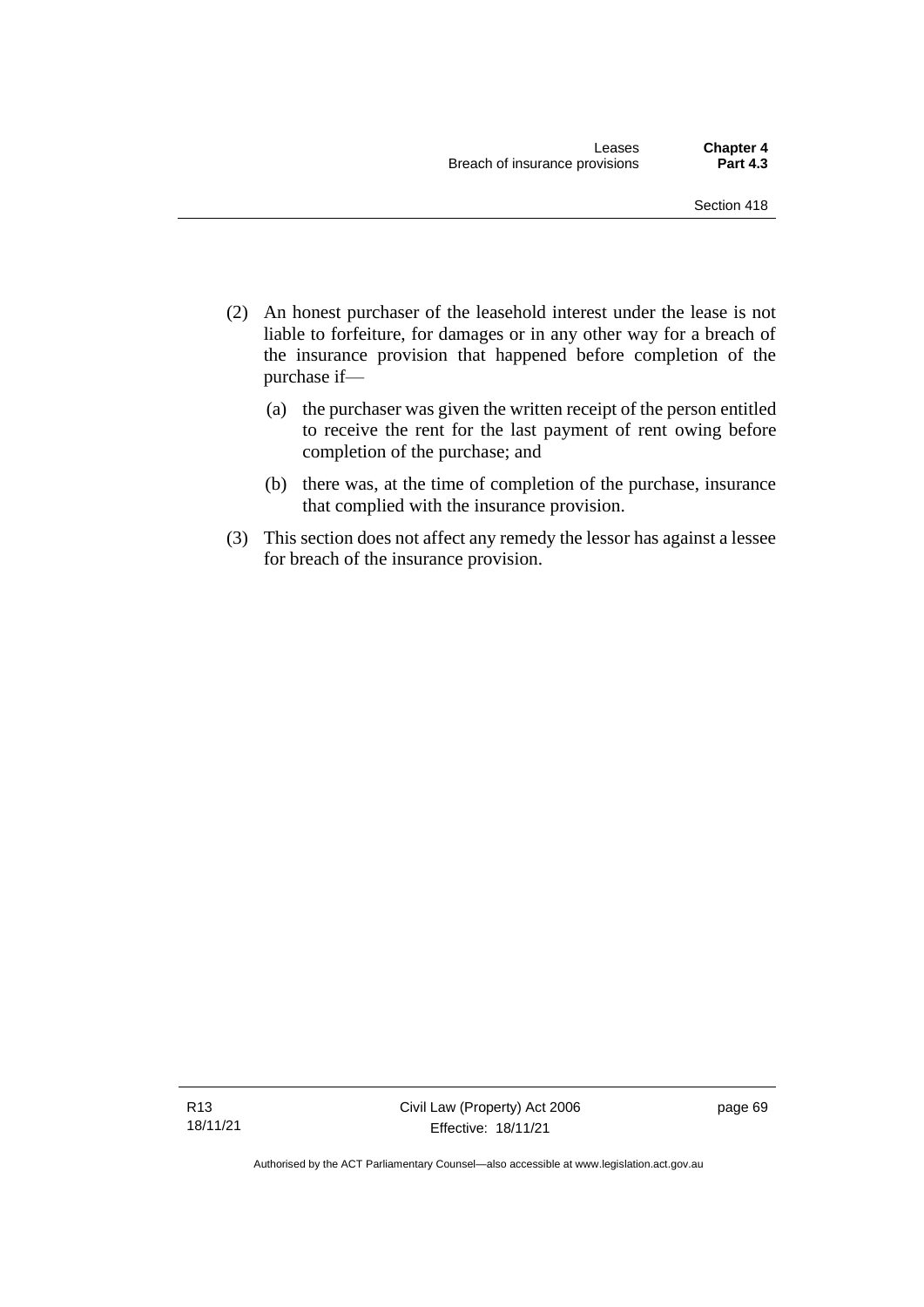(2) An honest purchaser of the leasehold interest under the lease is not liable to forfeiture, for damages or in any other way for a breach of the insurance provision that happened before completion of the purchase if—

   (a) the purchaser was given the written receipt of the person entitled to receive the rent for the last payment of rent owing before completion of the purchase; and

   (b) there was, at the time of completion of the purchase, insurance that complied with the insurance provision.

(3) This section does not affect any remedy the lessor has against a lessee for breach of the insurance provision.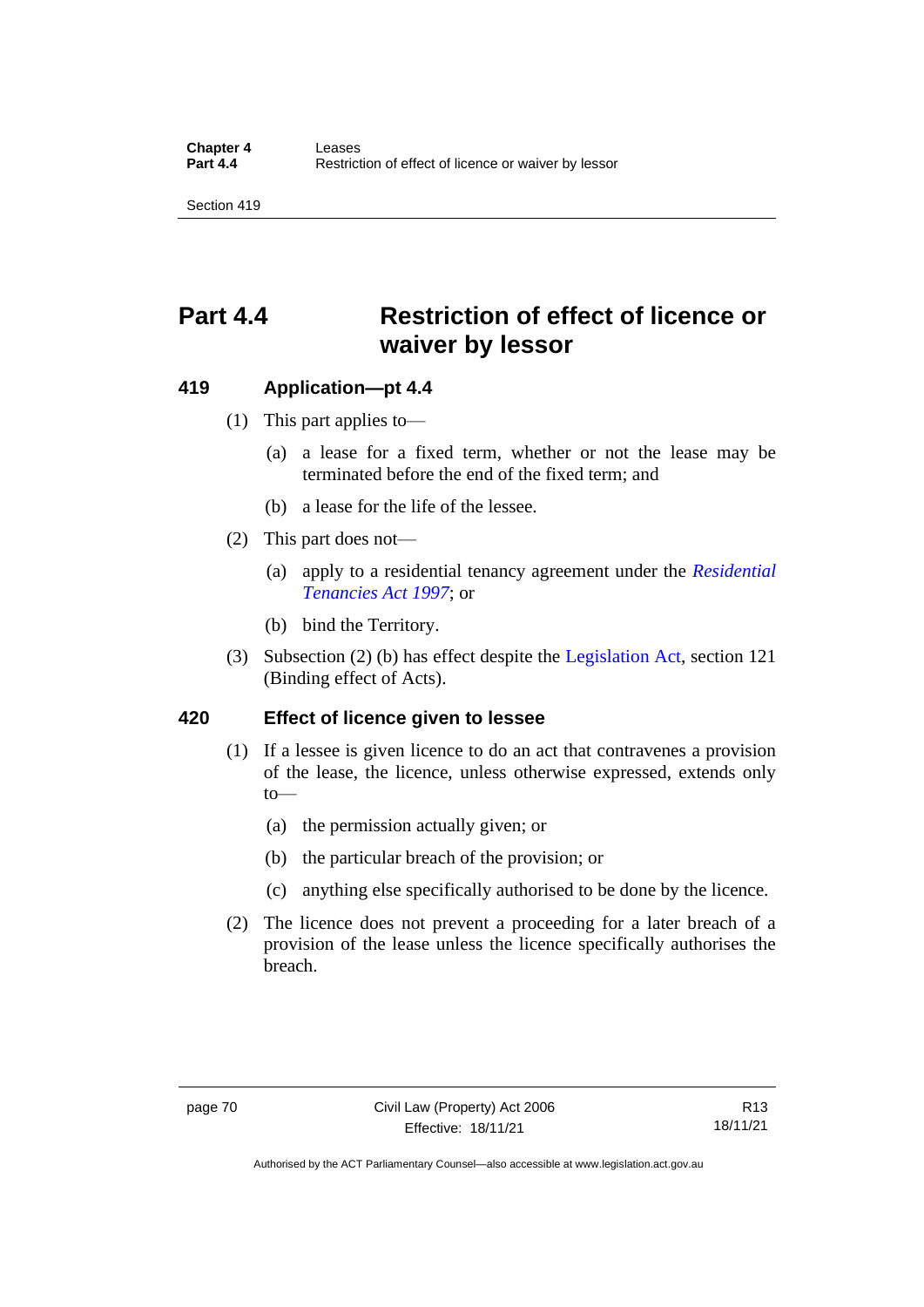# Part 4.4 Restriction of effect of licence or waiver by lessor

## 419 Application—pt 4.4

(1) This part applies to—

(a) a lease for a fixed term, whether or not the lease may be terminated before the end of the fixed term; and

(b) a lease for the life of the lessee.

(2) This part does not—

(a) apply to a residential tenancy agreement under the *Residential Tenancies Act 1997*; or

(b) bind the Territory.

(3) Subsection (2) (b) has effect despite the Legislation Act, section 121 (Binding effect of Acts).

## 420 Effect of licence given to lessee

(1) If a lessee is given licence to do an act that contravenes a provision of the lease, the licence, unless otherwise expressed, extends only to—

(a) the permission actually given; or

(b) the particular breach of the provision; or

(c) anything else specifically authorised to be done by the licence.

(2) The licence does not prevent a proceeding for a later breach of a provision of the lease unless the licence specifically authorises the breach.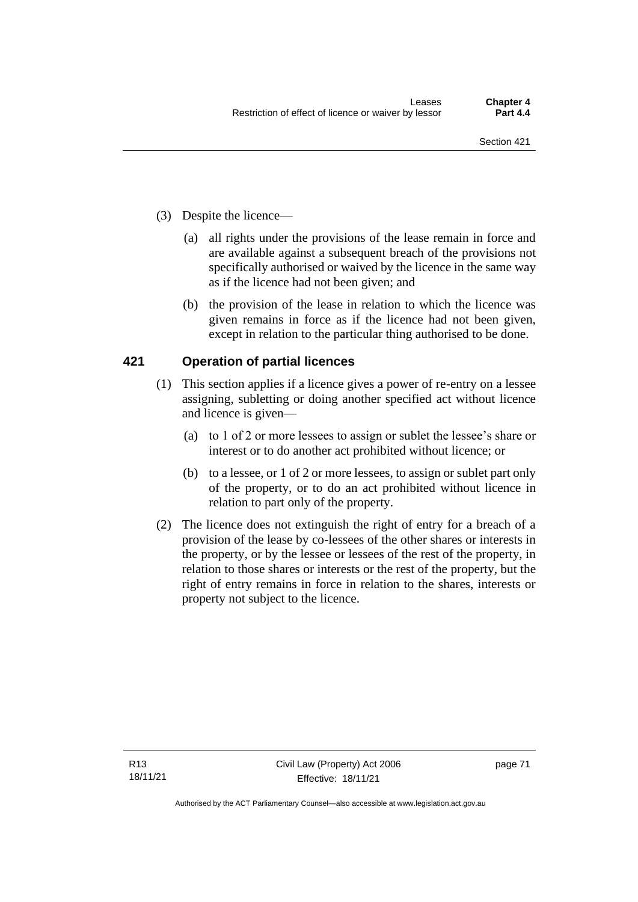(3) Despite the licence—

(a) all rights under the provisions of the lease remain in force and are available against a subsequent breach of the provisions not specifically authorised or waived by the licence in the same way as if the licence had not been given; and

(b) the provision of the lease in relation to which the licence was given remains in force as if the licence had not been given, except in relation to the particular thing authorised to be done.

## 421 Operation of partial licences

(1) This section applies if a licence gives a power of re-entry on a lessee assigning, subletting or doing another specified act without licence and licence is given—

(a) to 1 of 2 or more lessees to assign or sublet the lessee's share or interest or to do another act prohibited without licence; or

(b) to a lessee, or 1 of 2 or more lessees, to assign or sublet part only of the property, or to do an act prohibited without licence in relation to part only of the property.

(2) The licence does not extinguish the right of entry for a breach of a provision of the lease by co-lessees of the other shares or interests in the property, or by the lessee or lessees of the rest of the property, in relation to those shares or interests or the rest of the property, but the right of entry remains in force in relation to the shares, interests or property not subject to the licence.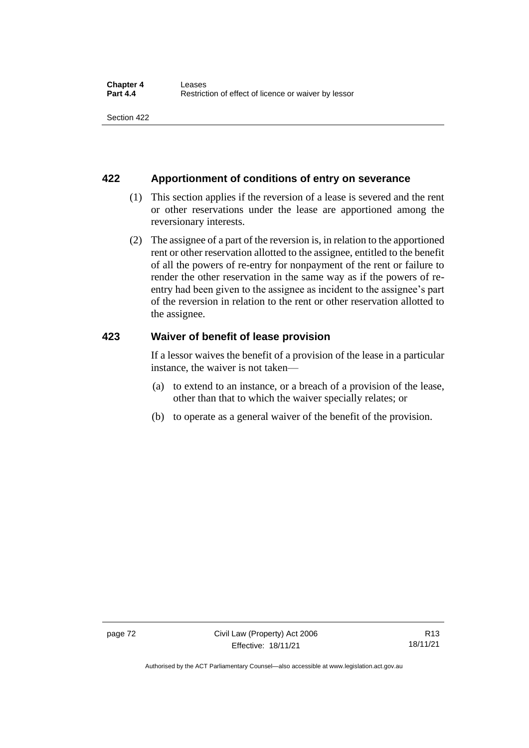## 422 Apportionment of conditions of entry on severance

(1) This section applies if the reversion of a lease is severed and the rent or other reservations under the lease are apportioned among the reversionary interests.

(2) The assignee of a part of the reversion is, in relation to the apportioned rent or other reservation allotted to the assignee, entitled to the benefit of all the powers of re-entry for nonpayment of the rent or failure to render the other reservation in the same way as if the powers of re-entry had been given to the assignee as incident to the assignee's part of the reversion in relation to the rent or other reservation allotted to the assignee.

## 423 Waiver of benefit of lease provision

If a lessor waives the benefit of a provision of the lease in a particular instance, the waiver is not taken—

(a) to extend to an instance, or a breach of a provision of the lease, other than that to which the waiver specially relates; or

(b) to operate as a general waiver of the benefit of the provision.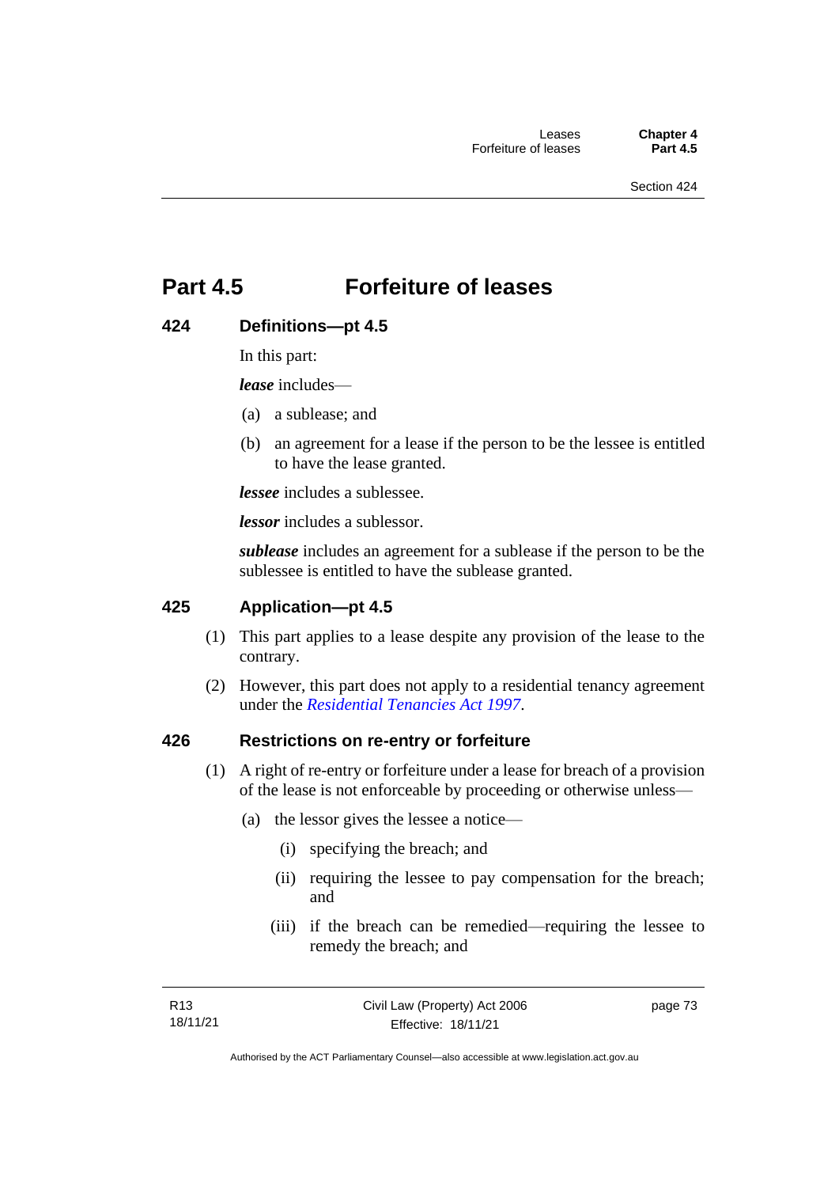# Part 4.5 Forfeiture of leases

## 424 Definitions—pt 4.5

In this part:

***lease*** includes—

(a) a sublease; and

(b) an agreement for a lease if the person to be the lessee is entitled to have the lease granted.

***lessee*** includes a sublessee.

***lessor*** includes a sublessor.

***sublease*** includes an agreement for a sublease if the person to be the sublessee is entitled to have the sublease granted.

## 425 Application—pt 4.5

(1) This part applies to a lease despite any provision of the lease to the contrary.

(2) However, this part does not apply to a residential tenancy agreement under the *Residential Tenancies Act 1997*.

## 426 Restrictions on re-entry or forfeiture

(1) A right of re-entry or forfeiture under a lease for breach of a provision of the lease is not enforceable by proceeding or otherwise unless—

(a) the lessor gives the lessee a notice—

(i) specifying the breach; and

(ii) requiring the lessee to pay compensation for the breach; and

(iii) if the breach can be remedied—requiring the lessee to remedy the breach; and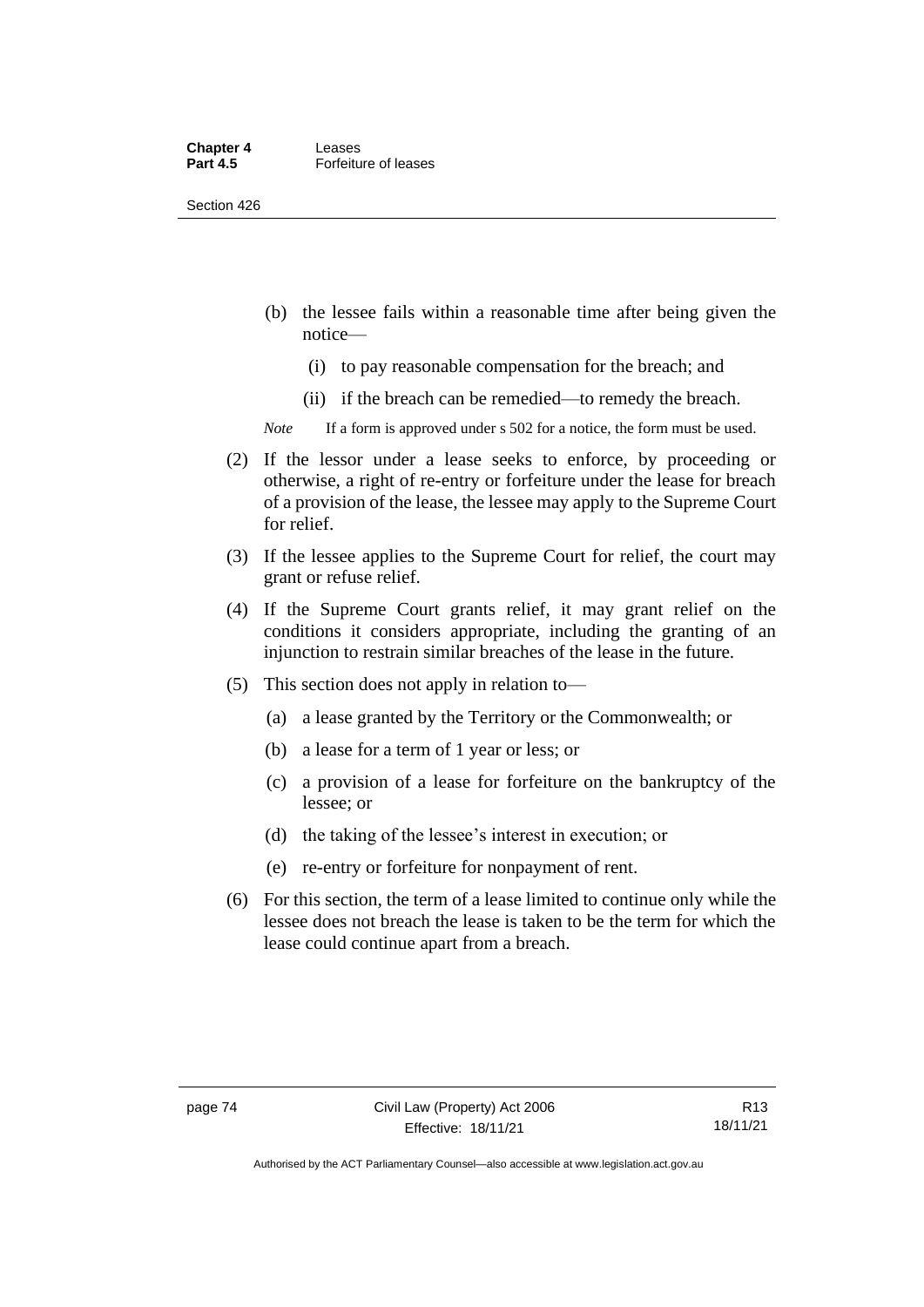(b) the lessee fails within a reasonable time after being given the notice—

  (i) to pay reasonable compensation for the breach; and

  (ii) if the breach can be remedied—to remedy the breach.

*Note* If a form is approved under s 502 for a notice, the form must be used.

(2) If the lessor under a lease seeks to enforce, by proceeding or otherwise, a right of re-entry or forfeiture under the lease for breach of a provision of the lease, the lessee may apply to the Supreme Court for relief.

(3) If the lessee applies to the Supreme Court for relief, the court may grant or refuse relief.

(4) If the Supreme Court grants relief, it may grant relief on the conditions it considers appropriate, including the granting of an injunction to restrain similar breaches of the lease in the future.

(5) This section does not apply in relation to—

  (a) a lease granted by the Territory or the Commonwealth; or

  (b) a lease for a term of 1 year or less; or

  (c) a provision of a lease for forfeiture on the bankruptcy of the lessee; or

  (d) the taking of the lessee's interest in execution; or

  (e) re-entry or forfeiture for nonpayment of rent.

(6) For this section, the term of a lease limited to continue only while the lessee does not breach the lease is taken to be the term for which the lease could continue apart from a breach.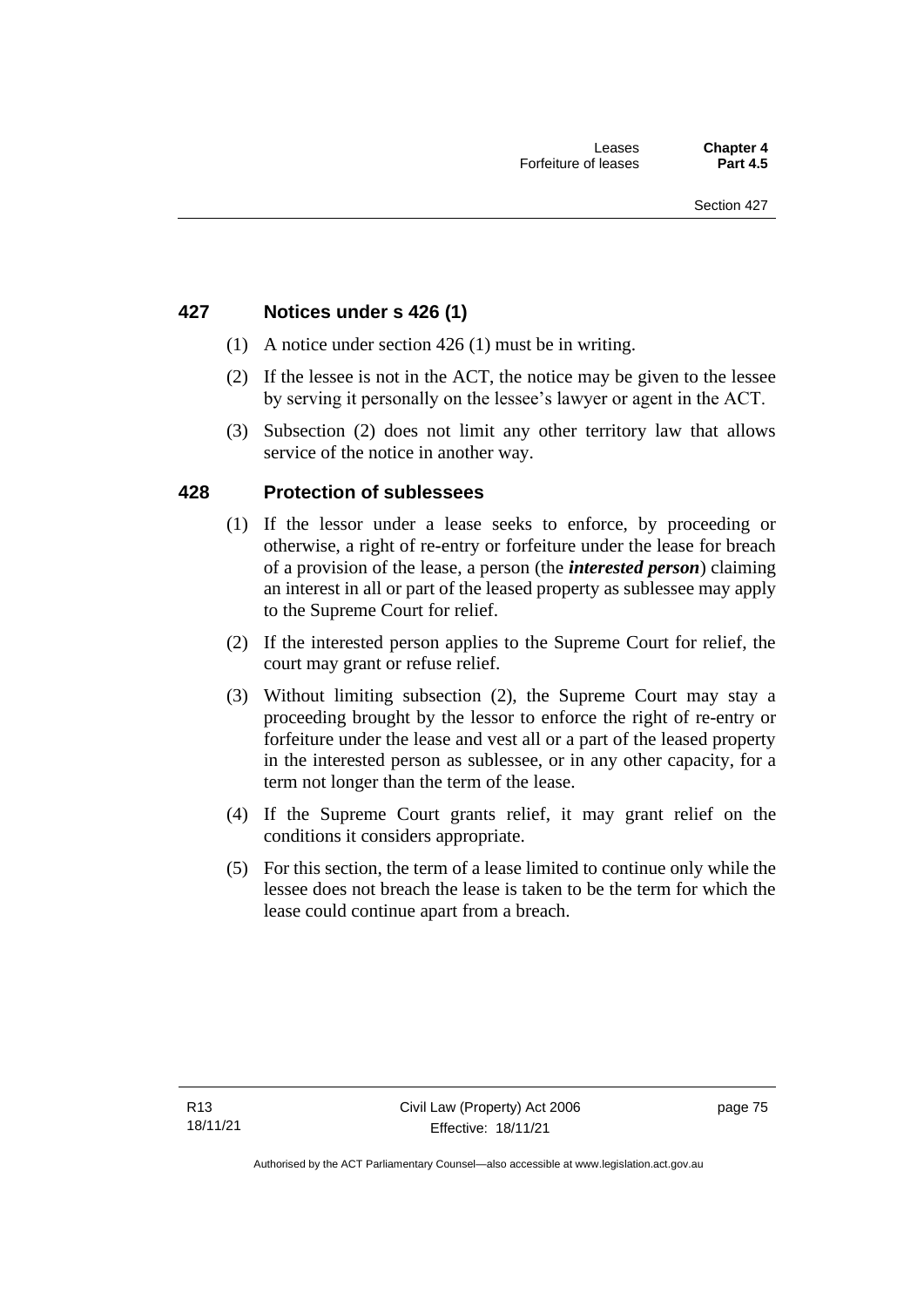## 427 Notices under s 426 (1)

(1) A notice under section 426 (1) must be in writing.

(2) If the lessee is not in the ACT, the notice may be given to the lessee by serving it personally on the lessee's lawyer or agent in the ACT.

(3) Subsection (2) does not limit any other territory law that allows service of the notice in another way.

## 428 Protection of sublessees

(1) If the lessor under a lease seeks to enforce, by proceeding or otherwise, a right of re-entry or forfeiture under the lease for breach of a provision of the lease, a person (the ***interested person***) claiming an interest in all or part of the leased property as sublessee may apply to the Supreme Court for relief.

(2) If the interested person applies to the Supreme Court for relief, the court may grant or refuse relief.

(3) Without limiting subsection (2), the Supreme Court may stay a proceeding brought by the lessor to enforce the right of re-entry or forfeiture under the lease and vest all or a part of the leased property in the interested person as sublessee, or in any other capacity, for a term not longer than the term of the lease.

(4) If the Supreme Court grants relief, it may grant relief on the conditions it considers appropriate.

(5) For this section, the term of a lease limited to continue only while the lessee does not breach the lease is taken to be the term for which the lease could continue apart from a breach.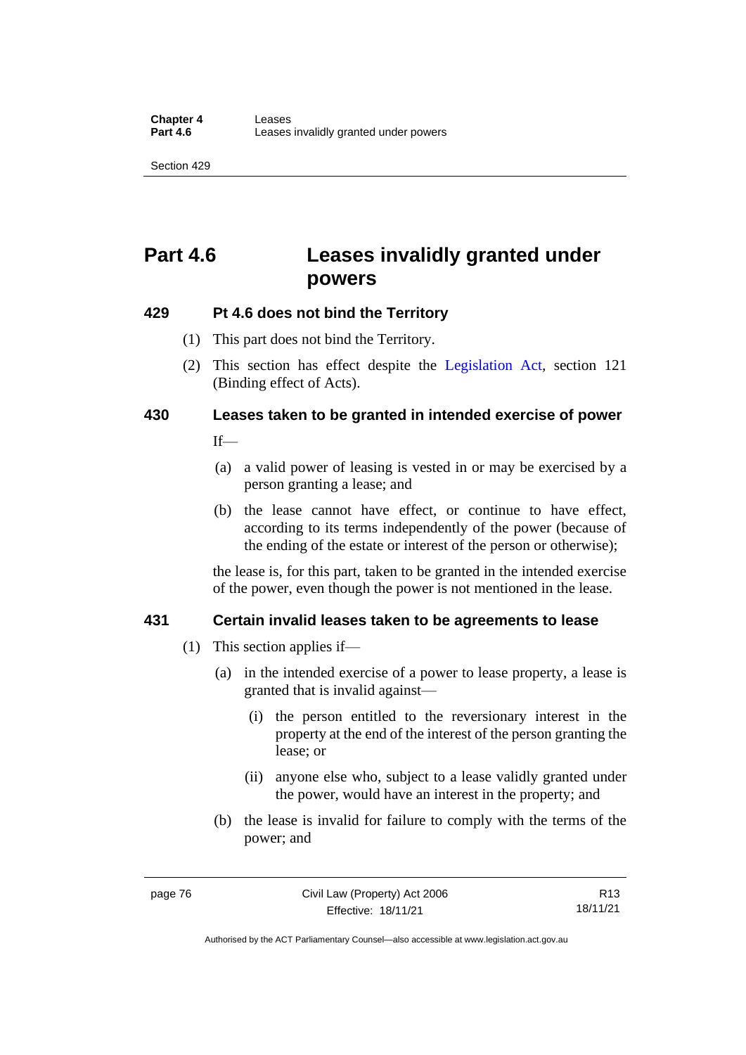# Part 4.6 Leases invalidly granted under powers

## 429 Pt 4.6 does not bind the Territory

(1) This part does not bind the Territory.

(2) This section has effect despite the Legislation Act, section 121 (Binding effect of Acts).

## 430 Leases taken to be granted in intended exercise of power

If—

(a) a valid power of leasing is vested in or may be exercised by a person granting a lease; and

(b) the lease cannot have effect, or continue to have effect, according to its terms independently of the power (because of the ending of the estate or interest of the person or otherwise);

the lease is, for this part, taken to be granted in the intended exercise of the power, even though the power is not mentioned in the lease.

## 431 Certain invalid leases taken to be agreements to lease

(1) This section applies if—

(a) in the intended exercise of a power to lease property, a lease is granted that is invalid against—

(i) the person entitled to the reversionary interest in the property at the end of the interest of the person granting the lease; or

(ii) anyone else who, subject to a lease validly granted under the power, would have an interest in the property; and

(b) the lease is invalid for failure to comply with the terms of the power; and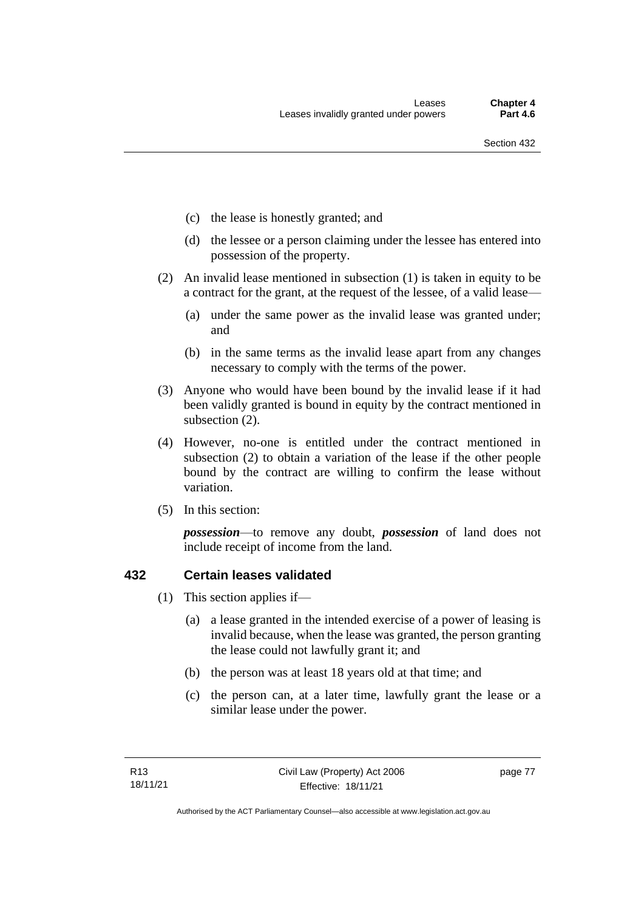(c) the lease is honestly granted; and

(d) the lessee or a person claiming under the lessee has entered into possession of the property.

(2) An invalid lease mentioned in subsection (1) is taken in equity to be a contract for the grant, at the request of the lessee, of a valid lease—

(a) under the same power as the invalid lease was granted under; and

(b) in the same terms as the invalid lease apart from any changes necessary to comply with the terms of the power.

(3) Anyone who would have been bound by the invalid lease if it had been validly granted is bound in equity by the contract mentioned in subsection (2).

(4) However, no-one is entitled under the contract mentioned in subsection (2) to obtain a variation of the lease if the other people bound by the contract are willing to confirm the lease without variation.

(5) In this section:

***possession***—to remove any doubt, ***possession*** of land does not include receipt of income from the land.

### 432 Certain leases validated

(1) This section applies if—

(a) a lease granted in the intended exercise of a power of leasing is invalid because, when the lease was granted, the person granting the lease could not lawfully grant it; and

(b) the person was at least 18 years old at that time; and

(c) the person can, at a later time, lawfully grant the lease or a similar lease under the power.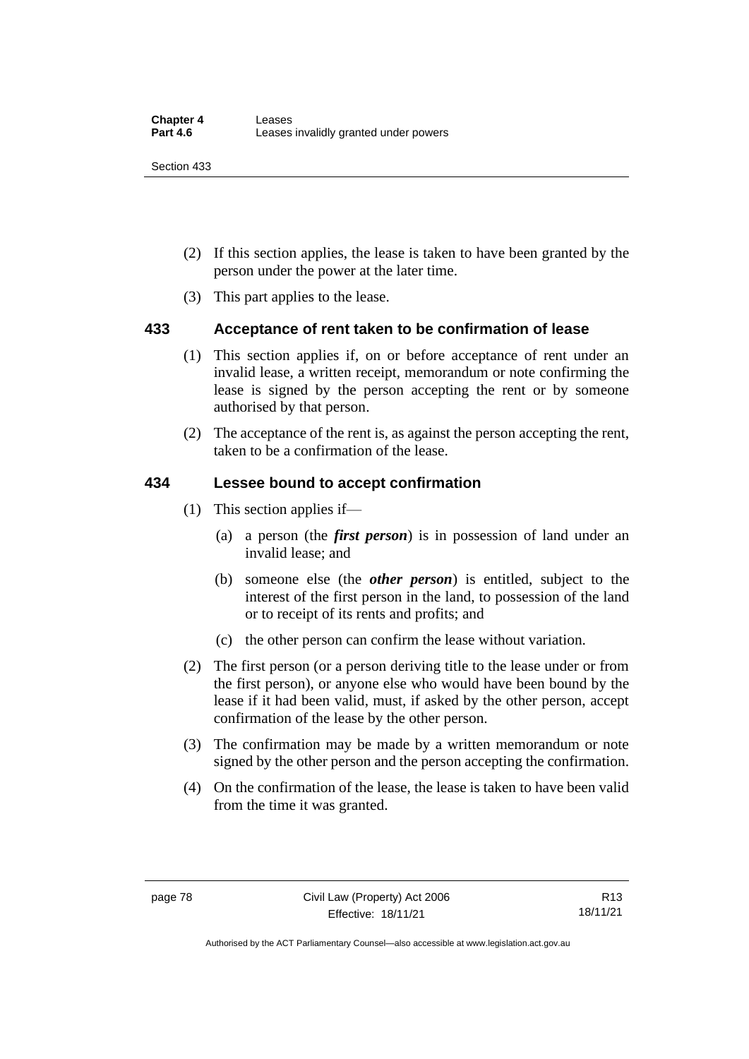(2) If this section applies, the lease is taken to have been granted by the person under the power at the later time.

(3) This part applies to the lease.

## 433 Acceptance of rent taken to be confirmation of lease

(1) This section applies if, on or before acceptance of rent under an invalid lease, a written receipt, memorandum or note confirming the lease is signed by the person accepting the rent or by someone authorised by that person.

(2) The acceptance of the rent is, as against the person accepting the rent, taken to be a confirmation of the lease.

## 434 Lessee bound to accept confirmation

(1) This section applies if—

(a) a person (the ***first person***) is in possession of land under an invalid lease; and

(b) someone else (the ***other person***) is entitled, subject to the interest of the first person in the land, to possession of the land or to receipt of its rents and profits; and

(c) the other person can confirm the lease without variation.

(2) The first person (or a person deriving title to the lease under or from the first person), or anyone else who would have been bound by the lease if it had been valid, must, if asked by the other person, accept confirmation of the lease by the other person.

(3) The confirmation may be made by a written memorandum or note signed by the other person and the person accepting the confirmation.

(4) On the confirmation of the lease, the lease is taken to have been valid from the time it was granted.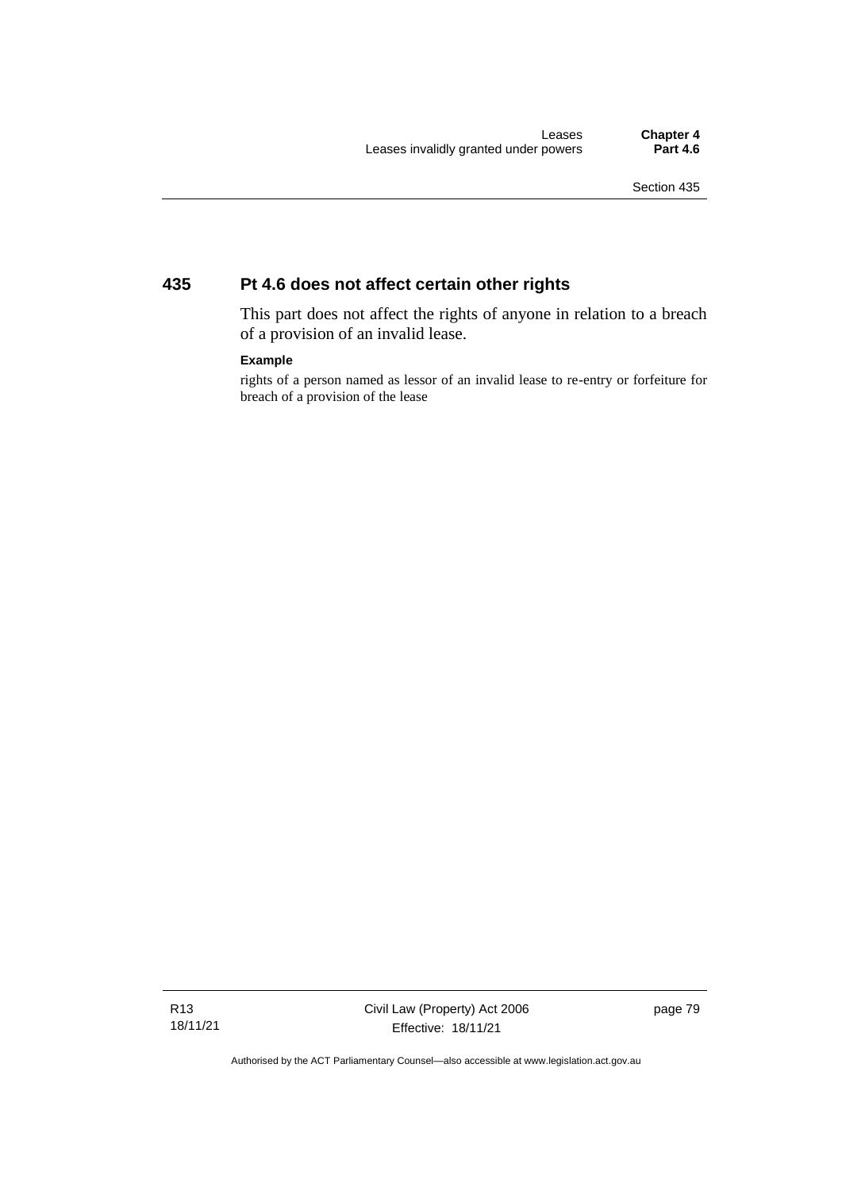## 435 Pt 4.6 does not affect certain other rights

This part does not affect the rights of anyone in relation to a breach of a provision of an invalid lease.

**Example**

rights of a person named as lessor of an invalid lease to re-entry or forfeiture for breach of a provision of the lease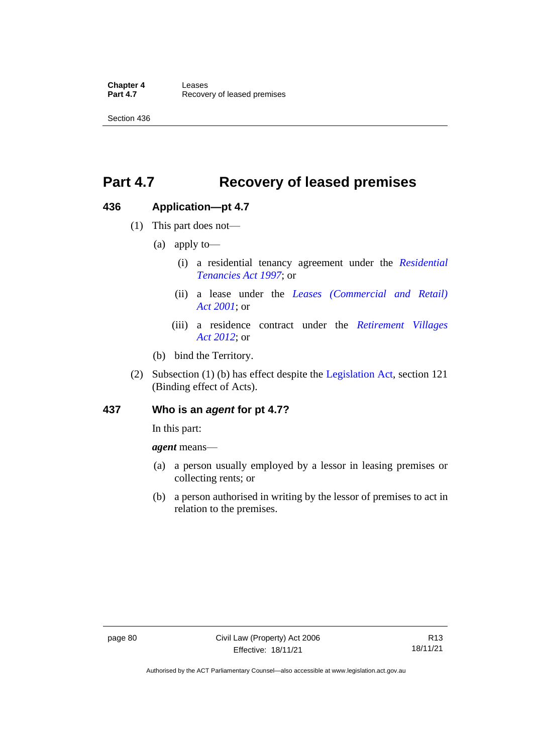# Part 4.7 Recovery of leased premises

## 436 Application—pt 4.7

(1) This part does not—

(a) apply to—

(i) a residential tenancy agreement under the *Residential Tenancies Act 1997*; or

(ii) a lease under the *Leases (Commercial and Retail) Act 2001*; or

(iii) a residence contract under the *Retirement Villages Act 2012*; or

(b) bind the Territory.

(2) Subsection (1) (b) has effect despite the Legislation Act, section 121 (Binding effect of Acts).

## 437 Who is an *agent* for pt 4.7?

In this part:

***agent*** means—

(a) a person usually employed by a lessor in leasing premises or collecting rents; or

(b) a person authorised in writing by the lessor of premises to act in relation to the premises.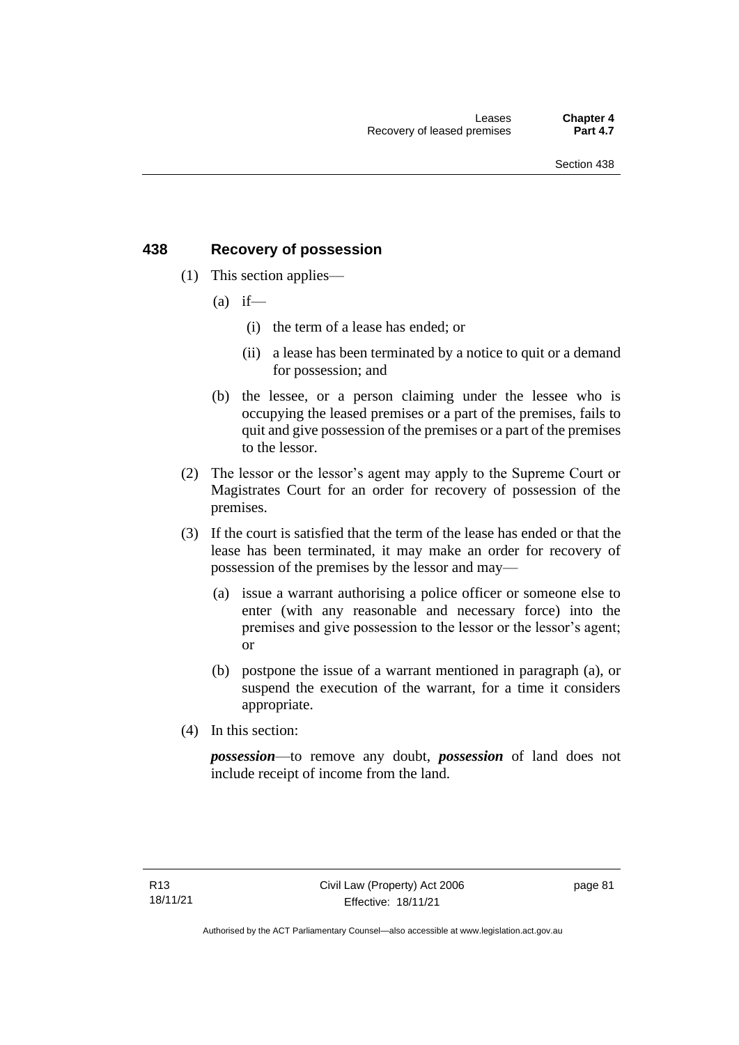## 438 Recovery of possession

(1) This section applies—

(a) if—

(i) the term of a lease has ended; or

(ii) a lease has been terminated by a notice to quit or a demand for possession; and

(b) the lessee, or a person claiming under the lessee who is occupying the leased premises or a part of the premises, fails to quit and give possession of the premises or a part of the premises to the lessor.

(2) The lessor or the lessor's agent may apply to the Supreme Court or Magistrates Court for an order for recovery of possession of the premises.

(3) If the court is satisfied that the term of the lease has ended or that the lease has been terminated, it may make an order for recovery of possession of the premises by the lessor and may—

(a) issue a warrant authorising a police officer or someone else to enter (with any reasonable and necessary force) into the premises and give possession to the lessor or the lessor's agent; or

(b) postpone the issue of a warrant mentioned in paragraph (a), or suspend the execution of the warrant, for a time it considers appropriate.

(4) In this section:

***possession***—to remove any doubt, ***possession*** of land does not include receipt of income from the land.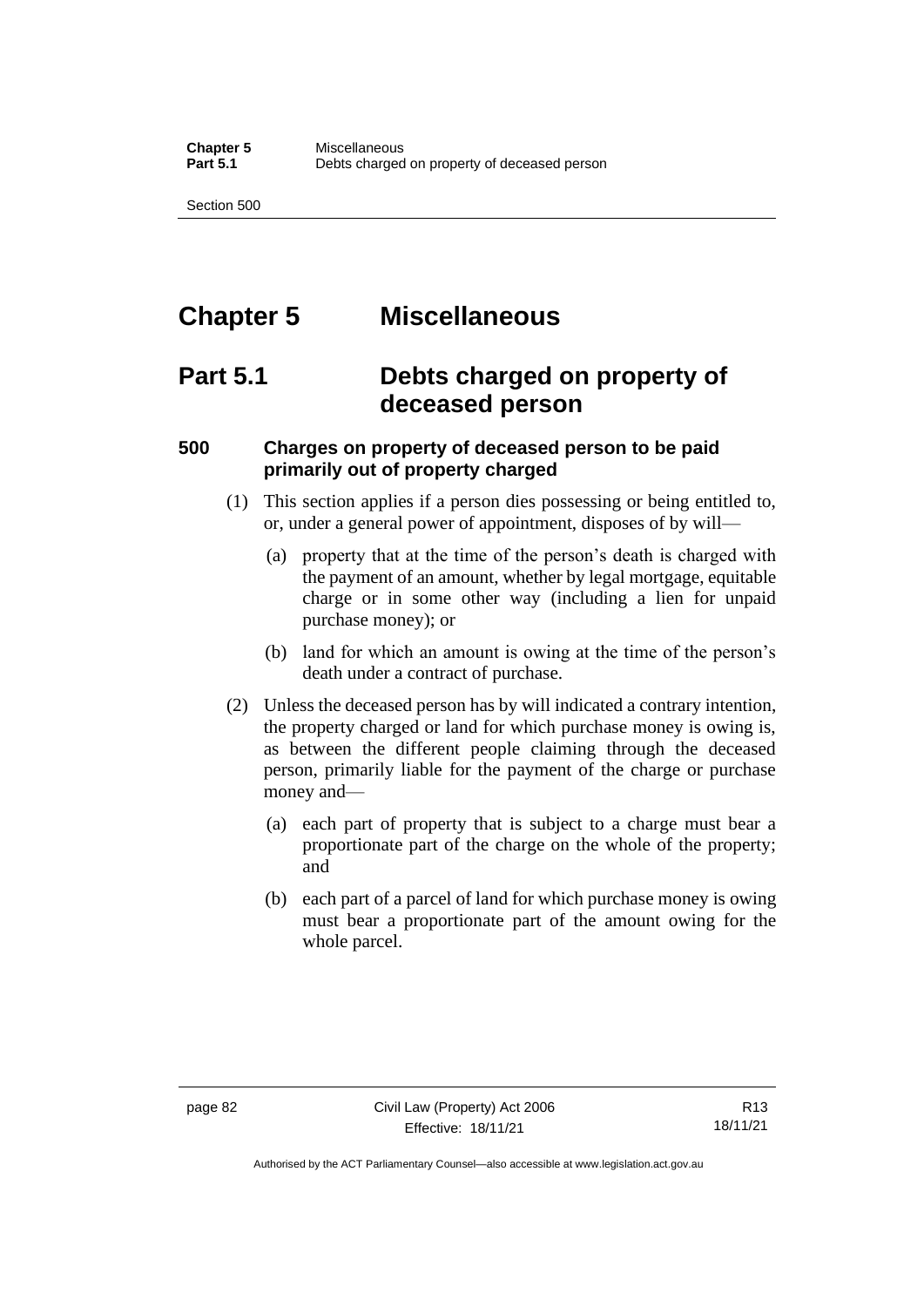# Chapter 5 Miscellaneous

## Part 5.1 Debts charged on property of deceased person

### 500 Charges on property of deceased person to be paid primarily out of property charged

(1) This section applies if a person dies possessing or being entitled to, or, under a general power of appointment, disposes of by will—

(a) property that at the time of the person's death is charged with the payment of an amount, whether by legal mortgage, equitable charge or in some other way (including a lien for unpaid purchase money); or

(b) land for which an amount is owing at the time of the person's death under a contract of purchase.

(2) Unless the deceased person has by will indicated a contrary intention, the property charged or land for which purchase money is owing is, as between the different people claiming through the deceased person, primarily liable for the payment of the charge or purchase money and—

(a) each part of property that is subject to a charge must bear a proportionate part of the charge on the whole of the property; and

(b) each part of a parcel of land for which purchase money is owing must bear a proportionate part of the amount owing for the whole parcel.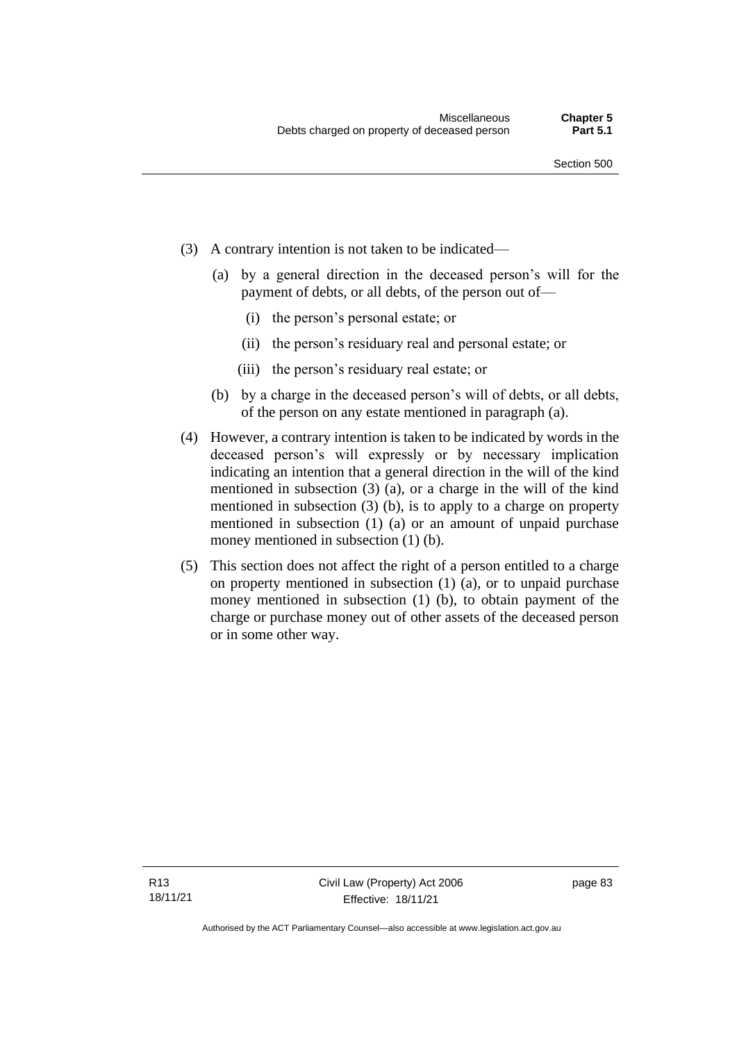(3) A contrary intention is not taken to be indicated—

  (a) by a general direction in the deceased person's will for the payment of debts, or all debts, of the person out of—

    (i) the person's personal estate; or

    (ii) the person's residuary real and personal estate; or

    (iii) the person's residuary real estate; or

  (b) by a charge in the deceased person's will of debts, or all debts, of the person on any estate mentioned in paragraph (a).

(4) However, a contrary intention is taken to be indicated by words in the deceased person's will expressly or by necessary implication indicating an intention that a general direction in the will of the kind mentioned in subsection (3) (a), or a charge in the will of the kind mentioned in subsection (3) (b), is to apply to a charge on property mentioned in subsection (1) (a) or an amount of unpaid purchase money mentioned in subsection (1) (b).

(5) This section does not affect the right of a person entitled to a charge on property mentioned in subsection (1) (a), or to unpaid purchase money mentioned in subsection (1) (b), to obtain payment of the charge or purchase money out of other assets of the deceased person or in some other way.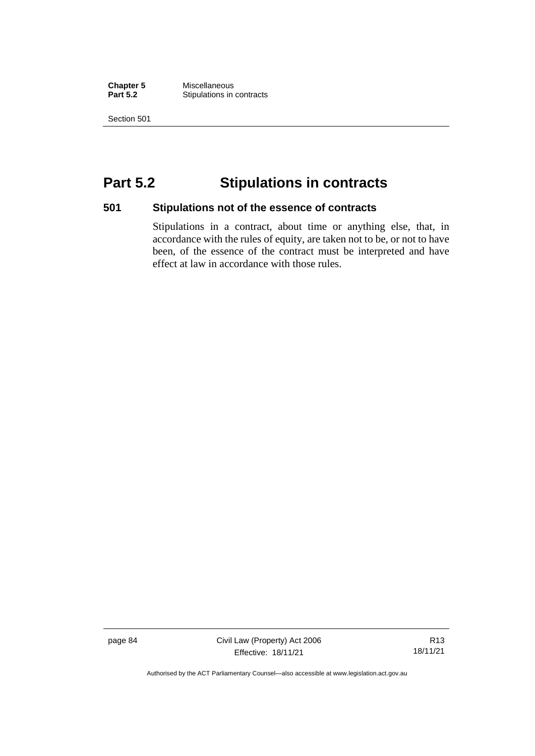# Part 5.2 Stipulations in contracts

## 501 Stipulations not of the essence of contracts

Stipulations in a contract, about time or anything else, that, in accordance with the rules of equity, are taken not to be, or not to have been, of the essence of the contract must be interpreted and have effect at law in accordance with those rules.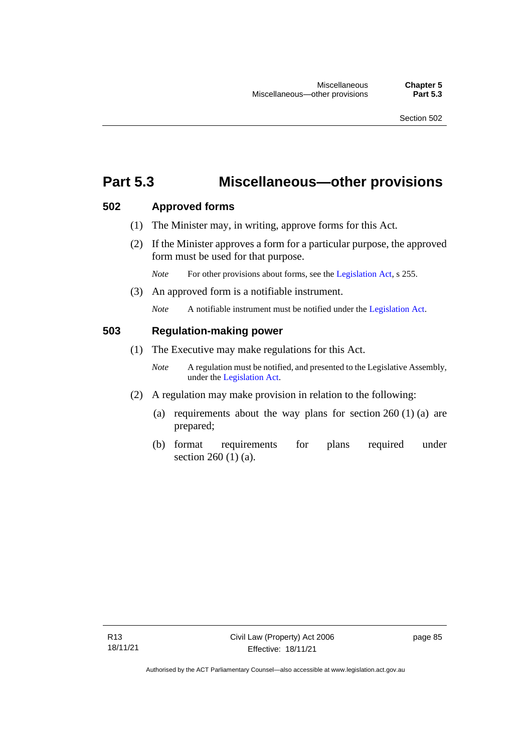# Part 5.3 Miscellaneous—other provisions

## 502 Approved forms

(1) The Minister may, in writing, approve forms for this Act.

(2) If the Minister approves a form for a particular purpose, the approved form must be used for that purpose.

*Note* For other provisions about forms, see the Legislation Act, s 255.

(3) An approved form is a notifiable instrument.

*Note* A notifiable instrument must be notified under the Legislation Act.

## 503 Regulation-making power

(1) The Executive may make regulations for this Act.

*Note* A regulation must be notified, and presented to the Legislative Assembly, under the Legislation Act.

(2) A regulation may make provision in relation to the following:

(a) requirements about the way plans for section 260 (1) (a) are prepared;

(b) format requirements for plans required under section 260 (1) (a).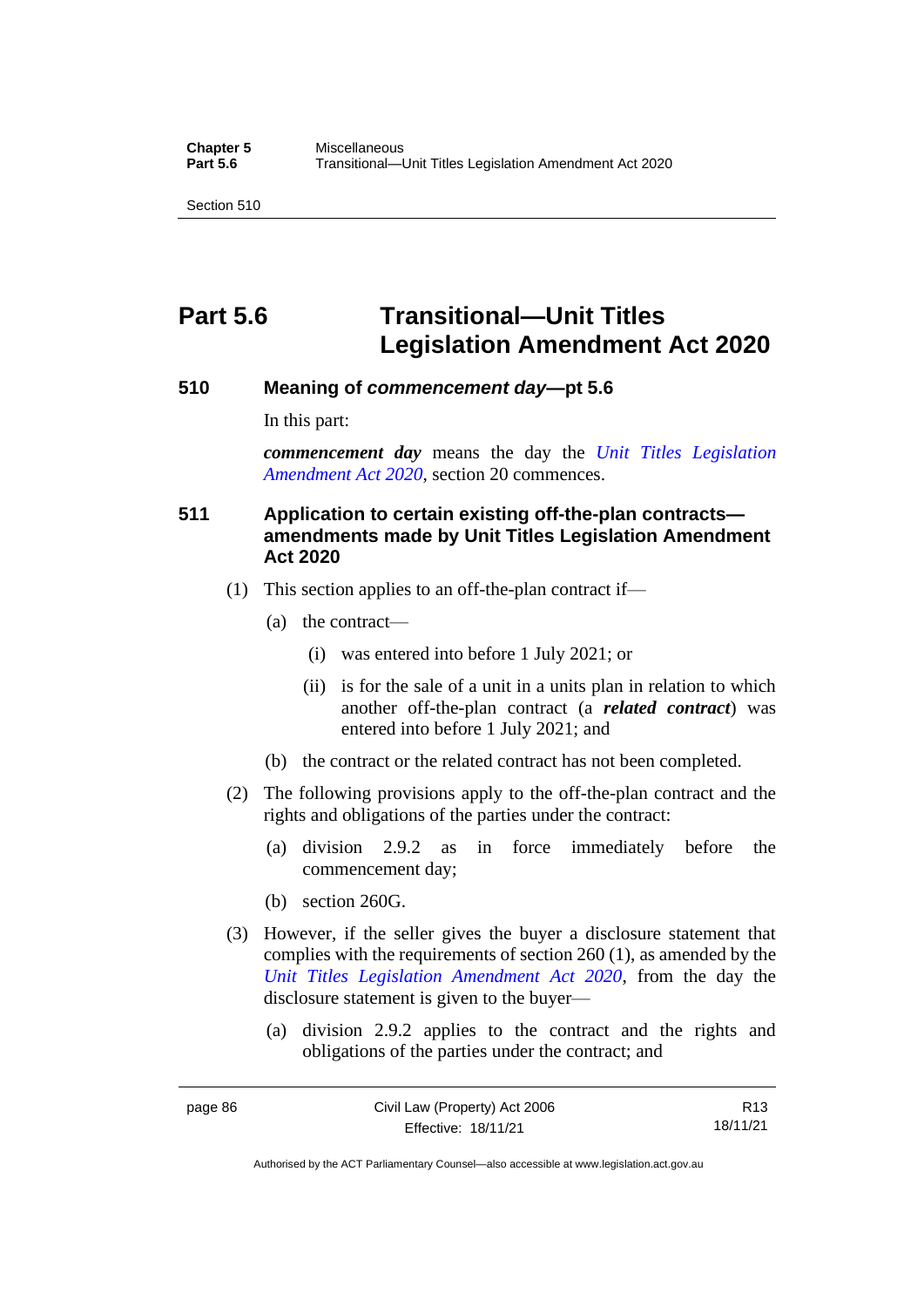# Part 5.6 Transitional—Unit Titles Legislation Amendment Act 2020

### 510 Meaning of *commencement day*—pt 5.6

In this part:

***commencement day*** means the day the *Unit Titles Legislation Amendment Act 2020*, section 20 commences.

### 511 Application to certain existing off-the-plan contracts—amendments made by Unit Titles Legislation Amendment Act 2020

(1) This section applies to an off-the-plan contract if—

(a) the contract—

(i) was entered into before 1 July 2021; or

(ii) is for the sale of a unit in a units plan in relation to which another off-the-plan contract (a ***related contract***) was entered into before 1 July 2021; and

(b) the contract or the related contract has not been completed.

(2) The following provisions apply to the off-the-plan contract and the rights and obligations of the parties under the contract:

(a) division 2.9.2 as in force immediately before the commencement day;

(b) section 260G.

(3) However, if the seller gives the buyer a disclosure statement that complies with the requirements of section 260 (1), as amended by the *Unit Titles Legislation Amendment Act 2020*, from the day the disclosure statement is given to the buyer—

(a) division 2.9.2 applies to the contract and the rights and obligations of the parties under the contract; and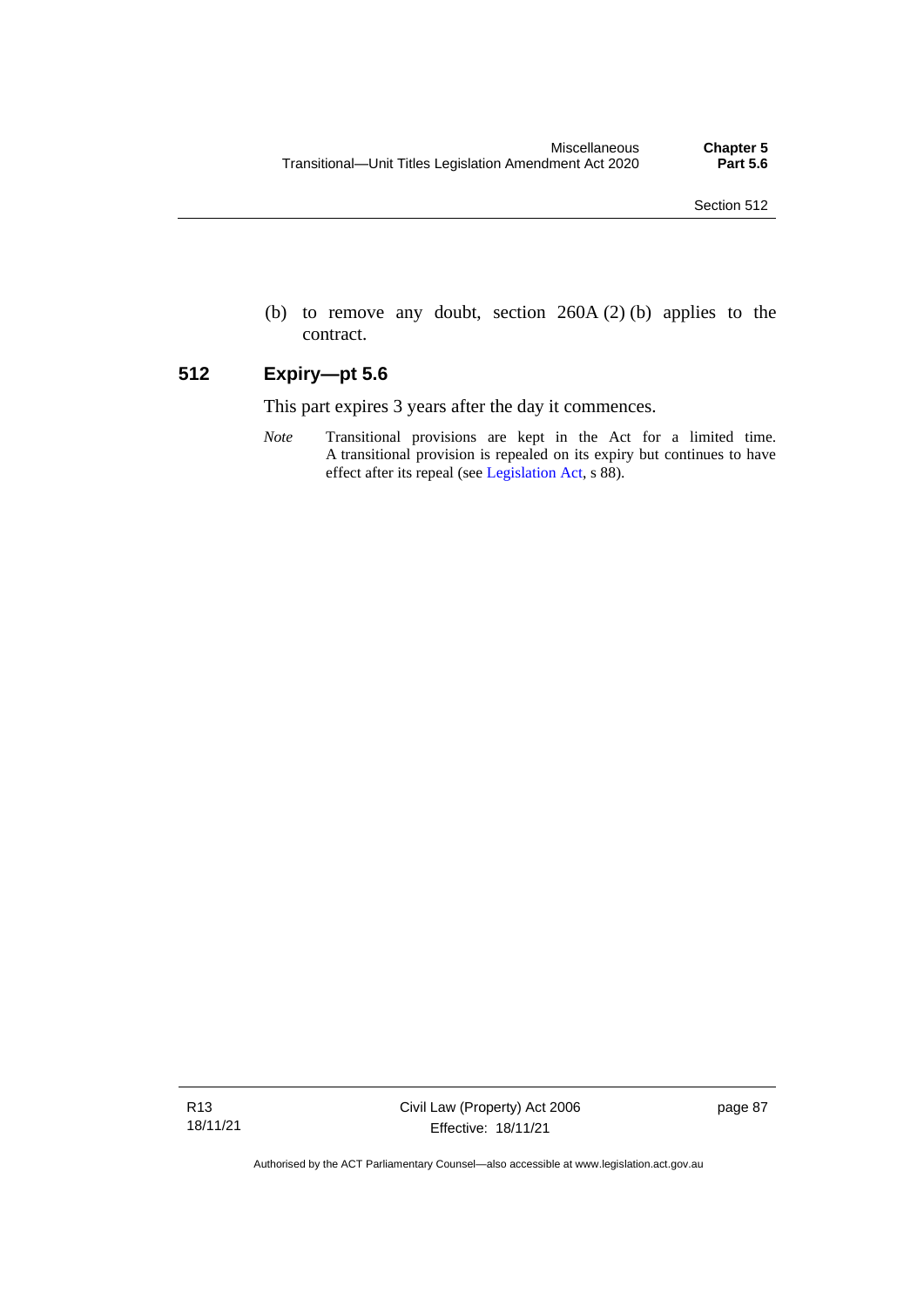(b) to remove any doubt, section 260A (2) (b) applies to the contract.

## 512 Expiry—pt 5.6

This part expires 3 years after the day it commences.

*Note* Transitional provisions are kept in the Act for a limited time. A transitional provision is repealed on its expiry but continues to have effect after its repeal (see Legislation Act, s 88).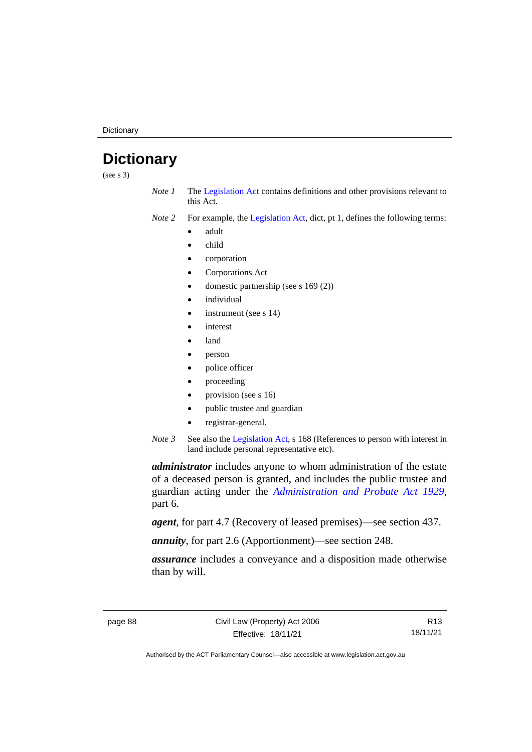# Dictionary

(see s 3)

*Note 1* The Legislation Act contains definitions and other provisions relevant to this Act.

*Note 2* For example, the Legislation Act, dict, pt 1, defines the following terms:

- adult
- child
- corporation
- Corporations Act
- domestic partnership (see s 169 (2))
- individual
- instrument (see s 14)
- interest
- land
- person
- police officer
- proceeding
- provision (see s 16)
- public trustee and guardian
- registrar-general.

*Note 3* See also the Legislation Act, s 168 (References to person with interest in land include personal representative etc).

***administrator*** includes anyone to whom administration of the estate of a deceased person is granted, and includes the public trustee and guardian acting under the *Administration and Probate Act 1929*, part 6.

***agent***, for part 4.7 (Recovery of leased premises)—see section 437.

***annuity***, for part 2.6 (Apportionment)—see section 248.

***assurance*** includes a conveyance and a disposition made otherwise than by will.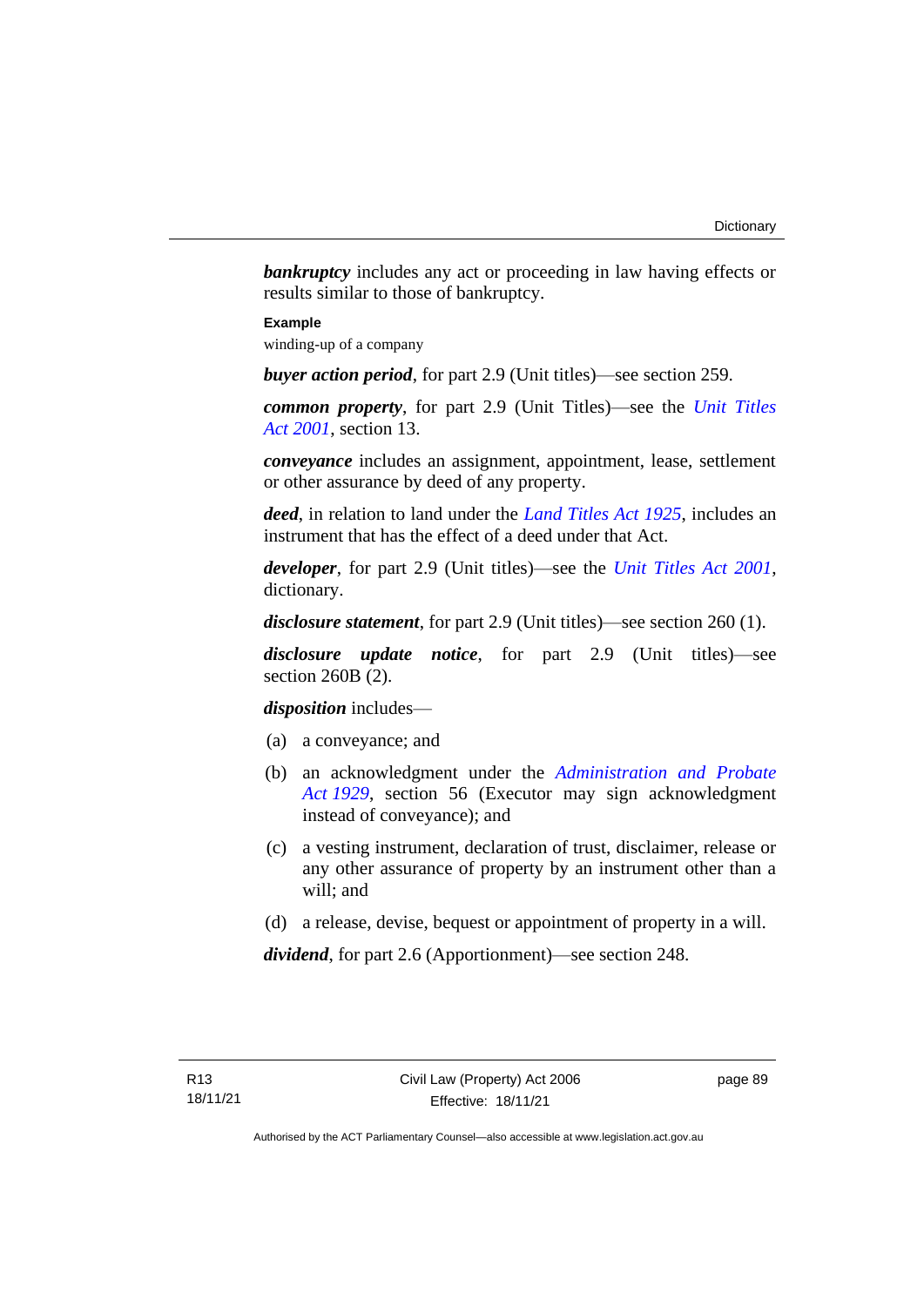***bankruptcy*** includes any act or proceeding in law having effects or results similar to those of bankruptcy.

**Example**

winding-up of a company

***buyer action period***, for part 2.9 (Unit titles)—see section 259.

***common property***, for part 2.9 (Unit Titles)—see the *Unit Titles Act 2001*, section 13.

***conveyance*** includes an assignment, appointment, lease, settlement or other assurance by deed of any property.

***deed***, in relation to land under the *Land Titles Act 1925*, includes an instrument that has the effect of a deed under that Act.

***developer***, for part 2.9 (Unit titles)—see the *Unit Titles Act 2001*, dictionary.

***disclosure statement***, for part 2.9 (Unit titles)—see section 260 (1).

***disclosure update notice***, for part 2.9 (Unit titles)—see section 260B (2).

***disposition*** includes—

(a) a conveyance; and

(b) an acknowledgment under the *Administration and Probate Act 1929*, section 56 (Executor may sign acknowledgment instead of conveyance); and

(c) a vesting instrument, declaration of trust, disclaimer, release or any other assurance of property by an instrument other than a will; and

(d) a release, devise, bequest or appointment of property in a will.

***dividend***, for part 2.6 (Apportionment)—see section 248.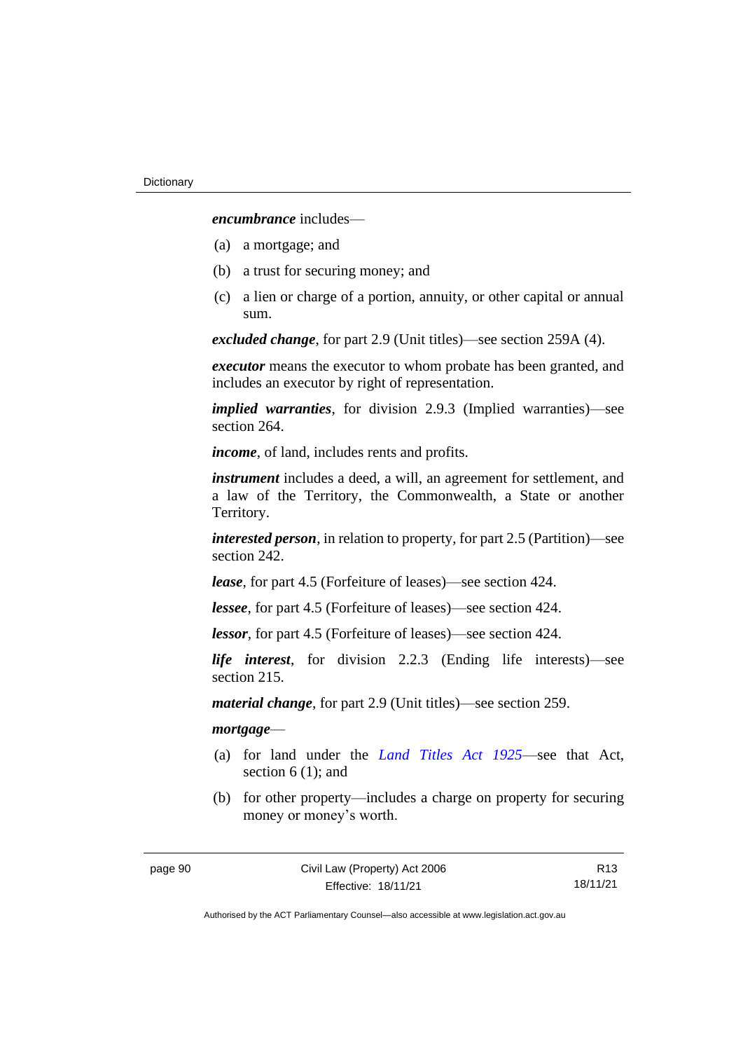***encumbrance*** includes—

(a) a mortgage; and

(b) a trust for securing money; and

(c) a lien or charge of a portion, annuity, or other capital or annual sum.

***excluded change***, for part 2.9 (Unit titles)—see section 259A (4).

***executor*** means the executor to whom probate has been granted, and includes an executor by right of representation.

***implied warranties***, for division 2.9.3 (Implied warranties)—see section 264.

***income***, of land, includes rents and profits.

***instrument*** includes a deed, a will, an agreement for settlement, and a law of the Territory, the Commonwealth, a State or another Territory.

***interested person***, in relation to property, for part 2.5 (Partition)—see section 242.

***lease***, for part 4.5 (Forfeiture of leases)—see section 424.

***lessee***, for part 4.5 (Forfeiture of leases)—see section 424.

***lessor***, for part 4.5 (Forfeiture of leases)—see section 424.

***life interest***, for division 2.2.3 (Ending life interests)—see section 215.

***material change***, for part 2.9 (Unit titles)—see section 259.

***mortgage***—

(a) for land under the *Land Titles Act 1925*—see that Act, section 6 (1); and

(b) for other property—includes a charge on property for securing money or money's worth.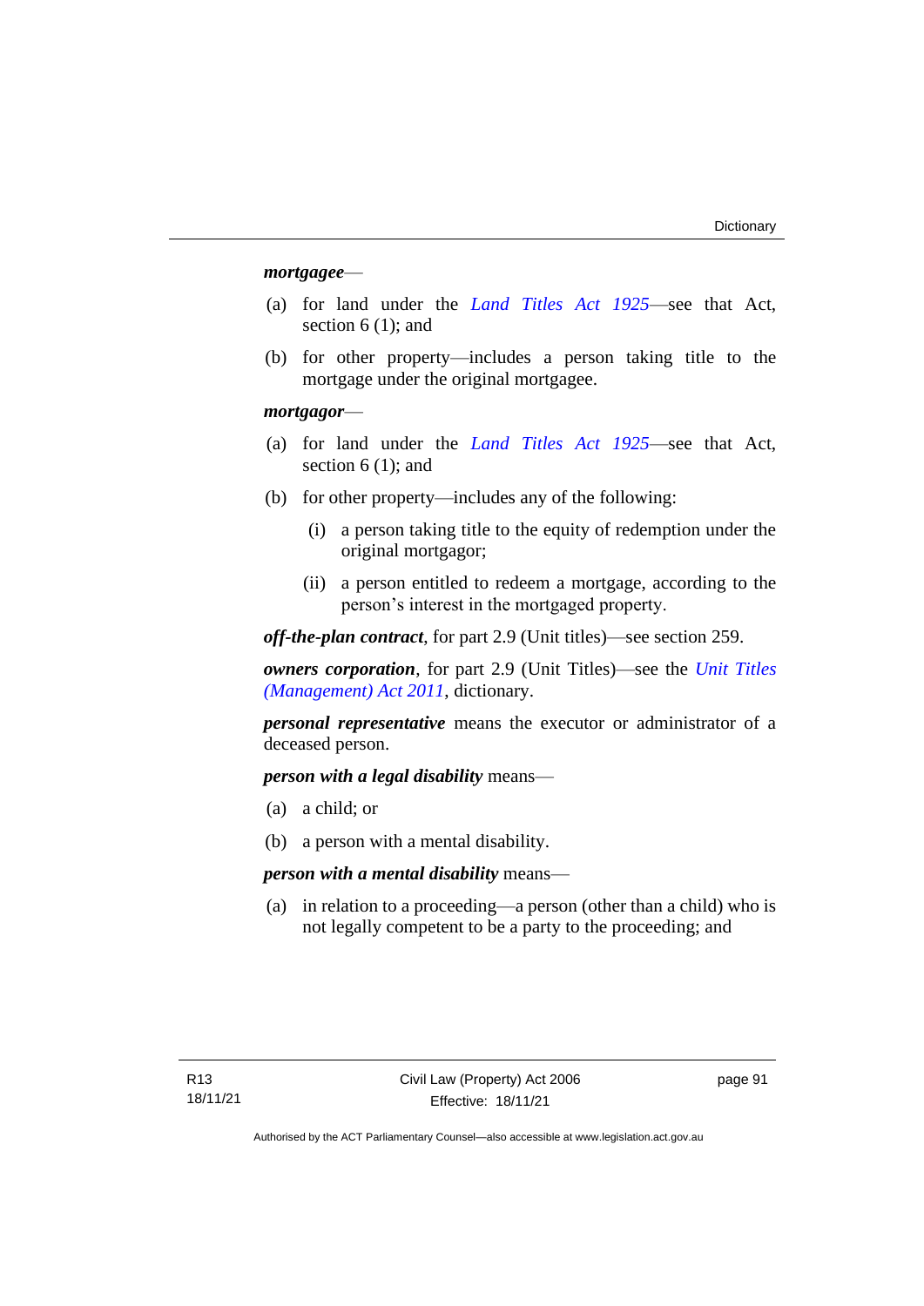***mortgagee***—

(a) for land under the *Land Titles Act 1925*—see that Act, section 6 (1); and

(b) for other property—includes a person taking title to the mortgage under the original mortgagee.

***mortgagor***—

(a) for land under the *Land Titles Act 1925*—see that Act, section 6 (1); and

(b) for other property—includes any of the following:

  (i) a person taking title to the equity of redemption under the original mortgagor;

  (ii) a person entitled to redeem a mortgage, according to the person's interest in the mortgaged property.

***off-the-plan contract***, for part 2.9 (Unit titles)—see section 259.

***owners corporation***, for part 2.9 (Unit Titles)—see the *Unit Titles (Management) Act 2011*, dictionary.

***personal representative*** means the executor or administrator of a deceased person.

***person with a legal disability*** means—

(a) a child; or

(b) a person with a mental disability.

***person with a mental disability*** means—

(a) in relation to a proceeding—a person (other than a child) who is not legally competent to be a party to the proceeding; and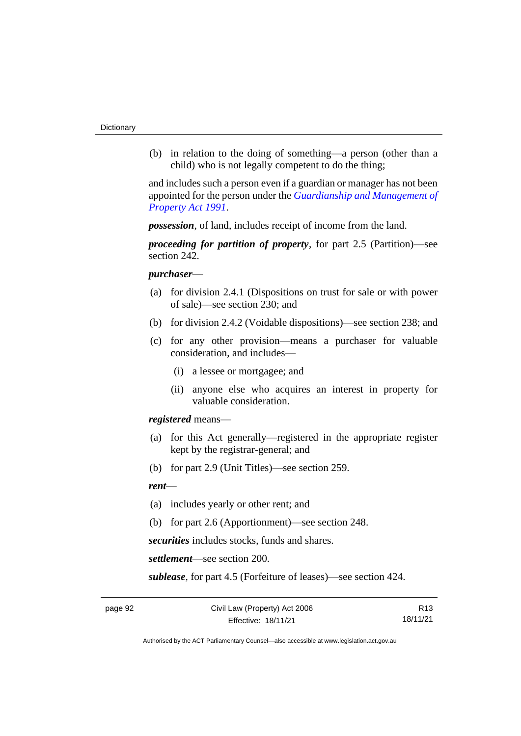(b) in relation to the doing of something—a person (other than a child) who is not legally competent to do the thing;

and includes such a person even if a guardian or manager has not been appointed for the person under the *Guardianship and Management of Property Act 1991*.

***possession***, of land, includes receipt of income from the land.

***proceeding for partition of property***, for part 2.5 (Partition)—see section 242.

***purchaser***—

(a) for division 2.4.1 (Dispositions on trust for sale or with power of sale)—see section 230; and

(b) for division 2.4.2 (Voidable dispositions)—see section 238; and

(c) for any other provision—means a purchaser for valuable consideration, and includes—

  (i) a lessee or mortgagee; and

  (ii) anyone else who acquires an interest in property for valuable consideration.

***registered*** means—

(a) for this Act generally—registered in the appropriate register kept by the registrar-general; and

(b) for part 2.9 (Unit Titles)—see section 259.

***rent***—

(a) includes yearly or other rent; and

(b) for part 2.6 (Apportionment)—see section 248.

***securities*** includes stocks, funds and shares.

***settlement***—see section 200.

***sublease***, for part 4.5 (Forfeiture of leases)—see section 424.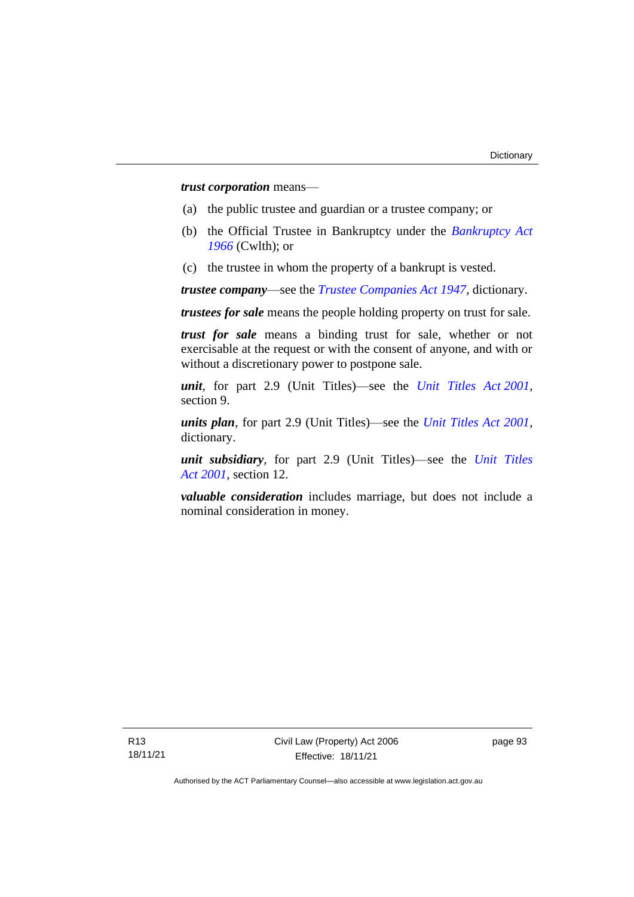***trust corporation*** means—

(a) the public trustee and guardian or a trustee company; or

(b) the Official Trustee in Bankruptcy under the *Bankruptcy Act 1966* (Cwlth); or

(c) the trustee in whom the property of a bankrupt is vested.

***trustee company***—see the *Trustee Companies Act 1947*, dictionary.

***trustees for sale*** means the people holding property on trust for sale.

***trust for sale*** means a binding trust for sale, whether or not exercisable at the request or with the consent of anyone, and with or without a discretionary power to postpone sale.

***unit***, for part 2.9 (Unit Titles)—see the *Unit Titles Act 2001*, section 9.

***units plan***, for part 2.9 (Unit Titles)—see the *Unit Titles Act 2001*, dictionary.

***unit subsidiary***, for part 2.9 (Unit Titles)—see the *Unit Titles Act 2001*, section 12.

***valuable consideration*** includes marriage, but does not include a nominal consideration in money.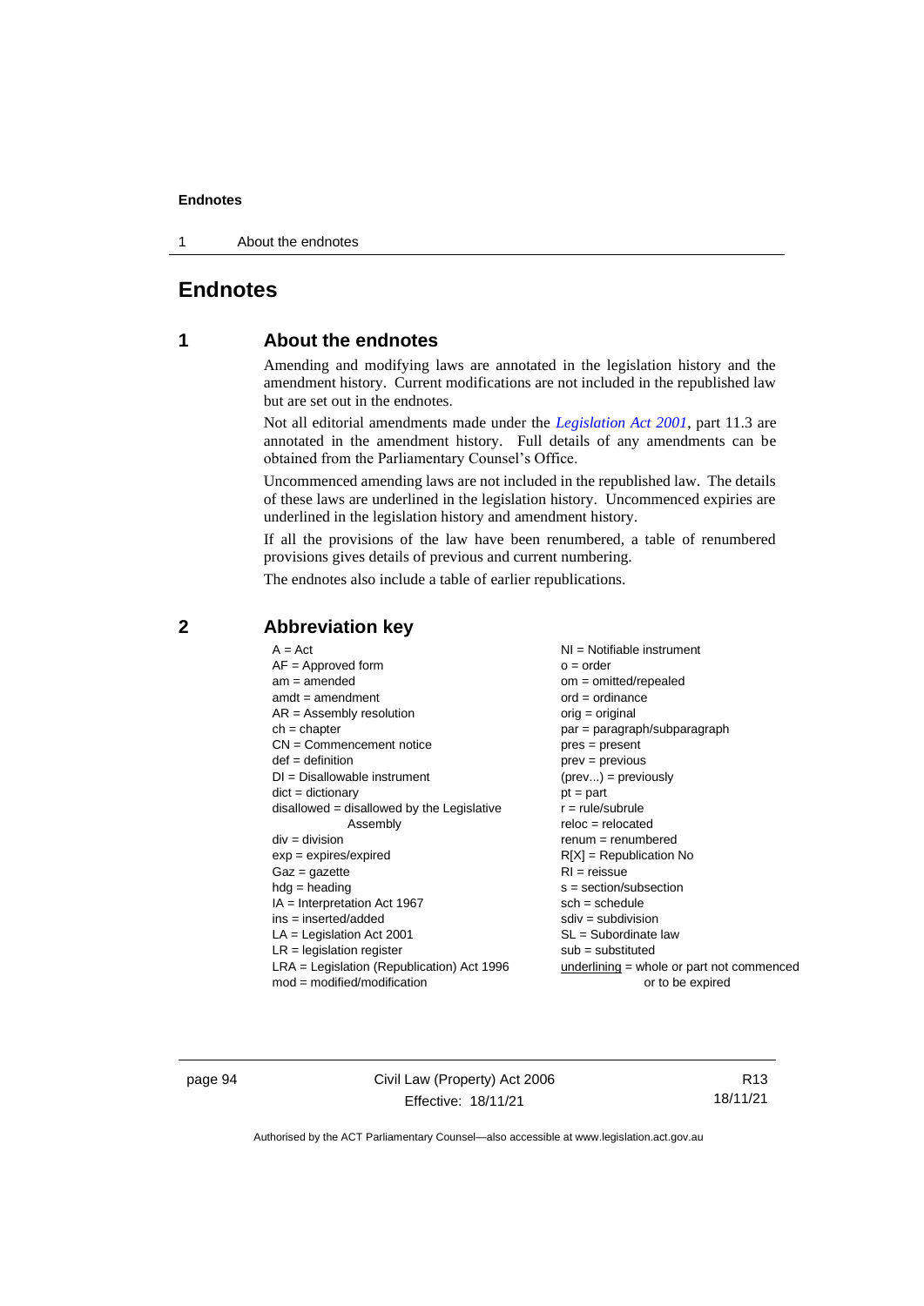# Endnotes

## 1 About the endnotes

Amending and modifying laws are annotated in the legislation history and the amendment history. Current modifications are not included in the republished law but are set out in the endnotes.

Not all editorial amendments made under the *Legislation Act 2001*, part 11.3 are annotated in the amendment history. Full details of any amendments can be obtained from the Parliamentary Counsel's Office.

Uncommenced amending laws are not included in the republished law. The details of these laws are underlined in the legislation history. Uncommenced expiries are underlined in the legislation history and amendment history.

If all the provisions of the law have been renumbered, a table of renumbered provisions gives details of previous and current numbering.

The endnotes also include a table of earlier republications.

## 2 Abbreviation key

A = Act
AF = Approved form
am = amended
amdt = amendment
AR = Assembly resolution
ch = chapter
CN = Commencement notice
def = definition
DI = Disallowable instrument
dict = dictionary
disallowed = disallowed by the Legislative Assembly
div = division
exp = expires/expired
Gaz = gazette
hdg = heading
IA = Interpretation Act 1967
ins = inserted/added
LA = Legislation Act 2001
LR = legislation register
LRA = Legislation (Republication) Act 1996
mod = modified/modification
NI = Notifiable instrument
o = order
om = omitted/repealed
ord = ordinance
orig = original
par = paragraph/subparagraph
pres = present
prev = previous
(prev...) = previously
pt = part
r = rule/subrule
reloc = relocated
renum = renumbered
R[X] = Republication No
RI = reissue
s = section/subsection
sch = schedule
sdiv = subdivision
SL = Subordinate law
sub = substituted
underlining = whole or part not commenced or to be expired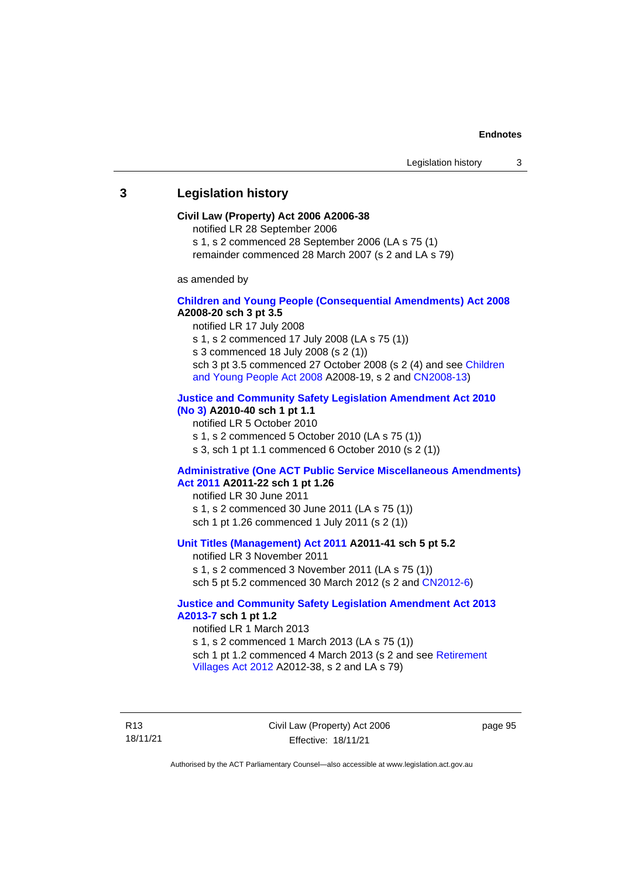## 3 Legislation history

**Civil Law (Property) Act 2006 A2006-38**

notified LR 28 September 2006

s 1, s 2 commenced 28 September 2006 (LA s 75 (1))

remainder commenced 28 March 2007 (s 2 and LA s 79)

as amended by

**Children and Young People (Consequential Amendments) Act 2008 A2008-20 sch 3 pt 3.5**

notified LR 17 July 2008

s 1, s 2 commenced 17 July 2008 (LA s 75 (1))

s 3 commenced 18 July 2008 (s 2 (1))

sch 3 pt 3.5 commenced 27 October 2008 (s 2 (4) and see Children and Young People Act 2008 A2008-19, s 2 and CN2008-13)

**Justice and Community Safety Legislation Amendment Act 2010 (No 3) A2010-40 sch 1 pt 1.1**

notified LR 5 October 2010

s 1, s 2 commenced 5 October 2010 (LA s 75 (1))

s 3, sch 1 pt 1.1 commenced 6 October 2010 (s 2 (1))

**Administrative (One ACT Public Service Miscellaneous Amendments) Act 2011 A2011-22 sch 1 pt 1.26**

notified LR 30 June 2011

s 1, s 2 commenced 30 June 2011 (LA s 75 (1))

sch 1 pt 1.26 commenced 1 July 2011 (s 2 (1))

**Unit Titles (Management) Act 2011 A2011-41 sch 5 pt 5.2**

notified LR 3 November 2011

s 1, s 2 commenced 3 November 2011 (LA s 75 (1))

sch 5 pt 5.2 commenced 30 March 2012 (s 2 and CN2012-6)

**Justice and Community Safety Legislation Amendment Act 2013 A2013-7 sch 1 pt 1.2**

notified LR 1 March 2013

s 1, s 2 commenced 1 March 2013 (LA s 75 (1))

sch 1 pt 1.2 commenced 4 March 2013 (s 2 and see Retirement Villages Act 2012 A2012-38, s 2 and LA s 79)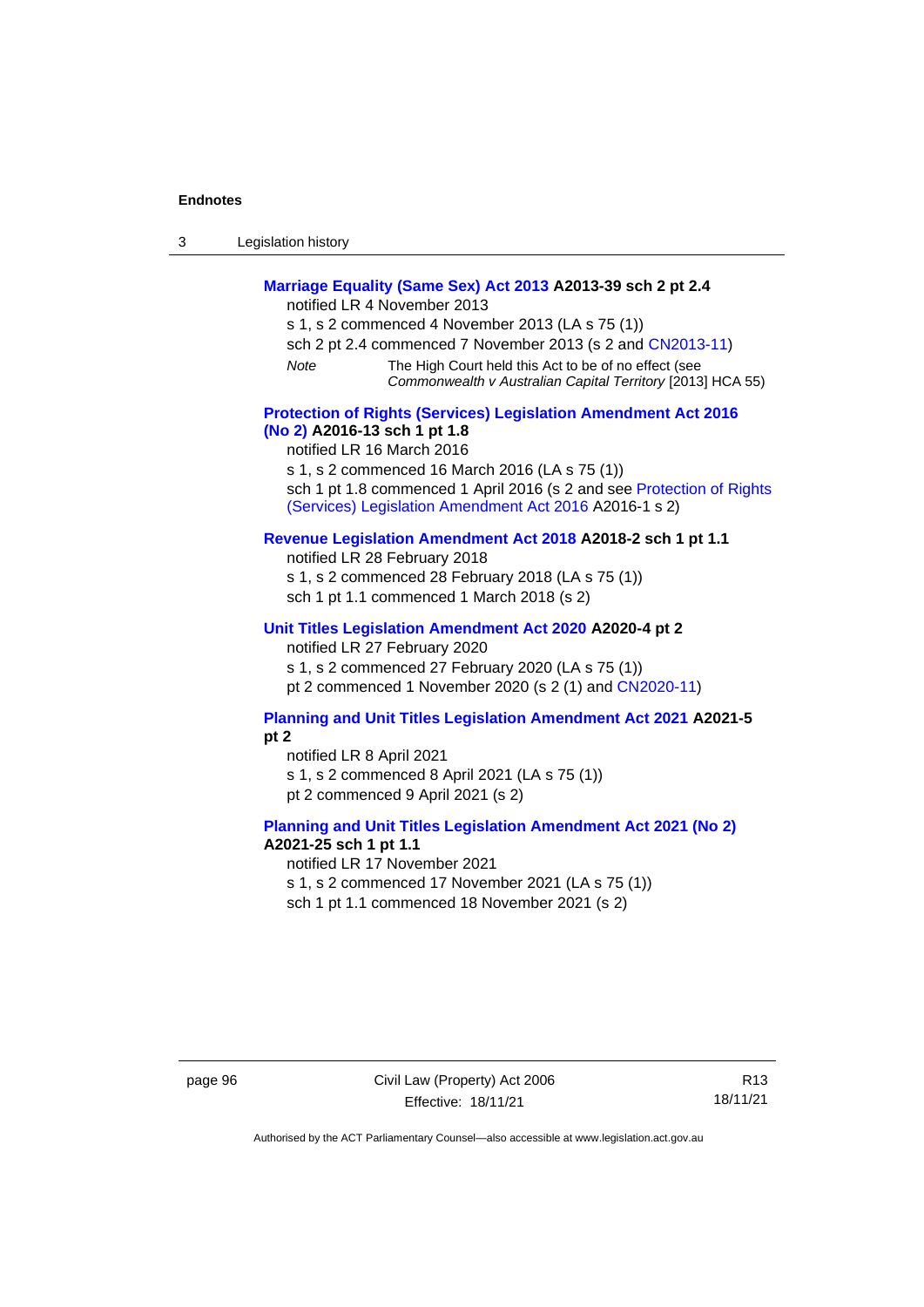**Marriage Equality (Same Sex) Act 2013 A2013-39 sch 2 pt 2.4**

notified LR 4 November 2013

s 1, s 2 commenced 4 November 2013 (LA s 75 (1))

sch 2 pt 2.4 commenced 7 November 2013 (s 2 and CN2013-11)

*Note* The High Court held this Act to be of no effect (see *Commonwealth v Australian Capital Territory* [2013] HCA 55)

**Protection of Rights (Services) Legislation Amendment Act 2016 (No 2) A2016-13 sch 1 pt 1.8**

notified LR 16 March 2016

s 1, s 2 commenced 16 March 2016 (LA s 75 (1))

sch 1 pt 1.8 commenced 1 April 2016 (s 2 and see Protection of Rights (Services) Legislation Amendment Act 2016 A2016-1 s 2)

**Revenue Legislation Amendment Act 2018 A2018-2 sch 1 pt 1.1**

notified LR 28 February 2018

s 1, s 2 commenced 28 February 2018 (LA s 75 (1))

sch 1 pt 1.1 commenced 1 March 2018 (s 2)

**Unit Titles Legislation Amendment Act 2020 A2020-4 pt 2**

notified LR 27 February 2020

s 1, s 2 commenced 27 February 2020 (LA s 75 (1))

pt 2 commenced 1 November 2020 (s 2 (1) and CN2020-11)

**Planning and Unit Titles Legislation Amendment Act 2021 A2021-5 pt 2**

notified LR 8 April 2021

s 1, s 2 commenced 8 April 2021 (LA s 75 (1))

pt 2 commenced 9 April 2021 (s 2)

**Planning and Unit Titles Legislation Amendment Act 2021 (No 2) A2021-25 sch 1 pt 1.1**

notified LR 17 November 2021

s 1, s 2 commenced 17 November 2021 (LA s 75 (1))

sch 1 pt 1.1 commenced 18 November 2021 (s 2)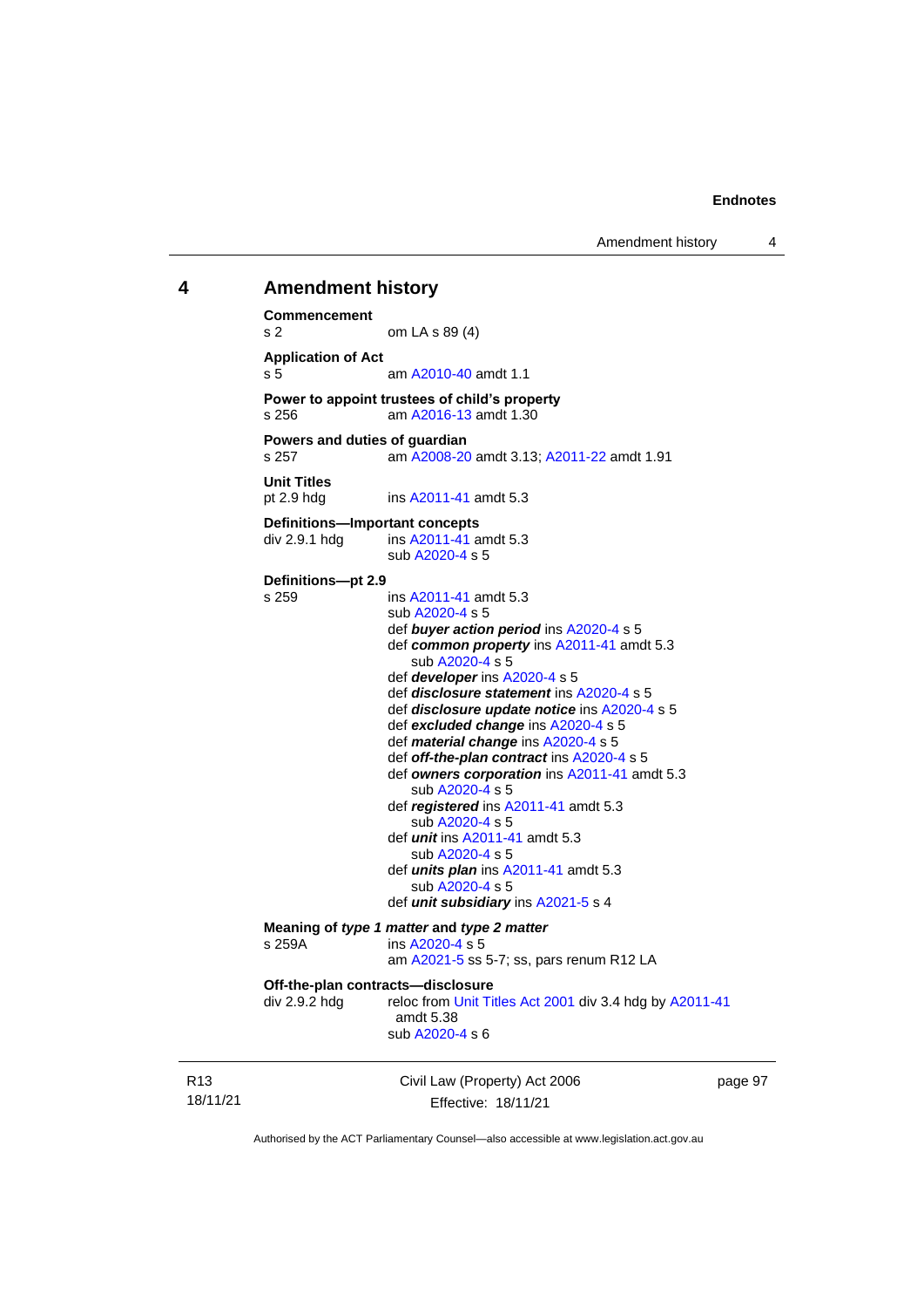## 4 Amendment history

**Commencement**
s 2 om LA s 89 (4)

**Application of Act**
s 5 am A2010-40 amdt 1.1

**Power to appoint trustees of child's property**
s 256 am A2016-13 amdt 1.30

**Powers and duties of guardian**
s 257 am A2008-20 amdt 3.13; A2011-22 amdt 1.91

**Unit Titles**
pt 2.9 hdg ins A2011-41 amdt 5.3

**Definitions—Important concepts**
div 2.9.1 hdg ins A2011-41 amdt 5.3
sub A2020-4 s 5

**Definitions—pt 2.9**
s 259 ins A2011-41 amdt 5.3
sub A2020-4 s 5
def ***buyer action period*** ins A2020-4 s 5
def ***common property*** ins A2011-41 amdt 5.3
sub A2020-4 s 5
def ***developer*** ins A2020-4 s 5
def ***disclosure statement*** ins A2020-4 s 5
def ***disclosure update notice*** ins A2020-4 s 5
def ***excluded change*** ins A2020-4 s 5
def ***material change*** ins A2020-4 s 5
def ***off-the-plan contract*** ins A2020-4 s 5
def ***owners corporation*** ins A2011-41 amdt 5.3
sub A2020-4 s 5
def ***registered*** ins A2011-41 amdt 5.3
sub A2020-4 s 5
def ***unit*** ins A2011-41 amdt 5.3
sub A2020-4 s 5
def ***units plan*** ins A2011-41 amdt 5.3
sub A2020-4 s 5
def ***unit subsidiary*** ins A2021-5 s 4

**Meaning of *type 1 matter* and *type 2 matter***
s 259A ins A2020-4 s 5
am A2021-5 ss 5-7; ss, pars renum R12 LA

**Off-the-plan contracts—disclosure**
div 2.9.2 hdg reloc from Unit Titles Act 2001 div 3.4 hdg by A2011-41 amdt 5.38
sub A2020-4 s 6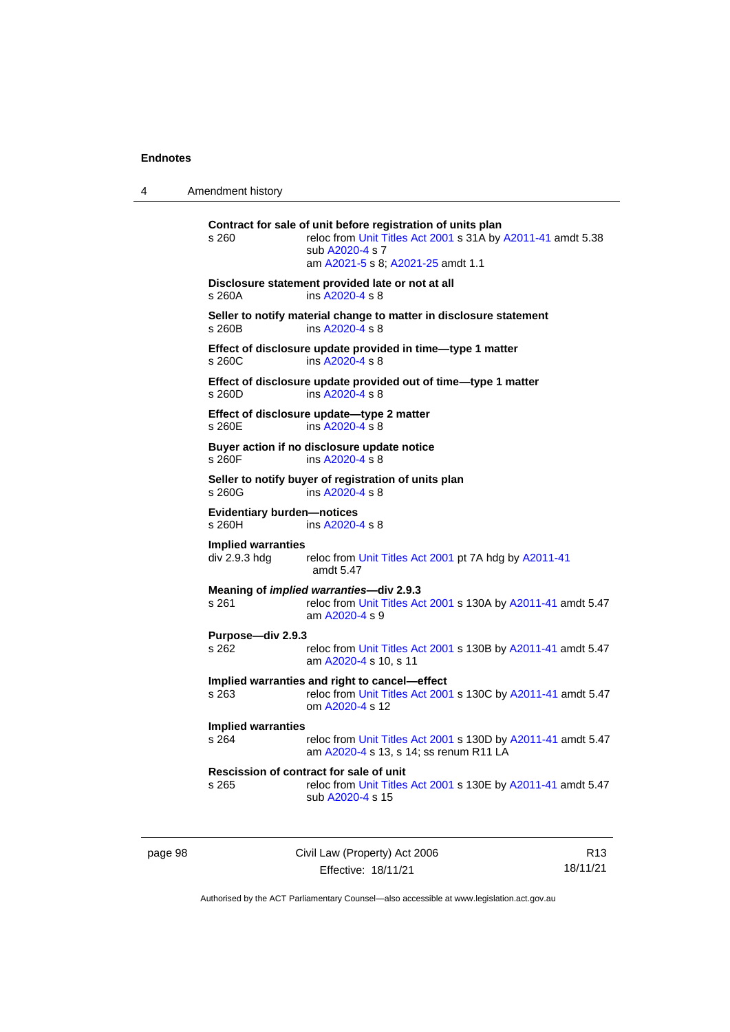**Contract for sale of unit before registration of units plan**

s 260 — reloc from Unit Titles Act 2001 s 31A by A2011-41 amdt 5.38
sub A2020-4 s 7
am A2021-5 s 8; A2021-25 amdt 1.1

**Disclosure statement provided late or not at all**

s 260A — ins A2020-4 s 8

**Seller to notify material change to matter in disclosure statement**

s 260B — ins A2020-4 s 8

**Effect of disclosure update provided in time—type 1 matter**

s 260C — ins A2020-4 s 8

**Effect of disclosure update provided out of time—type 1 matter**

s 260D — ins A2020-4 s 8

**Effect of disclosure update—type 2 matter**

s 260E — ins A2020-4 s 8

**Buyer action if no disclosure update notice**

s 260F — ins A2020-4 s 8

**Seller to notify buyer of registration of units plan**

s 260G — ins A2020-4 s 8

**Evidentiary burden—notices**

s 260H — ins A2020-4 s 8

**Implied warranties**

div 2.9.3 hdg — reloc from Unit Titles Act 2001 pt 7A hdg by A2011-41 amdt 5.47

**Meaning of *implied warranties*—div 2.9.3**

s 261 — reloc from Unit Titles Act 2001 s 130A by A2011-41 amdt 5.47
am A2020-4 s 9

**Purpose—div 2.9.3**

s 262 — reloc from Unit Titles Act 2001 s 130B by A2011-41 amdt 5.47
am A2020-4 s 10, s 11

**Implied warranties and right to cancel—effect**

s 263 — reloc from Unit Titles Act 2001 s 130C by A2011-41 amdt 5.47
om A2020-4 s 12

**Implied warranties**

s 264 — reloc from Unit Titles Act 2001 s 130D by A2011-41 amdt 5.47
am A2020-4 s 13, s 14; ss renum R11 LA

**Rescission of contract for sale of unit**

s 265 — reloc from Unit Titles Act 2001 s 130E by A2011-41 amdt 5.47
sub A2020-4 s 15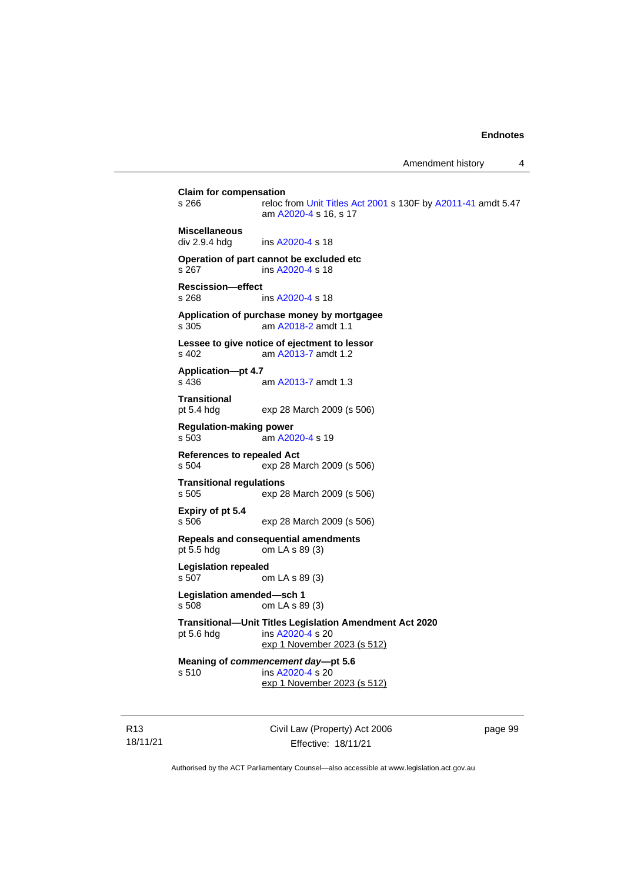**Claim for compensation**
s 266 reloc from Unit Titles Act 2001 s 130F by A2011-41 amdt 5.47
am A2020-4 s 16, s 17

**Miscellaneous**
div 2.9.4 hdg ins A2020-4 s 18

**Operation of part cannot be excluded etc**
s 267 ins A2020-4 s 18

**Rescission—effect**
s 268 ins A2020-4 s 18

**Application of purchase money by mortgagee**
s 305 am A2018-2 amdt 1.1

**Lessee to give notice of ejectment to lessor**
s 402 am A2013-7 amdt 1.2

**Application—pt 4.7**
s 436 am A2013-7 amdt 1.3

**Transitional**
pt 5.4 hdg exp 28 March 2009 (s 506)

**Regulation-making power**
s 503 am A2020-4 s 19

**References to repealed Act**
s 504 exp 28 March 2009 (s 506)

**Transitional regulations**
s 505 exp 28 March 2009 (s 506)

**Expiry of pt 5.4**
s 506 exp 28 March 2009 (s 506)

**Repeals and consequential amendments**
pt 5.5 hdg om LA s 89 (3)

**Legislation repealed**
s 507 om LA s 89 (3)

**Legislation amended—sch 1**
s 508 om LA s 89 (3)

**Transitional—Unit Titles Legislation Amendment Act 2020**
pt 5.6 hdg ins A2020-4 s 20
exp 1 November 2023 (s 512)

**Meaning of *commencement day*—pt 5.6**
s 510 ins A2020-4 s 20
exp 1 November 2023 (s 512)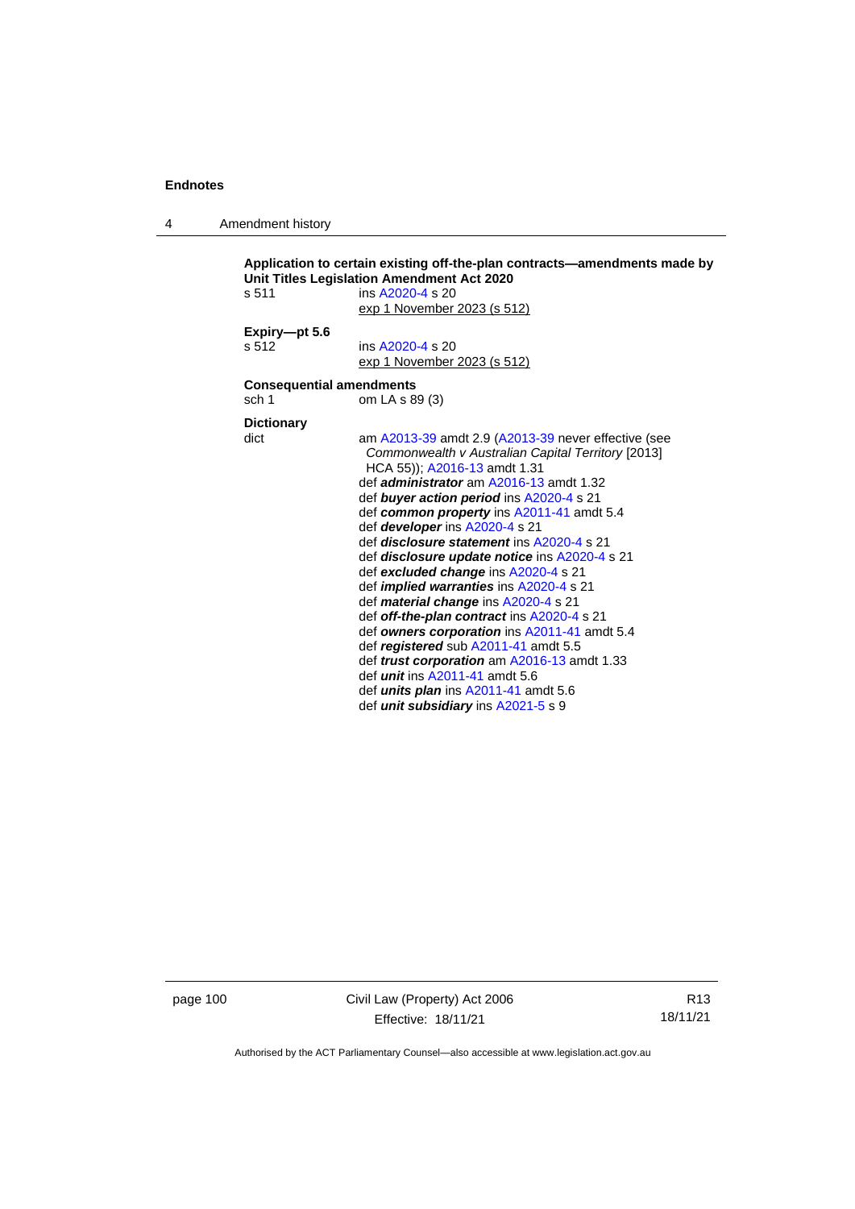**Application to certain existing off-the-plan contracts—amendments made by Unit Titles Legislation Amendment Act 2020**

s 511 ins A2020-4 s 20
exp 1 November 2023 (s 512)

**Expiry—pt 5.6**

s 512 ins A2020-4 s 20
exp 1 November 2023 (s 512)

**Consequential amendments**

sch 1 om LA s 89 (3)

**Dictionary**

dict am A2013-39 amdt 2.9 (A2013-39 never effective (see *Commonwealth v Australian Capital Territory* [2013] HCA 55)); A2016-13 amdt 1.31
def ***administrator*** am A2016-13 amdt 1.32
def ***buyer action period*** ins A2020-4 s 21
def ***common property*** ins A2011-41 amdt 5.4
def ***developer*** ins A2020-4 s 21
def ***disclosure statement*** ins A2020-4 s 21
def ***disclosure update notice*** ins A2020-4 s 21
def ***excluded change*** ins A2020-4 s 21
def ***implied warranties*** ins A2020-4 s 21
def ***material change*** ins A2020-4 s 21
def ***off-the-plan contract*** ins A2020-4 s 21
def ***owners corporation*** ins A2011-41 amdt 5.4
def ***registered*** sub A2011-41 amdt 5.5
def ***trust corporation*** am A2016-13 amdt 1.33
def ***unit*** ins A2011-41 amdt 5.6
def ***units plan*** ins A2011-41 amdt 5.6
def ***unit subsidiary*** ins A2021-5 s 9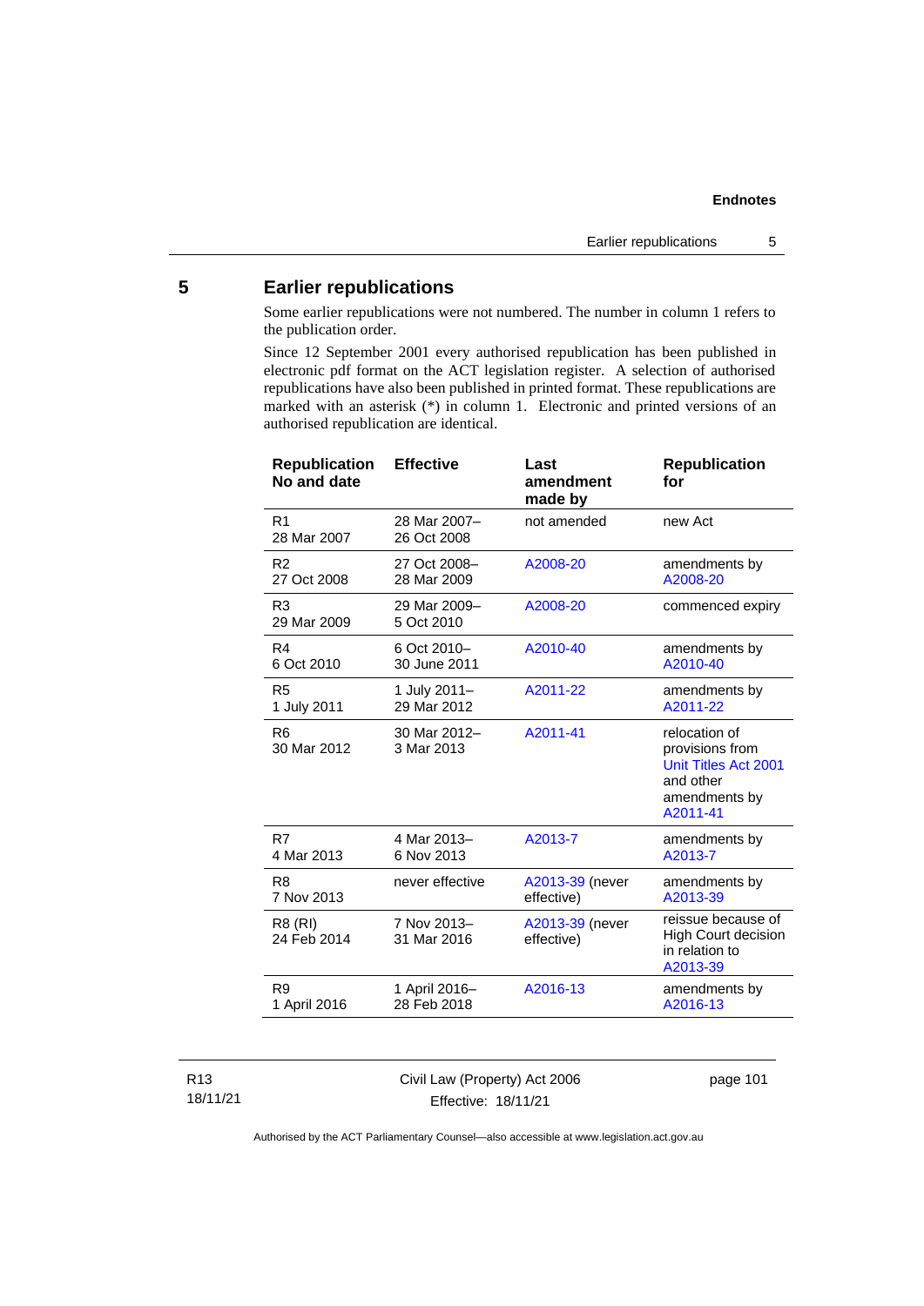## 5 Earlier republications

Some earlier republications were not numbered. The number in column 1 refers to the publication order.

Since 12 September 2001 every authorised republication has been published in electronic pdf format on the ACT legislation register. A selection of authorised republications have also been published in printed format. These republications are marked with an asterisk (*) in column 1. Electronic and printed versions of an authorised republication are identical.

| Republication No and date | Effective | Last amendment made by | Republication for |
|---|---|---|---|
| R1<br>28 Mar 2007 | 28 Mar 2007–<br>26 Oct 2008 | not amended | new Act |
| R2<br>27 Oct 2008 | 27 Oct 2008–<br>28 Mar 2009 | A2008-20 | amendments by A2008-20 |
| R3<br>29 Mar 2009 | 29 Mar 2009–<br>5 Oct 2010 | A2008-20 | commenced expiry |
| R4<br>6 Oct 2010 | 6 Oct 2010–<br>30 June 2011 | A2010-40 | amendments by A2010-40 |
| R5<br>1 July 2011 | 1 July 2011–<br>29 Mar 2012 | A2011-22 | amendments by A2011-22 |
| R6<br>30 Mar 2012 | 30 Mar 2012–<br>3 Mar 2013 | A2011-41 | relocation of provisions from Unit Titles Act 2001 and other amendments by A2011-41 |
| R7<br>4 Mar 2013 | 4 Mar 2013–<br>6 Nov 2013 | A2013-7 | amendments by A2013-7 |
| R8<br>7 Nov 2013 | never effective | A2013-39 (never effective) | amendments by A2013-39 |
| R8 (RI)<br>24 Feb 2014 | 7 Nov 2013–<br>31 Mar 2016 | A2013-39 (never effective) | reissue because of High Court decision in relation to A2013-39 |
| R9<br>1 April 2016 | 1 April 2016–<br>28 Feb 2018 | A2016-13 | amendments by A2016-13 |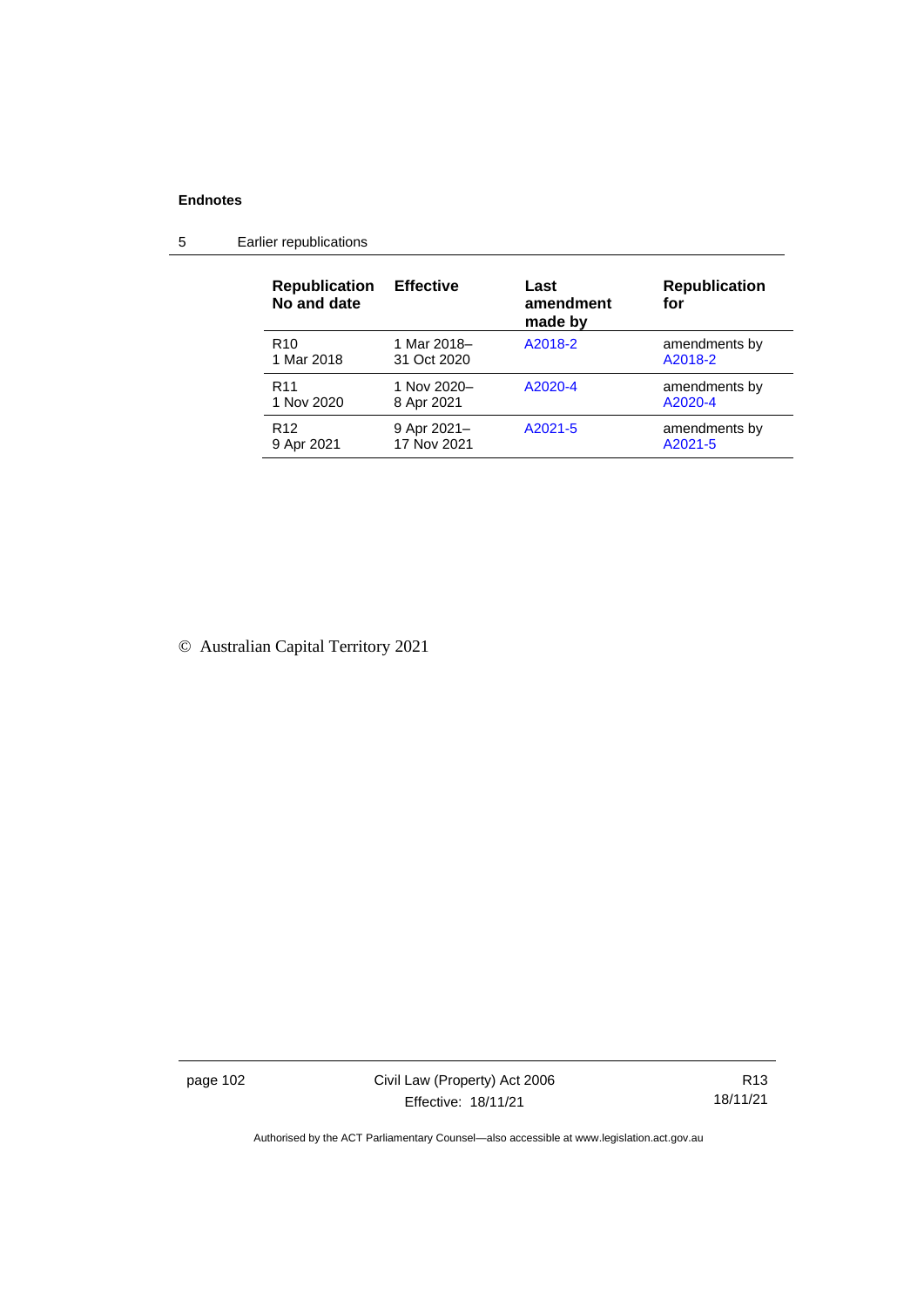**Endnotes**

5 Earlier republications

| Republication No and date | Effective | Last amendment made by | Republication for |
|---|---|---|---|
| R10<br>1 Mar 2018 | 1 Mar 2018–<br>31 Oct 2020 | A2018-2 | amendments by<br>A2018-2 |
| R11<br>1 Nov 2020 | 1 Nov 2020–<br>8 Apr 2021 | A2020-4 | amendments by<br>A2020-4 |
| R12<br>9 Apr 2021 | 9 Apr 2021–<br>17 Nov 2021 | A2021-5 | amendments by<br>A2021-5 |

© Australian Capital Territory 2021